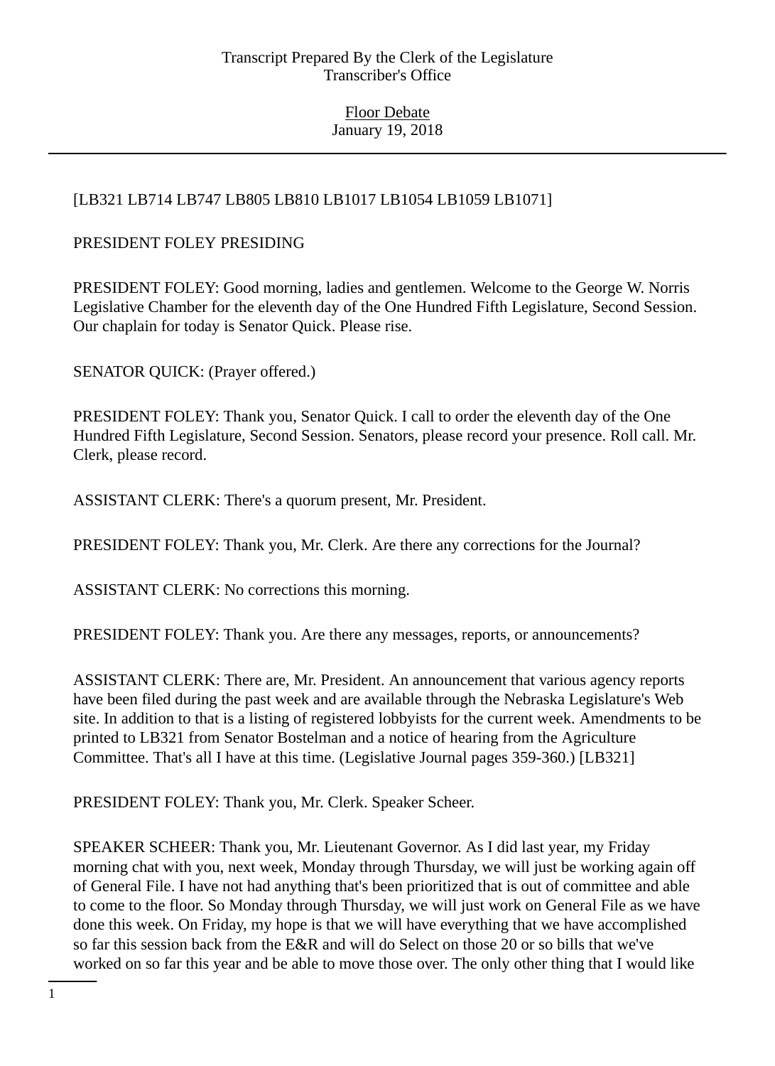Transcript Prepared By the Clerk of the Legislature
Transcriber's Office

Floor Debate
January 19, 2018

[LB321 LB714 LB747 LB805 LB810 LB1017 LB1054 LB1059 LB1071]

PRESIDENT FOLEY PRESIDING

PRESIDENT FOLEY: Good morning, ladies and gentlemen. Welcome to the George W. Norris Legislative Chamber for the eleventh day of the One Hundred Fifth Legislature, Second Session. Our chaplain for today is Senator Quick. Please rise.

SENATOR QUICK: (Prayer offered.)

PRESIDENT FOLEY: Thank you, Senator Quick. I call to order the eleventh day of the One Hundred Fifth Legislature, Second Session. Senators, please record your presence. Roll call. Mr. Clerk, please record.

ASSISTANT CLERK: There's a quorum present, Mr. President.

PRESIDENT FOLEY: Thank you, Mr. Clerk. Are there any corrections for the Journal?

ASSISTANT CLERK: No corrections this morning.

PRESIDENT FOLEY: Thank you. Are there any messages, reports, or announcements?

ASSISTANT CLERK: There are, Mr. President. An announcement that various agency reports have been filed during the past week and are available through the Nebraska Legislature's Web site. In addition to that is a listing of registered lobbyists for the current week. Amendments to be printed to LB321 from Senator Bostelman and a notice of hearing from the Agriculture Committee. That's all I have at this time. (Legislative Journal pages 359-360.) [LB321]

PRESIDENT FOLEY: Thank you, Mr. Clerk. Speaker Scheer.

SPEAKER SCHEER: Thank you, Mr. Lieutenant Governor. As I did last year, my Friday morning chat with you, next week, Monday through Thursday, we will just be working again off of General File. I have not had anything that's been prioritized that is out of committee and able to come to the floor. So Monday through Thursday, we will just work on General File as we have done this week. On Friday, my hope is that we will have everything that we have accomplished so far this session back from the E&R and will do Select on those 20 or so bills that we've worked on so far this year and be able to move those over. The only other thing that I would like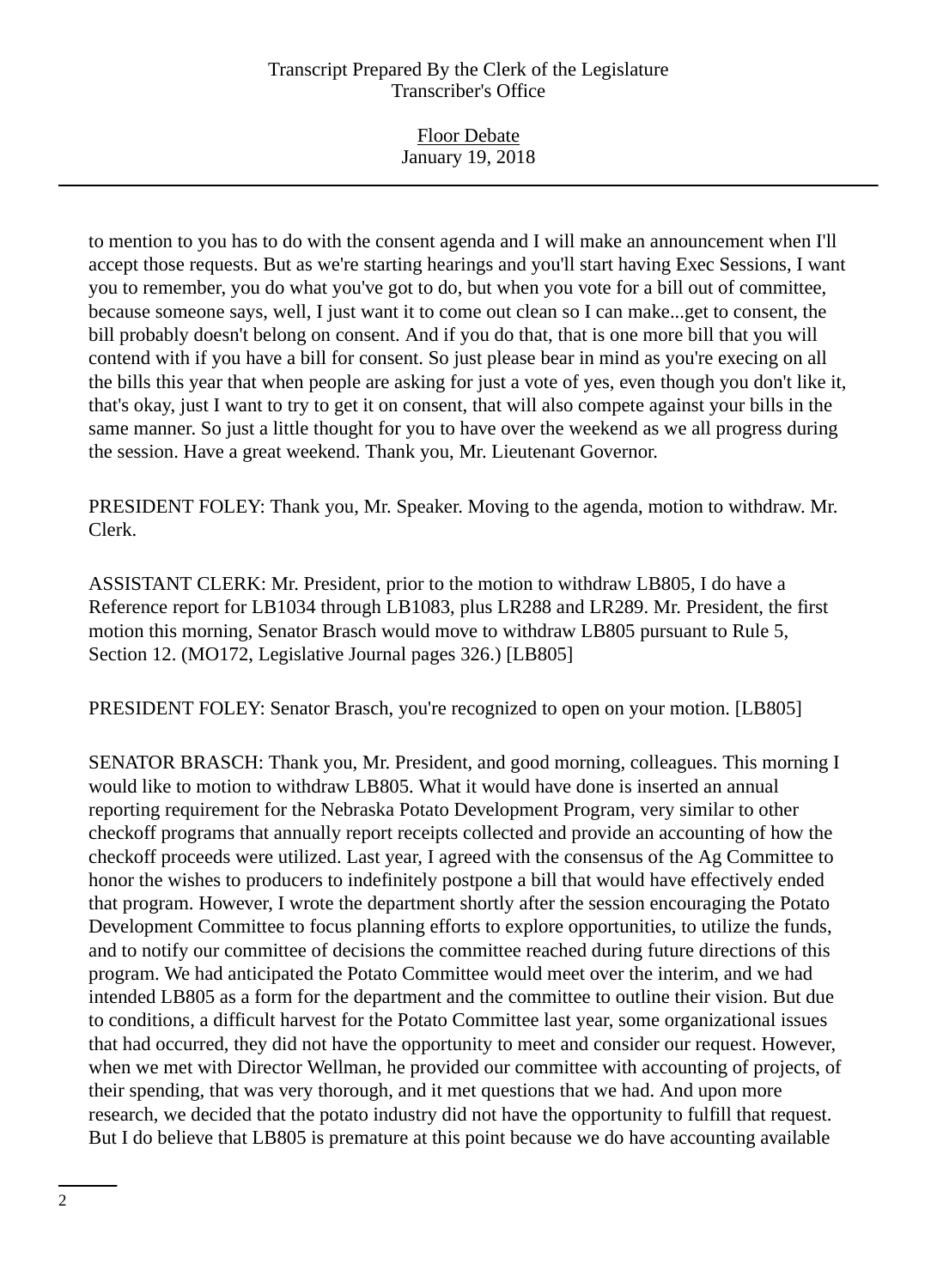to mention to you has to do with the consent agenda and I will make an announcement when I'll accept those requests. But as we're starting hearings and you'll start having Exec Sessions, I want you to remember, you do what you've got to do, but when you vote for a bill out of committee, because someone says, well, I just want it to come out clean so I can make...get to consent, the bill probably doesn't belong on consent. And if you do that, that is one more bill that you will contend with if you have a bill for consent. So just please bear in mind as you're execing on all the bills this year that when people are asking for just a vote of yes, even though you don't like it, that's okay, just I want to try to get it on consent, that will also compete against your bills in the same manner. So just a little thought for you to have over the weekend as we all progress during the session. Have a great weekend. Thank you, Mr. Lieutenant Governor.

PRESIDENT FOLEY: Thank you, Mr. Speaker. Moving to the agenda, motion to withdraw. Mr. Clerk.

ASSISTANT CLERK: Mr. President, prior to the motion to withdraw LB805, I do have a Reference report for LB1034 through LB1083, plus LR288 and LR289. Mr. President, the first motion this morning, Senator Brasch would move to withdraw LB805 pursuant to Rule 5, Section 12. (MO172, Legislative Journal pages 326.) [LB805]

PRESIDENT FOLEY: Senator Brasch, you're recognized to open on your motion. [LB805]

SENATOR BRASCH: Thank you, Mr. President, and good morning, colleagues. This morning I would like to motion to withdraw LB805. What it would have done is inserted an annual reporting requirement for the Nebraska Potato Development Program, very similar to other checkoff programs that annually report receipts collected and provide an accounting of how the checkoff proceeds were utilized. Last year, I agreed with the consensus of the Ag Committee to honor the wishes to producers to indefinitely postpone a bill that would have effectively ended that program. However, I wrote the department shortly after the session encouraging the Potato Development Committee to focus planning efforts to explore opportunities, to utilize the funds, and to notify our committee of decisions the committee reached during future directions of this program. We had anticipated the Potato Committee would meet over the interim, and we had intended LB805 as a form for the department and the committee to outline their vision. But due to conditions, a difficult harvest for the Potato Committee last year, some organizational issues that had occurred, they did not have the opportunity to meet and consider our request. However, when we met with Director Wellman, he provided our committee with accounting of projects, of their spending, that was very thorough, and it met questions that we had. And upon more research, we decided that the potato industry did not have the opportunity to fulfill that request. But I do believe that LB805 is premature at this point because we do have accounting available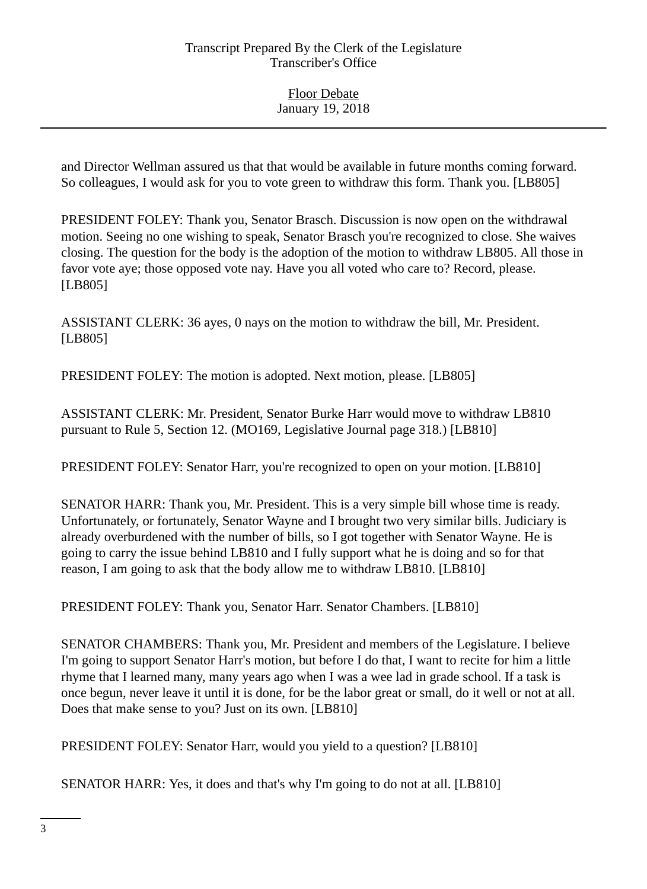and Director Wellman assured us that that would be available in future months coming forward. So colleagues, I would ask for you to vote green to withdraw this form. Thank you. [LB805]

PRESIDENT FOLEY: Thank you, Senator Brasch. Discussion is now open on the withdrawal motion. Seeing no one wishing to speak, Senator Brasch you're recognized to close. She waives closing. The question for the body is the adoption of the motion to withdraw LB805. All those in favor vote aye; those opposed vote nay. Have you all voted who care to? Record, please. [LB805]

ASSISTANT CLERK: 36 ayes, 0 nays on the motion to withdraw the bill, Mr. President. [LB805]

PRESIDENT FOLEY: The motion is adopted. Next motion, please. [LB805]

ASSISTANT CLERK: Mr. President, Senator Burke Harr would move to withdraw LB810 pursuant to Rule 5, Section 12. (MO169, Legislative Journal page 318.) [LB810]

PRESIDENT FOLEY: Senator Harr, you're recognized to open on your motion. [LB810]

SENATOR HARR: Thank you, Mr. President. This is a very simple bill whose time is ready. Unfortunately, or fortunately, Senator Wayne and I brought two very similar bills. Judiciary is already overburdened with the number of bills, so I got together with Senator Wayne. He is going to carry the issue behind LB810 and I fully support what he is doing and so for that reason, I am going to ask that the body allow me to withdraw LB810. [LB810]

PRESIDENT FOLEY: Thank you, Senator Harr. Senator Chambers. [LB810]

SENATOR CHAMBERS: Thank you, Mr. President and members of the Legislature. I believe I'm going to support Senator Harr's motion, but before I do that, I want to recite for him a little rhyme that I learned many, many years ago when I was a wee lad in grade school. If a task is once begun, never leave it until it is done, for be the labor great or small, do it well or not at all. Does that make sense to you? Just on its own. [LB810]

PRESIDENT FOLEY: Senator Harr, would you yield to a question? [LB810]

SENATOR HARR: Yes, it does and that's why I'm going to do not at all. [LB810]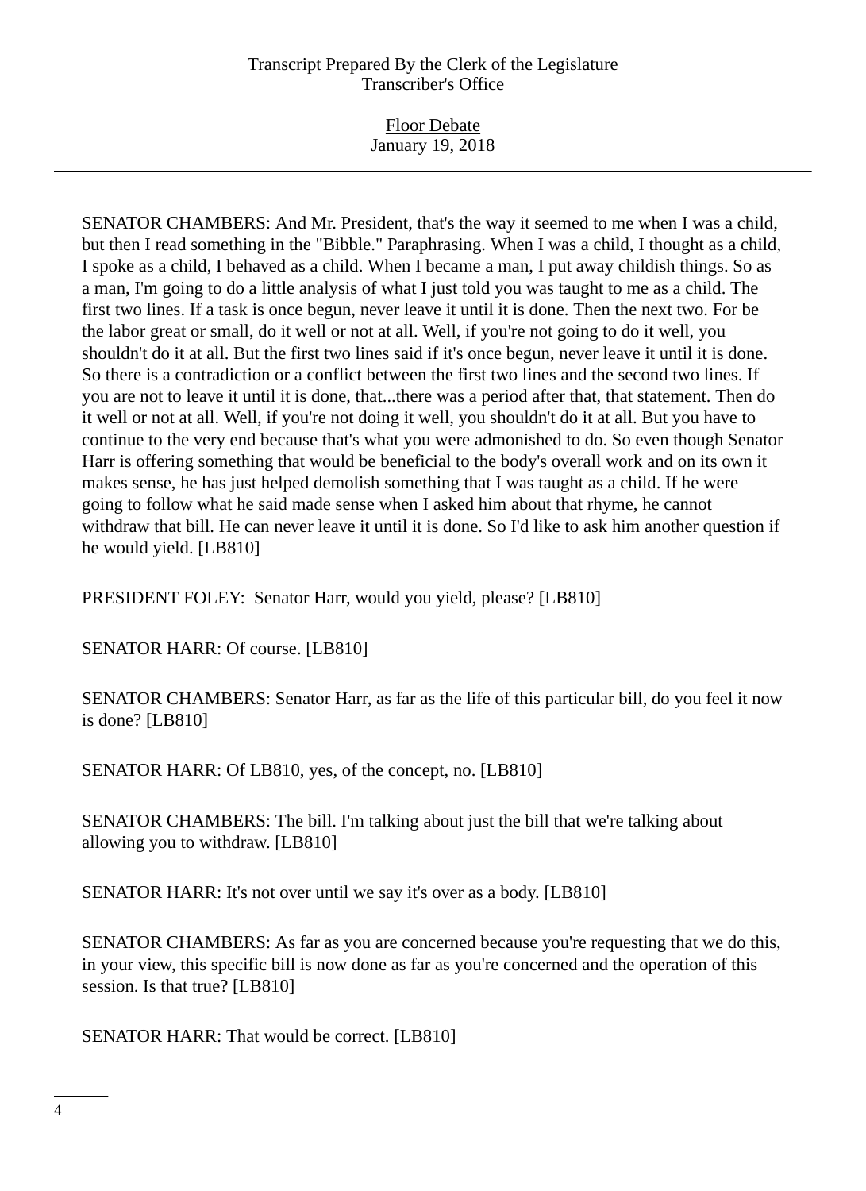SENATOR CHAMBERS: And Mr. President, that's the way it seemed to me when I was a child, but then I read something in the "Bibble." Paraphrasing. When I was a child, I thought as a child, I spoke as a child, I behaved as a child. When I became a man, I put away childish things. So as a man, I'm going to do a little analysis of what I just told you was taught to me as a child. The first two lines. If a task is once begun, never leave it until it is done. Then the next two. For be the labor great or small, do it well or not at all. Well, if you're not going to do it well, you shouldn't do it at all. But the first two lines said if it's once begun, never leave it until it is done. So there is a contradiction or a conflict between the first two lines and the second two lines. If you are not to leave it until it is done, that...there was a period after that, that statement. Then do it well or not at all. Well, if you're not doing it well, you shouldn't do it at all. But you have to continue to the very end because that's what you were admonished to do. So even though Senator Harr is offering something that would be beneficial to the body's overall work and on its own it makes sense, he has just helped demolish something that I was taught as a child. If he were going to follow what he said made sense when I asked him about that rhyme, he cannot withdraw that bill. He can never leave it until it is done. So I'd like to ask him another question if he would yield. [LB810]

PRESIDENT FOLEY: Senator Harr, would you yield, please? [LB810]

SENATOR HARR: Of course. [LB810]

SENATOR CHAMBERS: Senator Harr, as far as the life of this particular bill, do you feel it now is done? [LB810]

SENATOR HARR: Of LB810, yes, of the concept, no. [LB810]

SENATOR CHAMBERS: The bill. I'm talking about just the bill that we're talking about allowing you to withdraw. [LB810]

SENATOR HARR: It's not over until we say it's over as a body. [LB810]

SENATOR CHAMBERS: As far as you are concerned because you're requesting that we do this, in your view, this specific bill is now done as far as you're concerned and the operation of this session. Is that true? [LB810]

SENATOR HARR: That would be correct. [LB810]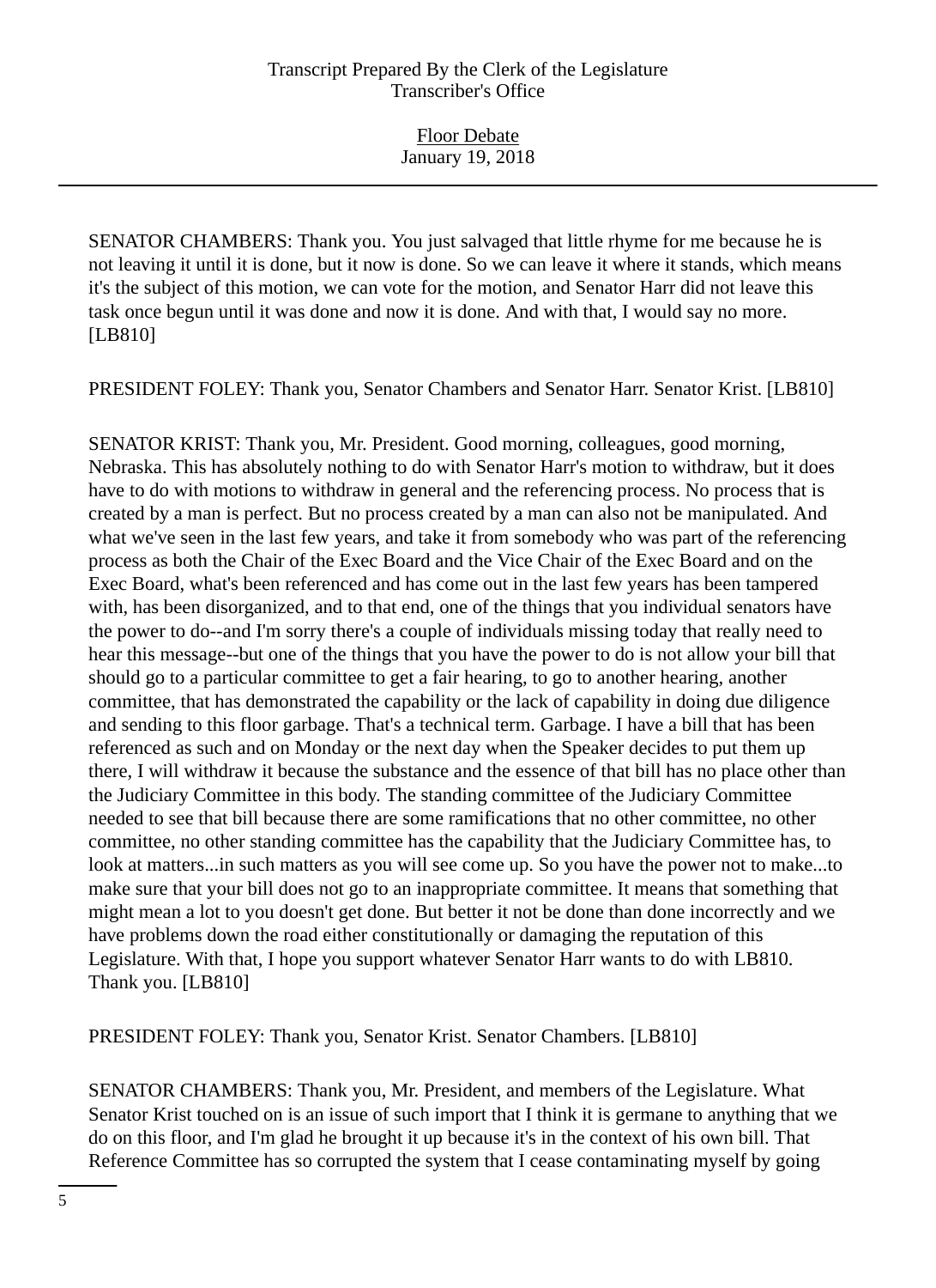SENATOR CHAMBERS: Thank you. You just salvaged that little rhyme for me because he is not leaving it until it is done, but it now is done. So we can leave it where it stands, which means it's the subject of this motion, we can vote for the motion, and Senator Harr did not leave this task once begun until it was done and now it is done. And with that, I would say no more. [LB810]

PRESIDENT FOLEY: Thank you, Senator Chambers and Senator Harr. Senator Krist. [LB810]

SENATOR KRIST: Thank you, Mr. President. Good morning, colleagues, good morning, Nebraska. This has absolutely nothing to do with Senator Harr's motion to withdraw, but it does have to do with motions to withdraw in general and the referencing process. No process that is created by a man is perfect. But no process created by a man can also not be manipulated. And what we've seen in the last few years, and take it from somebody who was part of the referencing process as both the Chair of the Exec Board and the Vice Chair of the Exec Board and on the Exec Board, what's been referenced and has come out in the last few years has been tampered with, has been disorganized, and to that end, one of the things that you individual senators have the power to do--and I'm sorry there's a couple of individuals missing today that really need to hear this message--but one of the things that you have the power to do is not allow your bill that should go to a particular committee to get a fair hearing, to go to another hearing, another committee, that has demonstrated the capability or the lack of capability in doing due diligence and sending to this floor garbage. That's a technical term. Garbage. I have a bill that has been referenced as such and on Monday or the next day when the Speaker decides to put them up there, I will withdraw it because the substance and the essence of that bill has no place other than the Judiciary Committee in this body. The standing committee of the Judiciary Committee needed to see that bill because there are some ramifications that no other committee, no other committee, no other standing committee has the capability that the Judiciary Committee has, to look at matters...in such matters as you will see come up. So you have the power not to make...to make sure that your bill does not go to an inappropriate committee. It means that something that might mean a lot to you doesn't get done. But better it not be done than done incorrectly and we have problems down the road either constitutionally or damaging the reputation of this Legislature. With that, I hope you support whatever Senator Harr wants to do with LB810. Thank you. [LB810]

PRESIDENT FOLEY: Thank you, Senator Krist. Senator Chambers. [LB810]

SENATOR CHAMBERS: Thank you, Mr. President, and members of the Legislature. What Senator Krist touched on is an issue of such import that I think it is germane to anything that we do on this floor, and I'm glad he brought it up because it's in the context of his own bill. That Reference Committee has so corrupted the system that I cease contaminating myself by going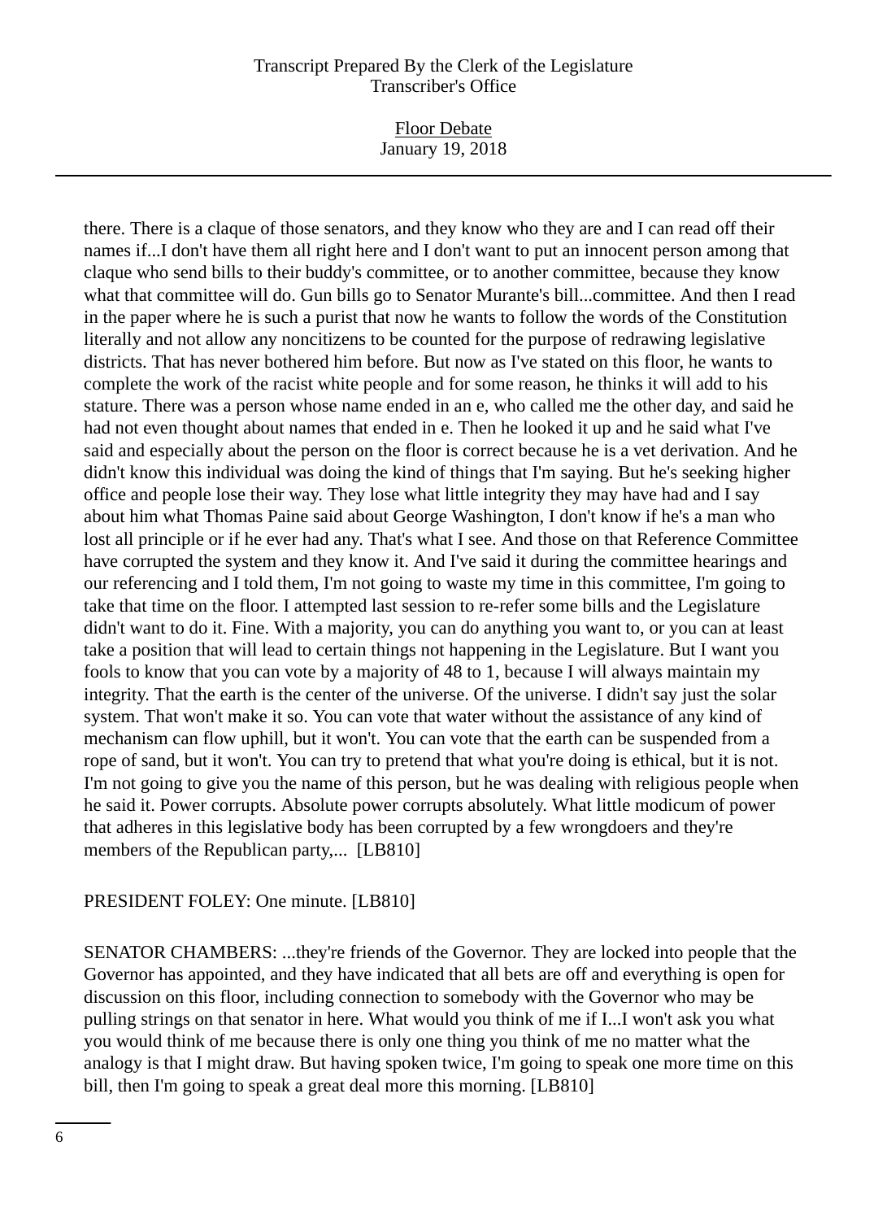there. There is a claque of those senators, and they know who they are and I can read off their names if...I don't have them all right here and I don't want to put an innocent person among that claque who send bills to their buddy's committee, or to another committee, because they know what that committee will do. Gun bills go to Senator Murante's bill...committee. And then I read in the paper where he is such a purist that now he wants to follow the words of the Constitution literally and not allow any noncitizens to be counted for the purpose of redrawing legislative districts. That has never bothered him before. But now as I've stated on this floor, he wants to complete the work of the racist white people and for some reason, he thinks it will add to his stature. There was a person whose name ended in an e, who called me the other day, and said he had not even thought about names that ended in e. Then he looked it up and he said what I've said and especially about the person on the floor is correct because he is a vet derivation. And he didn't know this individual was doing the kind of things that I'm saying. But he's seeking higher office and people lose their way. They lose what little integrity they may have had and I say about him what Thomas Paine said about George Washington, I don't know if he's a man who lost all principle or if he ever had any. That's what I see. And those on that Reference Committee have corrupted the system and they know it. And I've said it during the committee hearings and our referencing and I told them, I'm not going to waste my time in this committee, I'm going to take that time on the floor. I attempted last session to re-refer some bills and the Legislature didn't want to do it. Fine. With a majority, you can do anything you want to, or you can at least take a position that will lead to certain things not happening in the Legislature. But I want you fools to know that you can vote by a majority of 48 to 1, because I will always maintain my integrity. That the earth is the center of the universe. Of the universe. I didn't say just the solar system. That won't make it so. You can vote that water without the assistance of any kind of mechanism can flow uphill, but it won't. You can vote that the earth can be suspended from a rope of sand, but it won't. You can try to pretend that what you're doing is ethical, but it is not. I'm not going to give you the name of this person, but he was dealing with religious people when he said it. Power corrupts. Absolute power corrupts absolutely. What little modicum of power that adheres in this legislative body has been corrupted by a few wrongdoers and they're members of the Republican party,... [LB810]

PRESIDENT FOLEY: One minute. [LB810]

SENATOR CHAMBERS: ...they're friends of the Governor. They are locked into people that the Governor has appointed, and they have indicated that all bets are off and everything is open for discussion on this floor, including connection to somebody with the Governor who may be pulling strings on that senator in here. What would you think of me if I...I won't ask you what you would think of me because there is only one thing you think of me no matter what the analogy is that I might draw. But having spoken twice, I'm going to speak one more time on this bill, then I'm going to speak a great deal more this morning. [LB810]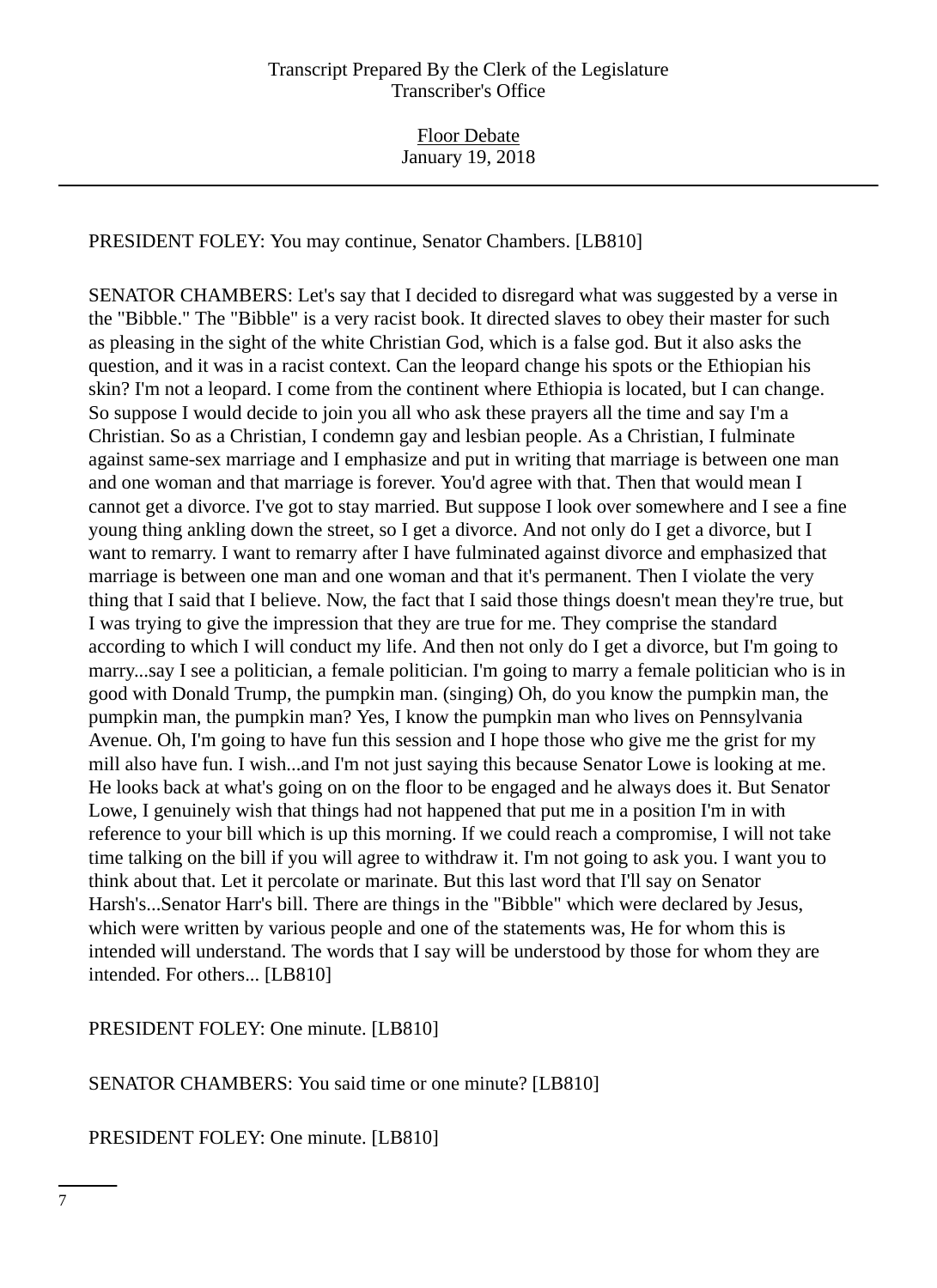PRESIDENT FOLEY: You may continue, Senator Chambers. [LB810]

SENATOR CHAMBERS: Let's say that I decided to disregard what was suggested by a verse in the "Bibble." The "Bibble" is a very racist book. It directed slaves to obey their master for such as pleasing in the sight of the white Christian God, which is a false god. But it also asks the question, and it was in a racist context. Can the leopard change his spots or the Ethiopian his skin? I'm not a leopard. I come from the continent where Ethiopia is located, but I can change. So suppose I would decide to join you all who ask these prayers all the time and say I'm a Christian. So as a Christian, I condemn gay and lesbian people. As a Christian, I fulminate against same-sex marriage and I emphasize and put in writing that marriage is between one man and one woman and that marriage is forever. You'd agree with that. Then that would mean I cannot get a divorce. I've got to stay married. But suppose I look over somewhere and I see a fine young thing ankling down the street, so I get a divorce. And not only do I get a divorce, but I want to remarry. I want to remarry after I have fulminated against divorce and emphasized that marriage is between one man and one woman and that it's permanent. Then I violate the very thing that I said that I believe. Now, the fact that I said those things doesn't mean they're true, but I was trying to give the impression that they are true for me. They comprise the standard according to which I will conduct my life. And then not only do I get a divorce, but I'm going to marry...say I see a politician, a female politician. I'm going to marry a female politician who is in good with Donald Trump, the pumpkin man. (singing) Oh, do you know the pumpkin man, the pumpkin man, the pumpkin man? Yes, I know the pumpkin man who lives on Pennsylvania Avenue. Oh, I'm going to have fun this session and I hope those who give me the grist for my mill also have fun. I wish...and I'm not just saying this because Senator Lowe is looking at me. He looks back at what's going on on the floor to be engaged and he always does it. But Senator Lowe, I genuinely wish that things had not happened that put me in a position I'm in with reference to your bill which is up this morning. If we could reach a compromise, I will not take time talking on the bill if you will agree to withdraw it. I'm not going to ask you. I want you to think about that. Let it percolate or marinate. But this last word that I'll say on Senator Harsh's...Senator Harr's bill. There are things in the "Bibble" which were declared by Jesus, which were written by various people and one of the statements was, He for whom this is intended will understand. The words that I say will be understood by those for whom they are intended. For others... [LB810]

PRESIDENT FOLEY: One minute. [LB810]

SENATOR CHAMBERS: You said time or one minute? [LB810]

PRESIDENT FOLEY: One minute. [LB810]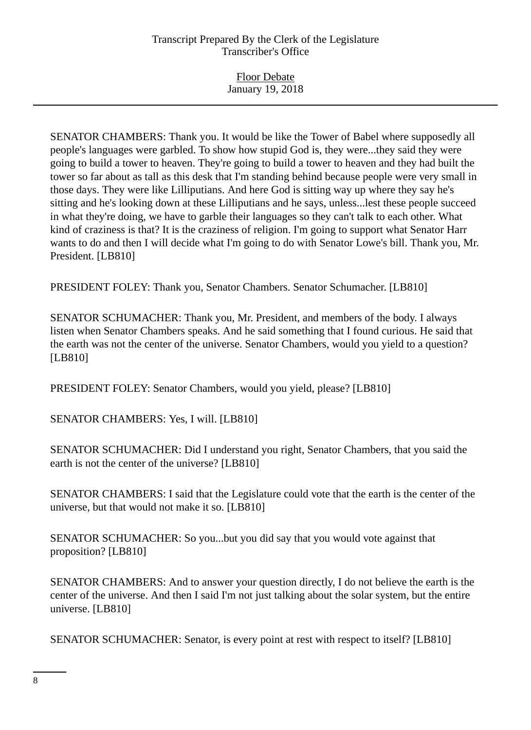SENATOR CHAMBERS: Thank you. It would be like the Tower of Babel where supposedly all people's languages were garbled. To show how stupid God is, they were...they said they were going to build a tower to heaven. They're going to build a tower to heaven and they had built the tower so far about as tall as this desk that I'm standing behind because people were very small in those days. They were like Lilliputians. And here God is sitting way up where they say he's sitting and he's looking down at these Lilliputians and he says, unless...lest these people succeed in what they're doing, we have to garble their languages so they can't talk to each other. What kind of craziness is that? It is the craziness of religion. I'm going to support what Senator Harr wants to do and then I will decide what I'm going to do with Senator Lowe's bill. Thank you, Mr. President. [LB810]

PRESIDENT FOLEY: Thank you, Senator Chambers. Senator Schumacher. [LB810]

SENATOR SCHUMACHER: Thank you, Mr. President, and members of the body. I always listen when Senator Chambers speaks. And he said something that I found curious. He said that the earth was not the center of the universe. Senator Chambers, would you yield to a question? [LB810]

PRESIDENT FOLEY: Senator Chambers, would you yield, please? [LB810]

SENATOR CHAMBERS: Yes, I will. [LB810]

SENATOR SCHUMACHER: Did I understand you right, Senator Chambers, that you said the earth is not the center of the universe? [LB810]

SENATOR CHAMBERS: I said that the Legislature could vote that the earth is the center of the universe, but that would not make it so. [LB810]

SENATOR SCHUMACHER: So you...but you did say that you would vote against that proposition? [LB810]

SENATOR CHAMBERS: And to answer your question directly, I do not believe the earth is the center of the universe. And then I said I'm not just talking about the solar system, but the entire universe. [LB810]

SENATOR SCHUMACHER: Senator, is every point at rest with respect to itself? [LB810]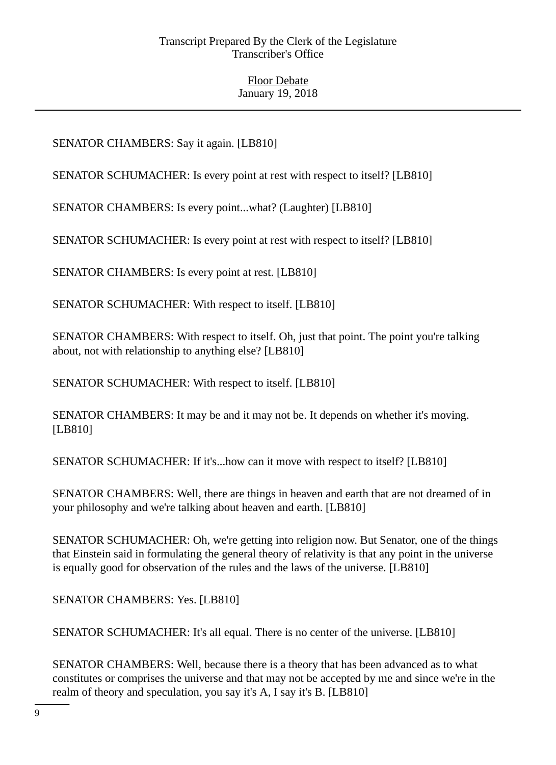SENATOR CHAMBERS: Say it again. [LB810]

SENATOR SCHUMACHER: Is every point at rest with respect to itself? [LB810]

SENATOR CHAMBERS: Is every point...what? (Laughter) [LB810]

SENATOR SCHUMACHER: Is every point at rest with respect to itself? [LB810]

SENATOR CHAMBERS: Is every point at rest. [LB810]

SENATOR SCHUMACHER: With respect to itself. [LB810]

SENATOR CHAMBERS: With respect to itself. Oh, just that point. The point you're talking about, not with relationship to anything else? [LB810]

SENATOR SCHUMACHER: With respect to itself. [LB810]

SENATOR CHAMBERS: It may be and it may not be. It depends on whether it's moving. [LB810]

SENATOR SCHUMACHER: If it's...how can it move with respect to itself? [LB810]

SENATOR CHAMBERS: Well, there are things in heaven and earth that are not dreamed of in your philosophy and we're talking about heaven and earth. [LB810]

SENATOR SCHUMACHER: Oh, we're getting into religion now. But Senator, one of the things that Einstein said in formulating the general theory of relativity is that any point in the universe is equally good for observation of the rules and the laws of the universe. [LB810]

SENATOR CHAMBERS: Yes. [LB810]

SENATOR SCHUMACHER: It's all equal. There is no center of the universe. [LB810]

SENATOR CHAMBERS: Well, because there is a theory that has been advanced as to what constitutes or comprises the universe and that may not be accepted by me and since we're in the realm of theory and speculation, you say it's A, I say it's B. [LB810]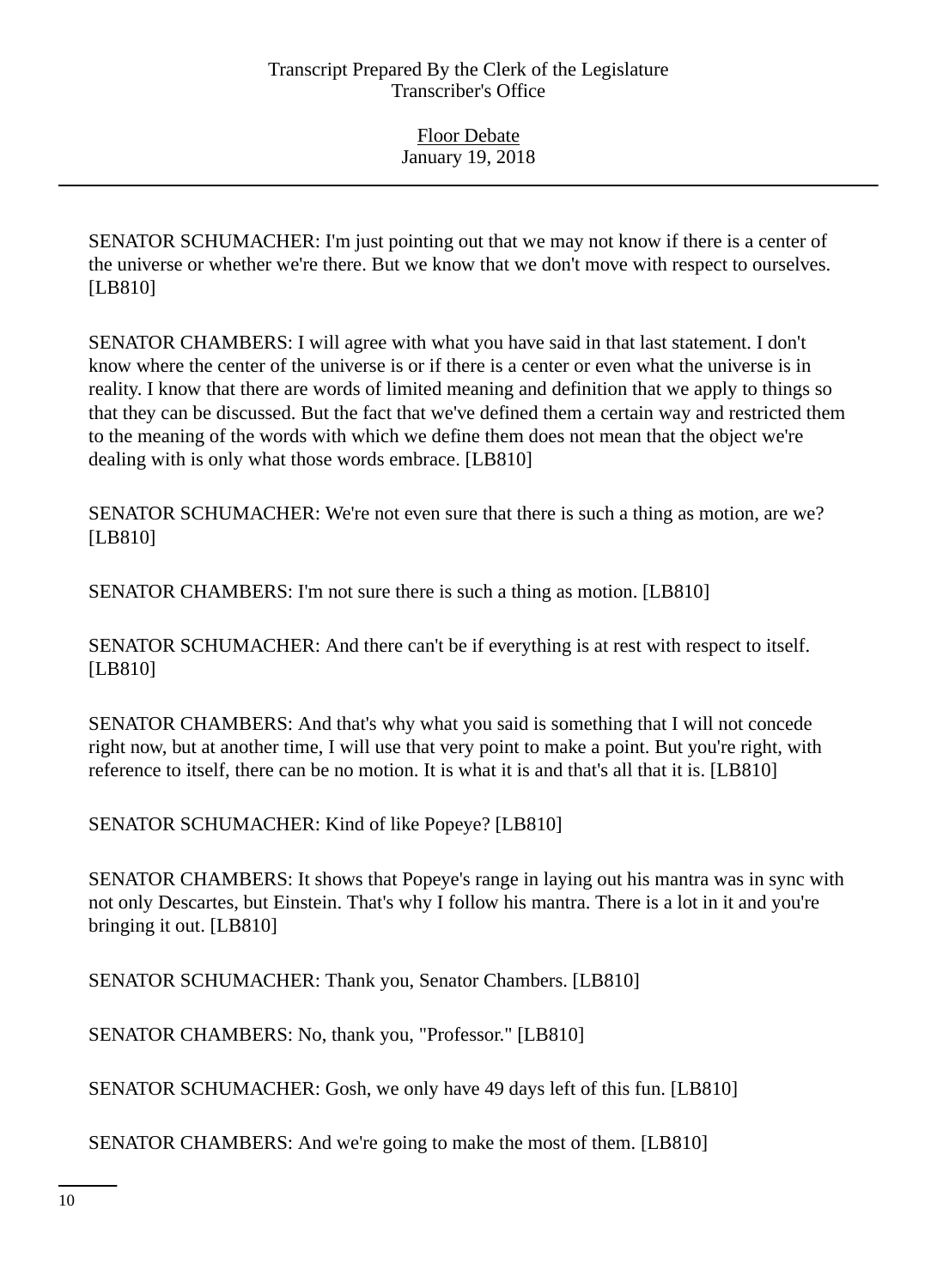SENATOR SCHUMACHER: I'm just pointing out that we may not know if there is a center of the universe or whether we're there. But we know that we don't move with respect to ourselves. [LB810]

SENATOR CHAMBERS: I will agree with what you have said in that last statement. I don't know where the center of the universe is or if there is a center or even what the universe is in reality. I know that there are words of limited meaning and definition that we apply to things so that they can be discussed. But the fact that we've defined them a certain way and restricted them to the meaning of the words with which we define them does not mean that the object we're dealing with is only what those words embrace. [LB810]

SENATOR SCHUMACHER: We're not even sure that there is such a thing as motion, are we? [LB810]

SENATOR CHAMBERS: I'm not sure there is such a thing as motion. [LB810]

SENATOR SCHUMACHER: And there can't be if everything is at rest with respect to itself. [LB810]

SENATOR CHAMBERS: And that's why what you said is something that I will not concede right now, but at another time, I will use that very point to make a point. But you're right, with reference to itself, there can be no motion. It is what it is and that's all that it is. [LB810]

SENATOR SCHUMACHER: Kind of like Popeye? [LB810]

SENATOR CHAMBERS: It shows that Popeye's range in laying out his mantra was in sync with not only Descartes, but Einstein. That's why I follow his mantra. There is a lot in it and you're bringing it out. [LB810]

SENATOR SCHUMACHER: Thank you, Senator Chambers. [LB810]

SENATOR CHAMBERS: No, thank you, "Professor." [LB810]

SENATOR SCHUMACHER: Gosh, we only have 49 days left of this fun. [LB810]

SENATOR CHAMBERS: And we're going to make the most of them. [LB810]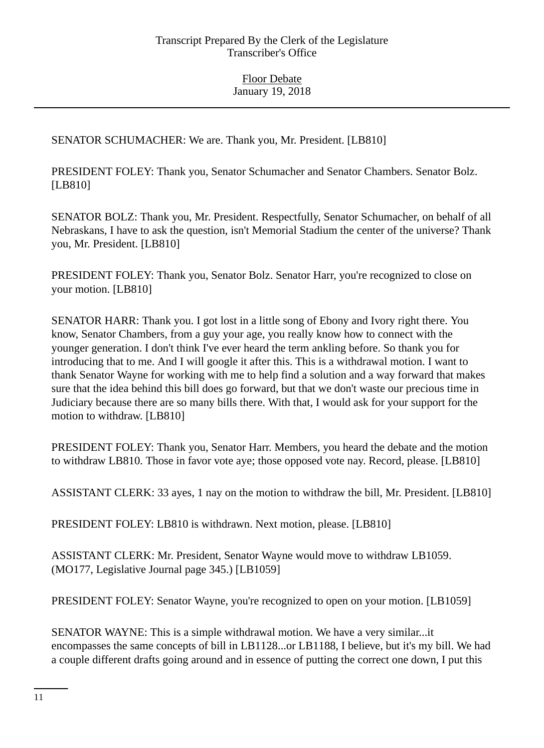SENATOR SCHUMACHER: We are. Thank you, Mr. President. [LB810]

PRESIDENT FOLEY: Thank you, Senator Schumacher and Senator Chambers. Senator Bolz. [LB810]

SENATOR BOLZ: Thank you, Mr. President. Respectfully, Senator Schumacher, on behalf of all Nebraskans, I have to ask the question, isn't Memorial Stadium the center of the universe? Thank you, Mr. President. [LB810]

PRESIDENT FOLEY: Thank you, Senator Bolz. Senator Harr, you're recognized to close on your motion. [LB810]

SENATOR HARR: Thank you. I got lost in a little song of Ebony and Ivory right there. You know, Senator Chambers, from a guy your age, you really know how to connect with the younger generation. I don't think I've ever heard the term ankling before. So thank you for introducing that to me. And I will google it after this. This is a withdrawal motion. I want to thank Senator Wayne for working with me to help find a solution and a way forward that makes sure that the idea behind this bill does go forward, but that we don't waste our precious time in Judiciary because there are so many bills there. With that, I would ask for your support for the motion to withdraw. [LB810]

PRESIDENT FOLEY: Thank you, Senator Harr. Members, you heard the debate and the motion to withdraw LB810. Those in favor vote aye; those opposed vote nay. Record, please. [LB810]

ASSISTANT CLERK: 33 ayes, 1 nay on the motion to withdraw the bill, Mr. President. [LB810]

PRESIDENT FOLEY: LB810 is withdrawn. Next motion, please. [LB810]

ASSISTANT CLERK: Mr. President, Senator Wayne would move to withdraw LB1059. (MO177, Legislative Journal page 345.) [LB1059]

PRESIDENT FOLEY: Senator Wayne, you're recognized to open on your motion. [LB1059]

SENATOR WAYNE: This is a simple withdrawal motion. We have a very similar...it encompasses the same concepts of bill in LB1128...or LB1188, I believe, but it's my bill. We had a couple different drafts going around and in essence of putting the correct one down, I put this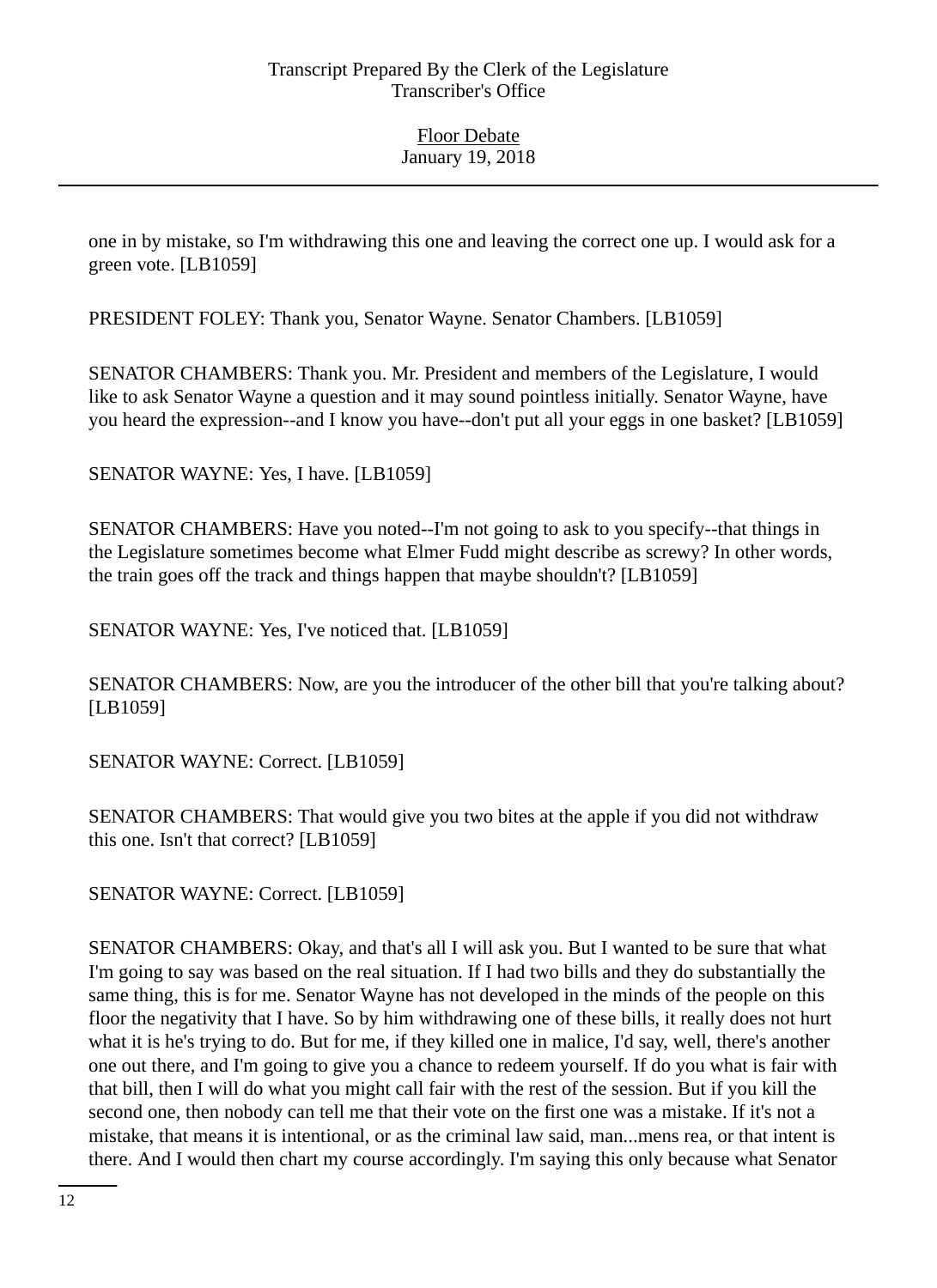one in by mistake, so I'm withdrawing this one and leaving the correct one up. I would ask for a green vote. [LB1059]

PRESIDENT FOLEY: Thank you, Senator Wayne. Senator Chambers. [LB1059]

SENATOR CHAMBERS: Thank you. Mr. President and members of the Legislature, I would like to ask Senator Wayne a question and it may sound pointless initially. Senator Wayne, have you heard the expression--and I know you have--don't put all your eggs in one basket? [LB1059]

SENATOR WAYNE: Yes, I have. [LB1059]

SENATOR CHAMBERS: Have you noted--I'm not going to ask to you specify--that things in the Legislature sometimes become what Elmer Fudd might describe as screwy? In other words, the train goes off the track and things happen that maybe shouldn't? [LB1059]

SENATOR WAYNE: Yes, I've noticed that. [LB1059]

SENATOR CHAMBERS: Now, are you the introducer of the other bill that you're talking about? [LB1059]

SENATOR WAYNE: Correct. [LB1059]

SENATOR CHAMBERS: That would give you two bites at the apple if you did not withdraw this one. Isn't that correct? [LB1059]

SENATOR WAYNE: Correct. [LB1059]

SENATOR CHAMBERS: Okay, and that's all I will ask you. But I wanted to be sure that what I'm going to say was based on the real situation. If I had two bills and they do substantially the same thing, this is for me. Senator Wayne has not developed in the minds of the people on this floor the negativity that I have. So by him withdrawing one of these bills, it really does not hurt what it is he's trying to do. But for me, if they killed one in malice, I'd say, well, there's another one out there, and I'm going to give you a chance to redeem yourself. If do you what is fair with that bill, then I will do what you might call fair with the rest of the session. But if you kill the second one, then nobody can tell me that their vote on the first one was a mistake. If it's not a mistake, that means it is intentional, or as the criminal law said, man...mens rea, or that intent is there. And I would then chart my course accordingly. I'm saying this only because what Senator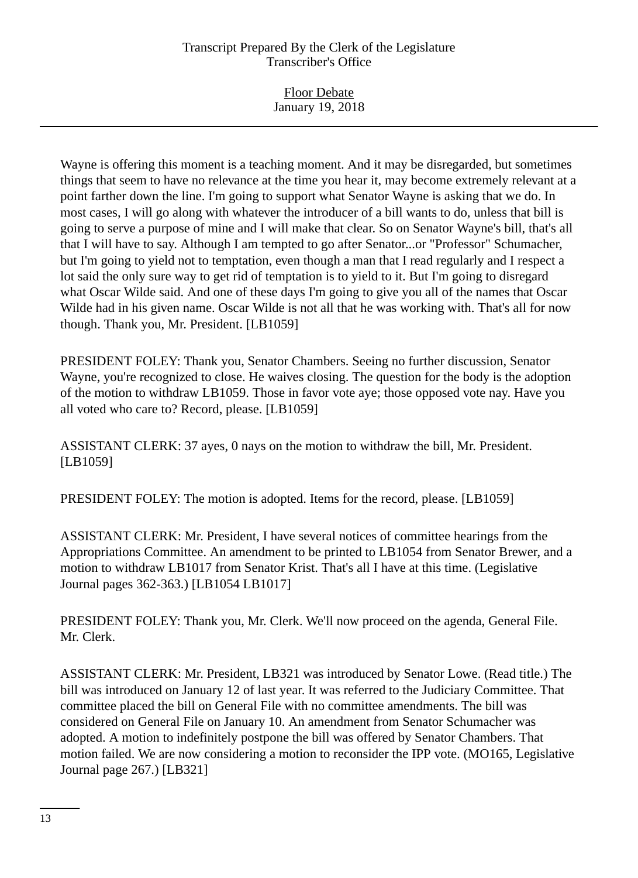Wayne is offering this moment is a teaching moment. And it may be disregarded, but sometimes things that seem to have no relevance at the time you hear it, may become extremely relevant at a point farther down the line. I'm going to support what Senator Wayne is asking that we do. In most cases, I will go along with whatever the introducer of a bill wants to do, unless that bill is going to serve a purpose of mine and I will make that clear. So on Senator Wayne's bill, that's all that I will have to say. Although I am tempted to go after Senator...or "Professor" Schumacher, but I'm going to yield not to temptation, even though a man that I read regularly and I respect a lot said the only sure way to get rid of temptation is to yield to it. But I'm going to disregard what Oscar Wilde said. And one of these days I'm going to give you all of the names that Oscar Wilde had in his given name. Oscar Wilde is not all that he was working with. That's all for now though. Thank you, Mr. President. [LB1059]

PRESIDENT FOLEY: Thank you, Senator Chambers. Seeing no further discussion, Senator Wayne, you're recognized to close. He waives closing. The question for the body is the adoption of the motion to withdraw LB1059. Those in favor vote aye; those opposed vote nay. Have you all voted who care to? Record, please. [LB1059]

ASSISTANT CLERK: 37 ayes, 0 nays on the motion to withdraw the bill, Mr. President. [LB1059]

PRESIDENT FOLEY: The motion is adopted. Items for the record, please. [LB1059]

ASSISTANT CLERK: Mr. President, I have several notices of committee hearings from the Appropriations Committee. An amendment to be printed to LB1054 from Senator Brewer, and a motion to withdraw LB1017 from Senator Krist. That's all I have at this time. (Legislative Journal pages 362-363.) [LB1054 LB1017]

PRESIDENT FOLEY: Thank you, Mr. Clerk. We'll now proceed on the agenda, General File. Mr. Clerk.

ASSISTANT CLERK: Mr. President, LB321 was introduced by Senator Lowe. (Read title.) The bill was introduced on January 12 of last year. It was referred to the Judiciary Committee. That committee placed the bill on General File with no committee amendments. The bill was considered on General File on January 10. An amendment from Senator Schumacher was adopted. A motion to indefinitely postpone the bill was offered by Senator Chambers. That motion failed. We are now considering a motion to reconsider the IPP vote. (MO165, Legislative Journal page 267.) [LB321]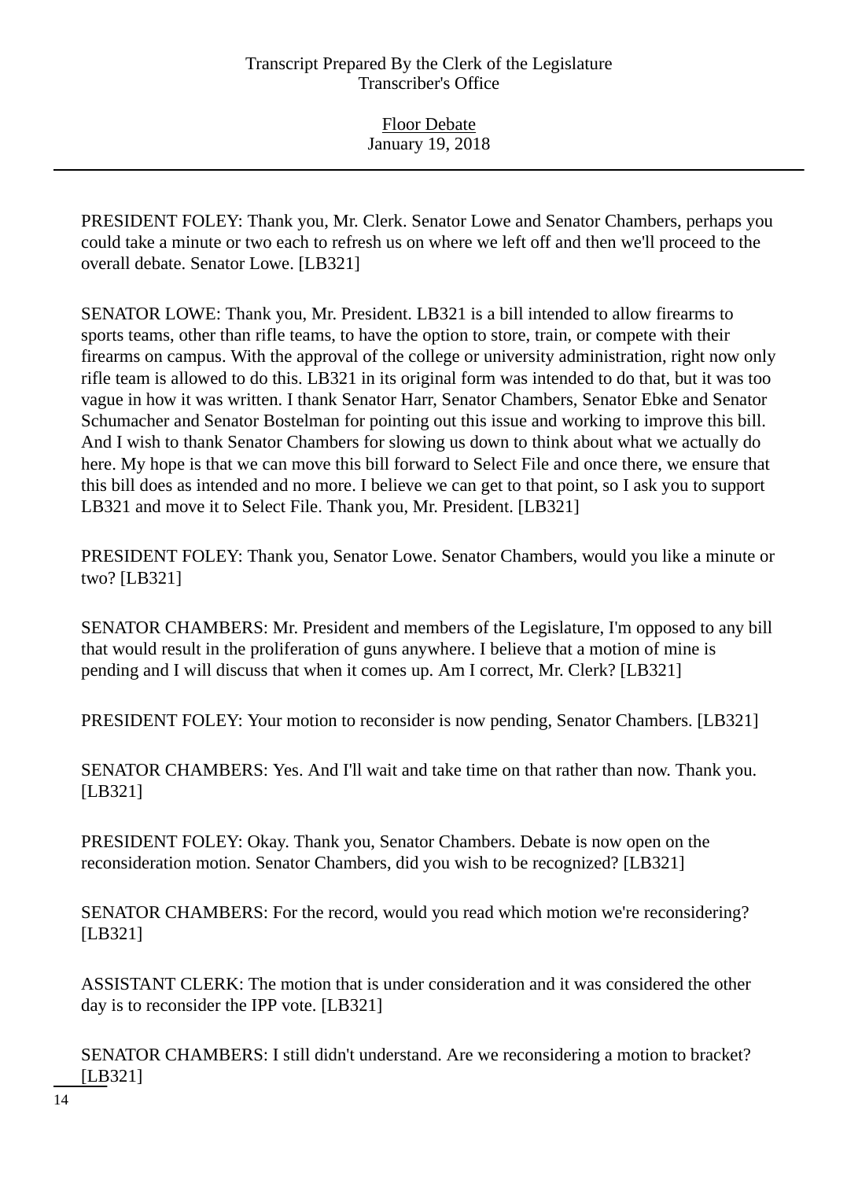PRESIDENT FOLEY: Thank you, Mr. Clerk. Senator Lowe and Senator Chambers, perhaps you could take a minute or two each to refresh us on where we left off and then we'll proceed to the overall debate. Senator Lowe. [LB321]

SENATOR LOWE: Thank you, Mr. President. LB321 is a bill intended to allow firearms to sports teams, other than rifle teams, to have the option to store, train, or compete with their firearms on campus. With the approval of the college or university administration, right now only rifle team is allowed to do this. LB321 in its original form was intended to do that, but it was too vague in how it was written. I thank Senator Harr, Senator Chambers, Senator Ebke and Senator Schumacher and Senator Bostelman for pointing out this issue and working to improve this bill. And I wish to thank Senator Chambers for slowing us down to think about what we actually do here. My hope is that we can move this bill forward to Select File and once there, we ensure that this bill does as intended and no more. I believe we can get to that point, so I ask you to support LB321 and move it to Select File. Thank you, Mr. President. [LB321]

PRESIDENT FOLEY: Thank you, Senator Lowe. Senator Chambers, would you like a minute or two? [LB321]

SENATOR CHAMBERS: Mr. President and members of the Legislature, I'm opposed to any bill that would result in the proliferation of guns anywhere. I believe that a motion of mine is pending and I will discuss that when it comes up. Am I correct, Mr. Clerk? [LB321]

PRESIDENT FOLEY: Your motion to reconsider is now pending, Senator Chambers. [LB321]

SENATOR CHAMBERS: Yes. And I'll wait and take time on that rather than now. Thank you. [LB321]

PRESIDENT FOLEY: Okay. Thank you, Senator Chambers. Debate is now open on the reconsideration motion. Senator Chambers, did you wish to be recognized? [LB321]

SENATOR CHAMBERS: For the record, would you read which motion we're reconsidering? [LB321]

ASSISTANT CLERK: The motion that is under consideration and it was considered the other day is to reconsider the IPP vote. [LB321]

SENATOR CHAMBERS: I still didn't understand. Are we reconsidering a motion to bracket? [LB321]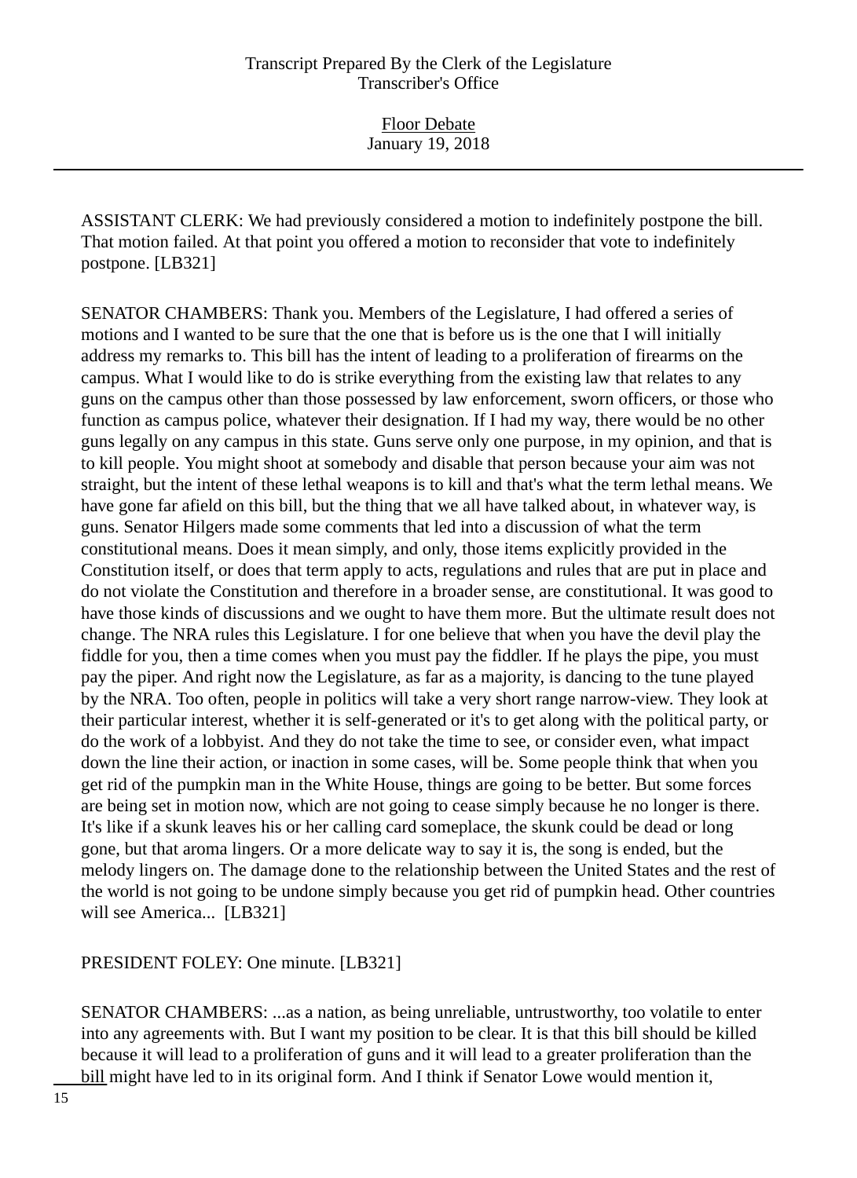ASSISTANT CLERK: We had previously considered a motion to indefinitely postpone the bill. That motion failed. At that point you offered a motion to reconsider that vote to indefinitely postpone. [LB321]

SENATOR CHAMBERS: Thank you. Members of the Legislature, I had offered a series of motions and I wanted to be sure that the one that is before us is the one that I will initially address my remarks to. This bill has the intent of leading to a proliferation of firearms on the campus. What I would like to do is strike everything from the existing law that relates to any guns on the campus other than those possessed by law enforcement, sworn officers, or those who function as campus police, whatever their designation. If I had my way, there would be no other guns legally on any campus in this state. Guns serve only one purpose, in my opinion, and that is to kill people. You might shoot at somebody and disable that person because your aim was not straight, but the intent of these lethal weapons is to kill and that's what the term lethal means. We have gone far afield on this bill, but the thing that we all have talked about, in whatever way, is guns. Senator Hilgers made some comments that led into a discussion of what the term constitutional means. Does it mean simply, and only, those items explicitly provided in the Constitution itself, or does that term apply to acts, regulations and rules that are put in place and do not violate the Constitution and therefore in a broader sense, are constitutional. It was good to have those kinds of discussions and we ought to have them more. But the ultimate result does not change. The NRA rules this Legislature. I for one believe that when you have the devil play the fiddle for you, then a time comes when you must pay the fiddler. If he plays the pipe, you must pay the piper. And right now the Legislature, as far as a majority, is dancing to the tune played by the NRA. Too often, people in politics will take a very short range narrow-view. They look at their particular interest, whether it is self-generated or it's to get along with the political party, or do the work of a lobbyist. And they do not take the time to see, or consider even, what impact down the line their action, or inaction in some cases, will be. Some people think that when you get rid of the pumpkin man in the White House, things are going to be better. But some forces are being set in motion now, which are not going to cease simply because he no longer is there. It's like if a skunk leaves his or her calling card someplace, the skunk could be dead or long gone, but that aroma lingers. Or a more delicate way to say it is, the song is ended, but the melody lingers on. The damage done to the relationship between the United States and the rest of the world is not going to be undone simply because you get rid of pumpkin head. Other countries will see America... [LB321]

PRESIDENT FOLEY: One minute. [LB321]

SENATOR CHAMBERS: ...as a nation, as being unreliable, untrustworthy, too volatile to enter into any agreements with. But I want my position to be clear. It is that this bill should be killed because it will lead to a proliferation of guns and it will lead to a greater proliferation than the bill might have led to in its original form. And I think if Senator Lowe would mention it,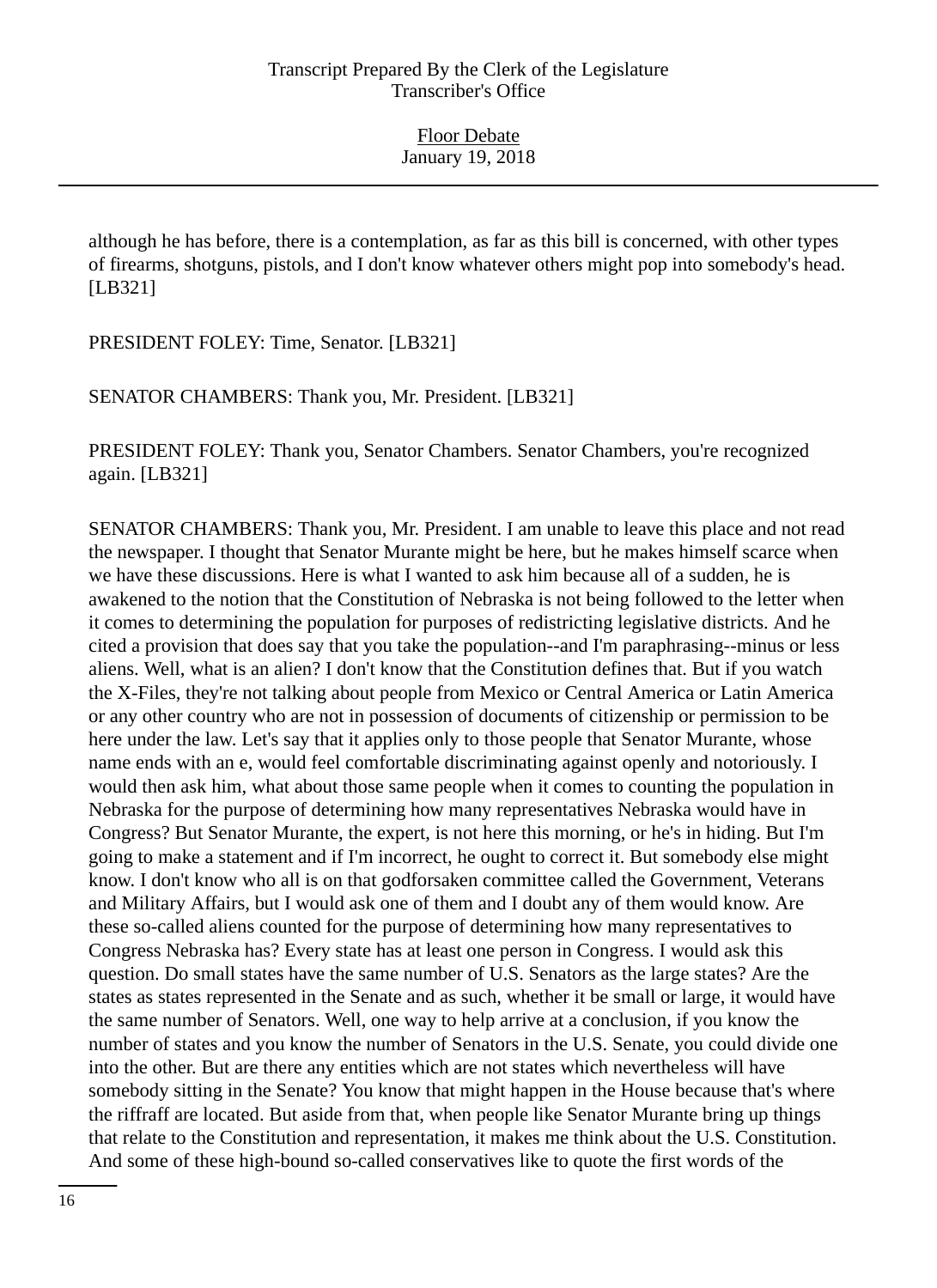although he has before, there is a contemplation, as far as this bill is concerned, with other types of firearms, shotguns, pistols, and I don't know whatever others might pop into somebody's head. [LB321]

PRESIDENT FOLEY: Time, Senator. [LB321]

SENATOR CHAMBERS: Thank you, Mr. President. [LB321]

PRESIDENT FOLEY: Thank you, Senator Chambers. Senator Chambers, you're recognized again. [LB321]

SENATOR CHAMBERS: Thank you, Mr. President. I am unable to leave this place and not read the newspaper. I thought that Senator Murante might be here, but he makes himself scarce when we have these discussions. Here is what I wanted to ask him because all of a sudden, he is awakened to the notion that the Constitution of Nebraska is not being followed to the letter when it comes to determining the population for purposes of redistricting legislative districts. And he cited a provision that does say that you take the population--and I'm paraphrasing--minus or less aliens. Well, what is an alien? I don't know that the Constitution defines that. But if you watch the X-Files, they're not talking about people from Mexico or Central America or Latin America or any other country who are not in possession of documents of citizenship or permission to be here under the law. Let's say that it applies only to those people that Senator Murante, whose name ends with an e, would feel comfortable discriminating against openly and notoriously. I would then ask him, what about those same people when it comes to counting the population in Nebraska for the purpose of determining how many representatives Nebraska would have in Congress? But Senator Murante, the expert, is not here this morning, or he's in hiding. But I'm going to make a statement and if I'm incorrect, he ought to correct it. But somebody else might know. I don't know who all is on that godforsaken committee called the Government, Veterans and Military Affairs, but I would ask one of them and I doubt any of them would know. Are these so-called aliens counted for the purpose of determining how many representatives to Congress Nebraska has? Every state has at least one person in Congress. I would ask this question. Do small states have the same number of U.S. Senators as the large states? Are the states as states represented in the Senate and as such, whether it be small or large, it would have the same number of Senators. Well, one way to help arrive at a conclusion, if you know the number of states and you know the number of Senators in the U.S. Senate, you could divide one into the other. But are there any entities which are not states which nevertheless will have somebody sitting in the Senate? You know that might happen in the House because that's where the riffraff are located. But aside from that, when people like Senator Murante bring up things that relate to the Constitution and representation, it makes me think about the U.S. Constitution. And some of these high-bound so-called conservatives like to quote the first words of the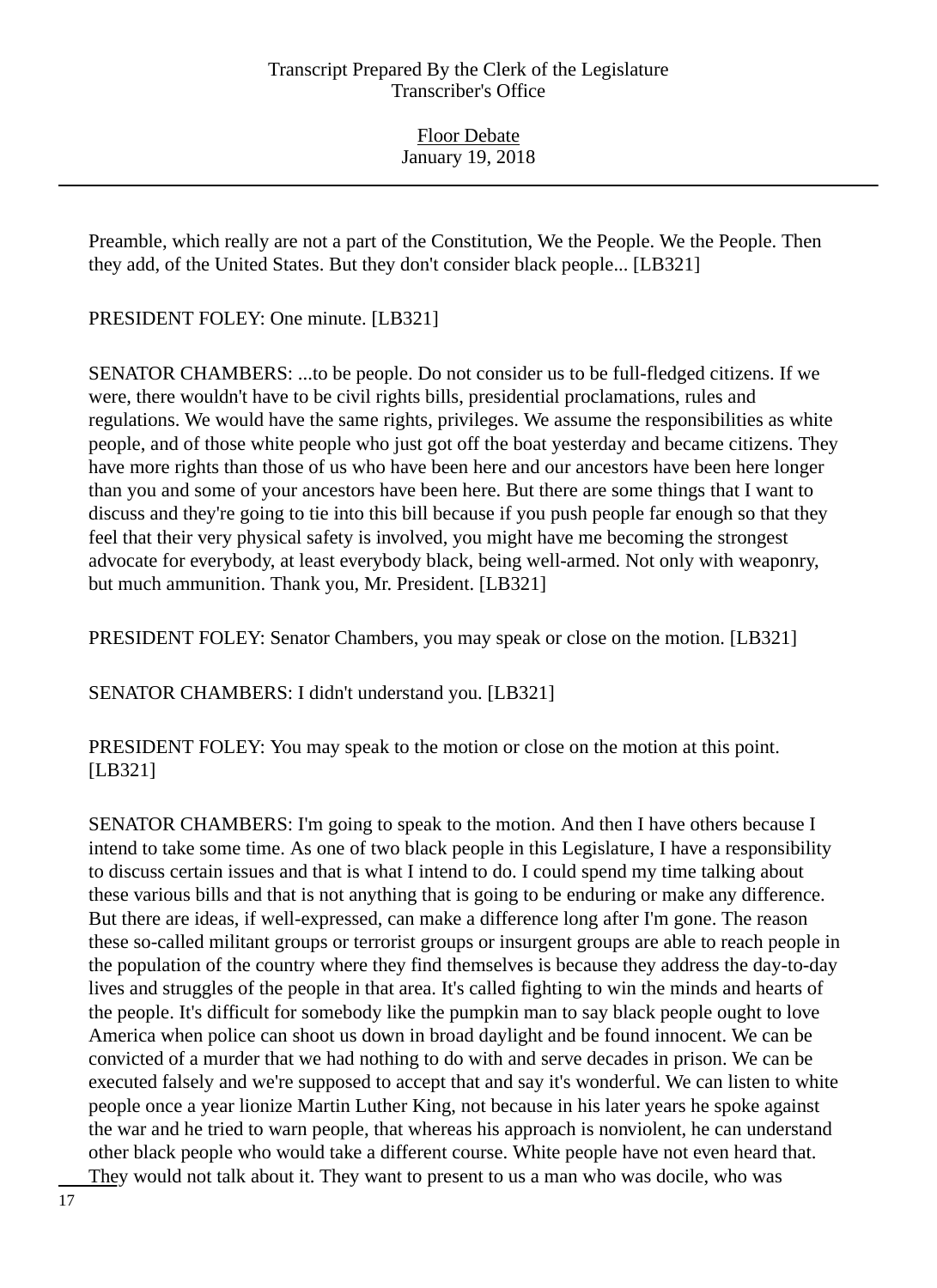Preamble, which really are not a part of the Constitution, We the People. We the People. Then they add, of the United States. But they don't consider black people... [LB321]

PRESIDENT FOLEY: One minute. [LB321]

SENATOR CHAMBERS: ...to be people. Do not consider us to be full-fledged citizens. If we were, there wouldn't have to be civil rights bills, presidential proclamations, rules and regulations. We would have the same rights, privileges. We assume the responsibilities as white people, and of those white people who just got off the boat yesterday and became citizens. They have more rights than those of us who have been here and our ancestors have been here longer than you and some of your ancestors have been here. But there are some things that I want to discuss and they're going to tie into this bill because if you push people far enough so that they feel that their very physical safety is involved, you might have me becoming the strongest advocate for everybody, at least everybody black, being well-armed. Not only with weaponry, but much ammunition. Thank you, Mr. President. [LB321]

PRESIDENT FOLEY: Senator Chambers, you may speak or close on the motion. [LB321]

SENATOR CHAMBERS: I didn't understand you. [LB321]

PRESIDENT FOLEY: You may speak to the motion or close on the motion at this point. [LB321]

SENATOR CHAMBERS: I'm going to speak to the motion. And then I have others because I intend to take some time. As one of two black people in this Legislature, I have a responsibility to discuss certain issues and that is what I intend to do. I could spend my time talking about these various bills and that is not anything that is going to be enduring or make any difference. But there are ideas, if well-expressed, can make a difference long after I'm gone. The reason these so-called militant groups or terrorist groups or insurgent groups are able to reach people in the population of the country where they find themselves is because they address the day-to-day lives and struggles of the people in that area. It's called fighting to win the minds and hearts of the people. It's difficult for somebody like the pumpkin man to say black people ought to love America when police can shoot us down in broad daylight and be found innocent. We can be convicted of a murder that we had nothing to do with and serve decades in prison. We can be executed falsely and we're supposed to accept that and say it's wonderful. We can listen to white people once a year lionize Martin Luther King, not because in his later years he spoke against the war and he tried to warn people, that whereas his approach is nonviolent, he can understand other black people who would take a different course. White people have not even heard that. They would not talk about it. They want to present to us a man who was docile, who was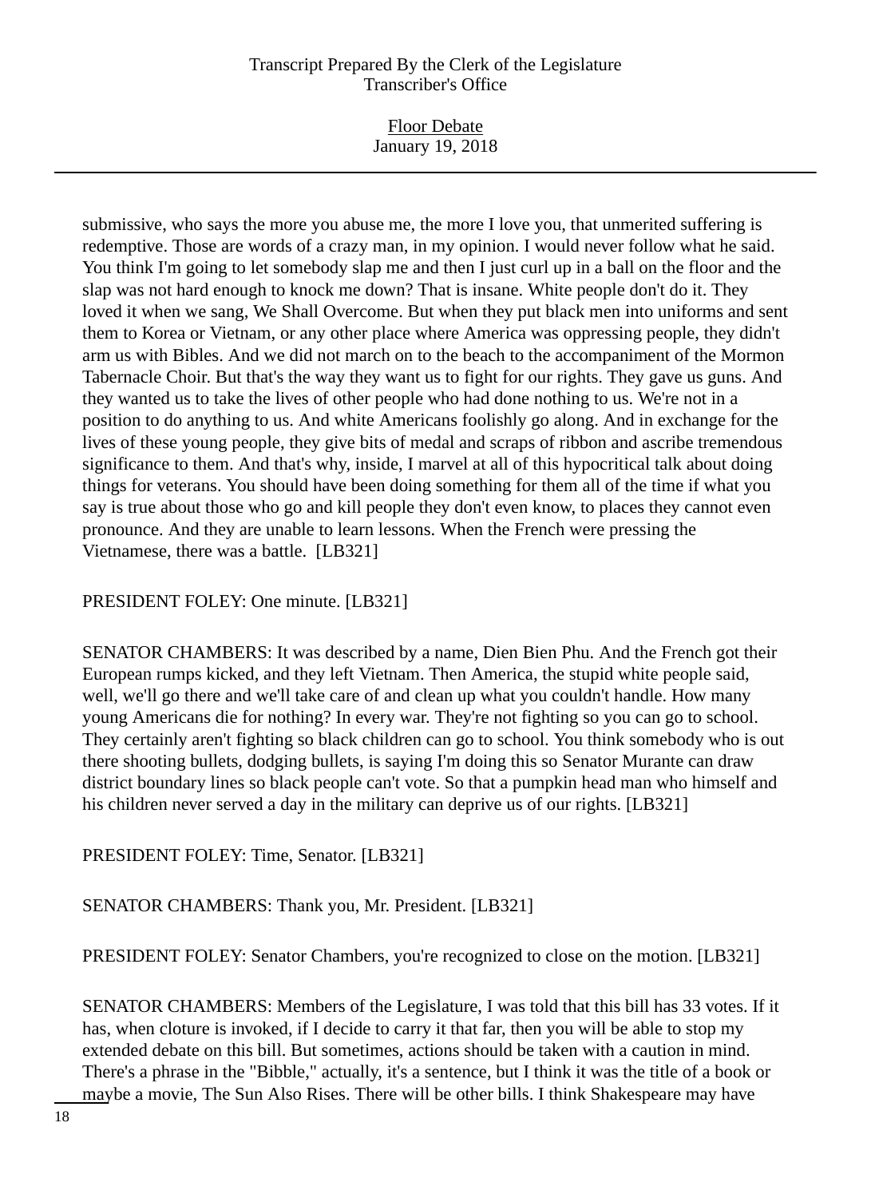submissive, who says the more you abuse me, the more I love you, that unmerited suffering is redemptive. Those are words of a crazy man, in my opinion. I would never follow what he said. You think I'm going to let somebody slap me and then I just curl up in a ball on the floor and the slap was not hard enough to knock me down? That is insane. White people don't do it. They loved it when we sang, We Shall Overcome. But when they put black men into uniforms and sent them to Korea or Vietnam, or any other place where America was oppressing people, they didn't arm us with Bibles. And we did not march on to the beach to the accompaniment of the Mormon Tabernacle Choir. But that's the way they want us to fight for our rights. They gave us guns. And they wanted us to take the lives of other people who had done nothing to us. We're not in a position to do anything to us. And white Americans foolishly go along. And in exchange for the lives of these young people, they give bits of medal and scraps of ribbon and ascribe tremendous significance to them. And that's why, inside, I marvel at all of this hypocritical talk about doing things for veterans. You should have been doing something for them all of the time if what you say is true about those who go and kill people they don't even know, to places they cannot even pronounce. And they are unable to learn lessons. When the French were pressing the Vietnamese, there was a battle. [LB321]

PRESIDENT FOLEY: One minute. [LB321]

SENATOR CHAMBERS: It was described by a name, Dien Bien Phu. And the French got their European rumps kicked, and they left Vietnam. Then America, the stupid white people said, well, we'll go there and we'll take care of and clean up what you couldn't handle. How many young Americans die for nothing? In every war. They're not fighting so you can go to school. They certainly aren't fighting so black children can go to school. You think somebody who is out there shooting bullets, dodging bullets, is saying I'm doing this so Senator Murante can draw district boundary lines so black people can't vote. So that a pumpkin head man who himself and his children never served a day in the military can deprive us of our rights. [LB321]

PRESIDENT FOLEY: Time, Senator. [LB321]

SENATOR CHAMBERS: Thank you, Mr. President. [LB321]

PRESIDENT FOLEY: Senator Chambers, you're recognized to close on the motion. [LB321]

SENATOR CHAMBERS: Members of the Legislature, I was told that this bill has 33 votes. If it has, when cloture is invoked, if I decide to carry it that far, then you will be able to stop my extended debate on this bill. But sometimes, actions should be taken with a caution in mind. There's a phrase in the "Bibble," actually, it's a sentence, but I think it was the title of a book or maybe a movie, The Sun Also Rises. There will be other bills. I think Shakespeare may have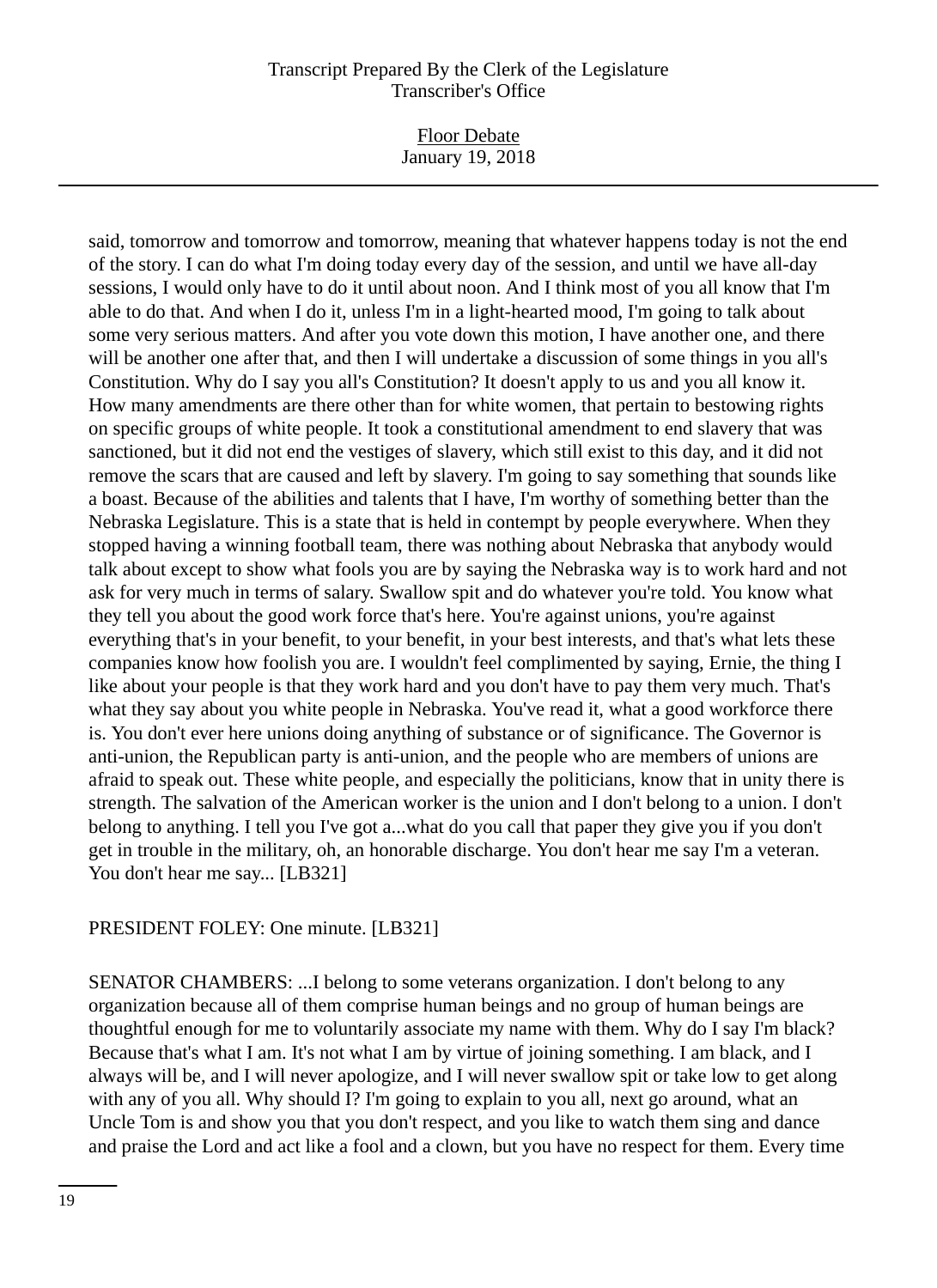said, tomorrow and tomorrow and tomorrow, meaning that whatever happens today is not the end of the story. I can do what I'm doing today every day of the session, and until we have all-day sessions, I would only have to do it until about noon. And I think most of you all know that I'm able to do that. And when I do it, unless I'm in a light-hearted mood, I'm going to talk about some very serious matters. And after you vote down this motion, I have another one, and there will be another one after that, and then I will undertake a discussion of some things in you all's Constitution. Why do I say you all's Constitution? It doesn't apply to us and you all know it. How many amendments are there other than for white women, that pertain to bestowing rights on specific groups of white people. It took a constitutional amendment to end slavery that was sanctioned, but it did not end the vestiges of slavery, which still exist to this day, and it did not remove the scars that are caused and left by slavery. I'm going to say something that sounds like a boast. Because of the abilities and talents that I have, I'm worthy of something better than the Nebraska Legislature. This is a state that is held in contempt by people everywhere. When they stopped having a winning football team, there was nothing about Nebraska that anybody would talk about except to show what fools you are by saying the Nebraska way is to work hard and not ask for very much in terms of salary. Swallow spit and do whatever you're told. You know what they tell you about the good work force that's here. You're against unions, you're against everything that's in your benefit, to your benefit, in your best interests, and that's what lets these companies know how foolish you are. I wouldn't feel complimented by saying, Ernie, the thing I like about your people is that they work hard and you don't have to pay them very much. That's what they say about you white people in Nebraska. You've read it, what a good workforce there is. You don't ever here unions doing anything of substance or of significance. The Governor is anti-union, the Republican party is anti-union, and the people who are members of unions are afraid to speak out. These white people, and especially the politicians, know that in unity there is strength. The salvation of the American worker is the union and I don't belong to a union. I don't belong to anything. I tell you I've got a...what do you call that paper they give you if you don't get in trouble in the military, oh, an honorable discharge. You don't hear me say I'm a veteran. You don't hear me say... [LB321]

PRESIDENT FOLEY: One minute. [LB321]

SENATOR CHAMBERS: ...I belong to some veterans organization. I don't belong to any organization because all of them comprise human beings and no group of human beings are thoughtful enough for me to voluntarily associate my name with them. Why do I say I'm black? Because that's what I am. It's not what I am by virtue of joining something. I am black, and I always will be, and I will never apologize, and I will never swallow spit or take low to get along with any of you all. Why should I? I'm going to explain to you all, next go around, what an Uncle Tom is and show you that you don't respect, and you like to watch them sing and dance and praise the Lord and act like a fool and a clown, but you have no respect for them. Every time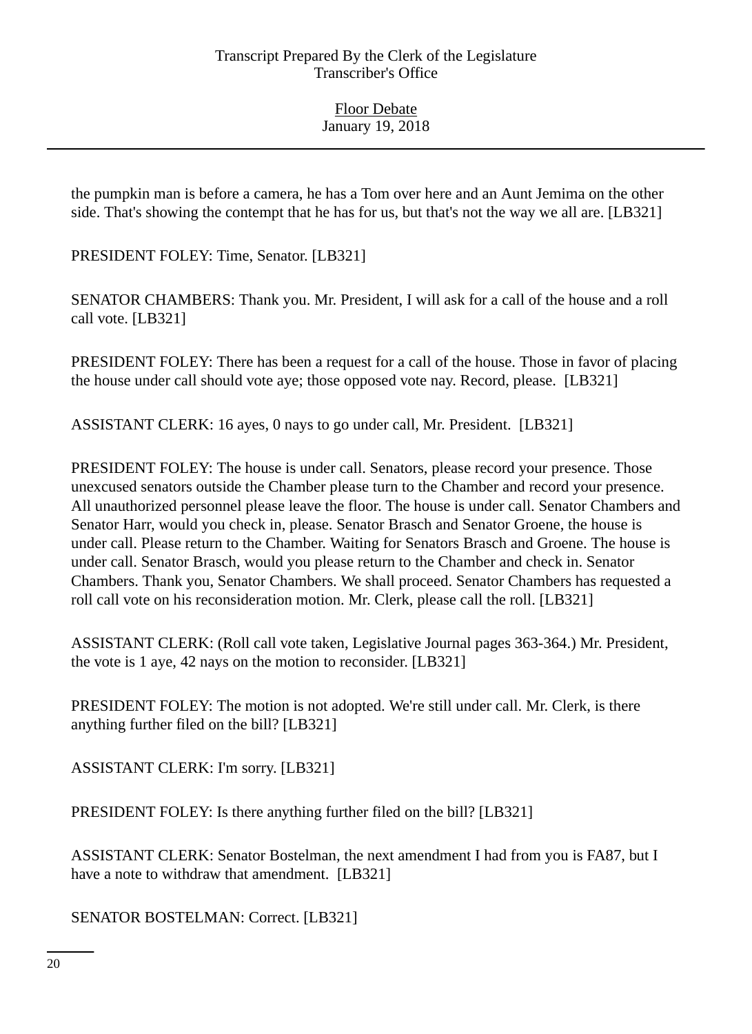the pumpkin man is before a camera, he has a Tom over here and an Aunt Jemima on the other side. That's showing the contempt that he has for us, but that's not the way we all are. [LB321]

PRESIDENT FOLEY: Time, Senator. [LB321]

SENATOR CHAMBERS: Thank you. Mr. President, I will ask for a call of the house and a roll call vote. [LB321]

PRESIDENT FOLEY: There has been a request for a call of the house. Those in favor of placing the house under call should vote aye; those opposed vote nay. Record, please. [LB321]

ASSISTANT CLERK: 16 ayes, 0 nays to go under call, Mr. President. [LB321]

PRESIDENT FOLEY: The house is under call. Senators, please record your presence. Those unexcused senators outside the Chamber please turn to the Chamber and record your presence. All unauthorized personnel please leave the floor. The house is under call. Senator Chambers and Senator Harr, would you check in, please. Senator Brasch and Senator Groene, the house is under call. Please return to the Chamber. Waiting for Senators Brasch and Groene. The house is under call. Senator Brasch, would you please return to the Chamber and check in. Senator Chambers. Thank you, Senator Chambers. We shall proceed. Senator Chambers has requested a roll call vote on his reconsideration motion. Mr. Clerk, please call the roll. [LB321]

ASSISTANT CLERK: (Roll call vote taken, Legislative Journal pages 363-364.) Mr. President, the vote is 1 aye, 42 nays on the motion to reconsider. [LB321]

PRESIDENT FOLEY: The motion is not adopted. We're still under call. Mr. Clerk, is there anything further filed on the bill? [LB321]

ASSISTANT CLERK: I'm sorry. [LB321]

PRESIDENT FOLEY: Is there anything further filed on the bill? [LB321]

ASSISTANT CLERK: Senator Bostelman, the next amendment I had from you is FA87, but I have a note to withdraw that amendment. [LB321]

SENATOR BOSTELMAN: Correct. [LB321]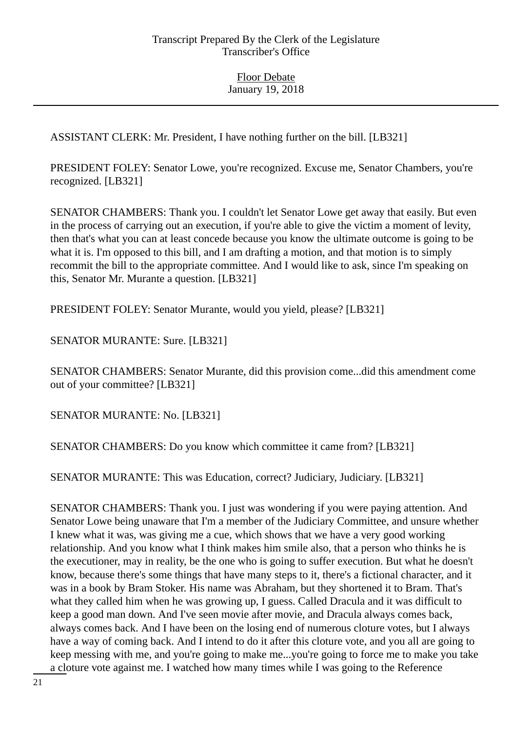ASSISTANT CLERK: Mr. President, I have nothing further on the bill. [LB321]

PRESIDENT FOLEY: Senator Lowe, you're recognized. Excuse me, Senator Chambers, you're recognized. [LB321]

SENATOR CHAMBERS: Thank you. I couldn't let Senator Lowe get away that easily. But even in the process of carrying out an execution, if you're able to give the victim a moment of levity, then that's what you can at least concede because you know the ultimate outcome is going to be what it is. I'm opposed to this bill, and I am drafting a motion, and that motion is to simply recommit the bill to the appropriate committee. And I would like to ask, since I'm speaking on this, Senator Mr. Murante a question. [LB321]

PRESIDENT FOLEY: Senator Murante, would you yield, please? [LB321]

SENATOR MURANTE: Sure. [LB321]

SENATOR CHAMBERS: Senator Murante, did this provision come...did this amendment come out of your committee? [LB321]

SENATOR MURANTE: No. [LB321]

SENATOR CHAMBERS: Do you know which committee it came from? [LB321]

SENATOR MURANTE: This was Education, correct? Judiciary, Judiciary. [LB321]

SENATOR CHAMBERS: Thank you. I just was wondering if you were paying attention. And Senator Lowe being unaware that I'm a member of the Judiciary Committee, and unsure whether I knew what it was, was giving me a cue, which shows that we have a very good working relationship. And you know what I think makes him smile also, that a person who thinks he is the executioner, may in reality, be the one who is going to suffer execution. But what he doesn't know, because there's some things that have many steps to it, there's a fictional character, and it was in a book by Bram Stoker. His name was Abraham, but they shortened it to Bram. That's what they called him when he was growing up, I guess. Called Dracula and it was difficult to keep a good man down. And I've seen movie after movie, and Dracula always comes back, always comes back. And I have been on the losing end of numerous cloture votes, but I always have a way of coming back. And I intend to do it after this cloture vote, and you all are going to keep messing with me, and you're going to make me...you're going to force me to make you take a cloture vote against me. I watched how many times while I was going to the Reference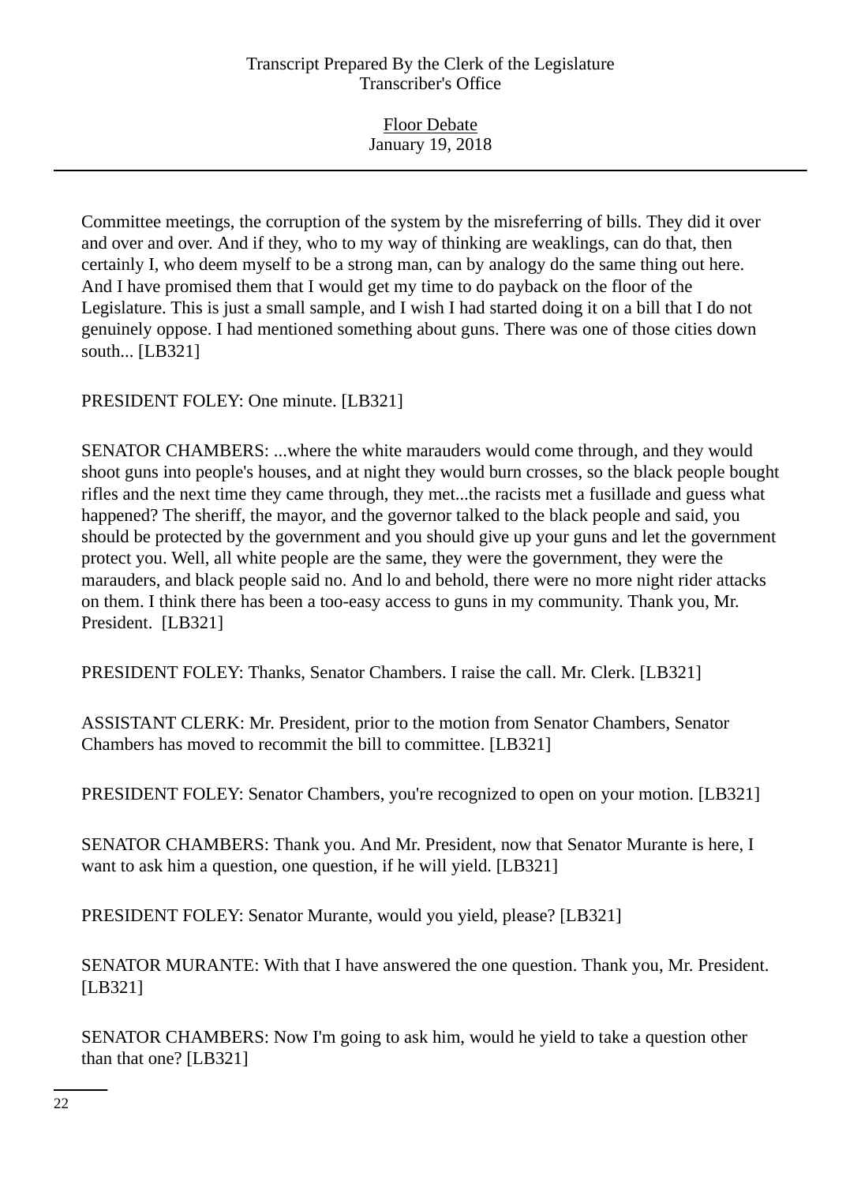Committee meetings, the corruption of the system by the misreferring of bills. They did it over and over and over. And if they, who to my way of thinking are weaklings, can do that, then certainly I, who deem myself to be a strong man, can by analogy do the same thing out here. And I have promised them that I would get my time to do payback on the floor of the Legislature. This is just a small sample, and I wish I had started doing it on a bill that I do not genuinely oppose. I had mentioned something about guns. There was one of those cities down south... [LB321]

PRESIDENT FOLEY: One minute. [LB321]

SENATOR CHAMBERS: ...where the white marauders would come through, and they would shoot guns into people's houses, and at night they would burn crosses, so the black people bought rifles and the next time they came through, they met...the racists met a fusillade and guess what happened? The sheriff, the mayor, and the governor talked to the black people and said, you should be protected by the government and you should give up your guns and let the government protect you. Well, all white people are the same, they were the government, they were the marauders, and black people said no. And lo and behold, there were no more night rider attacks on them. I think there has been a too-easy access to guns in my community. Thank you, Mr. President. [LB321]

PRESIDENT FOLEY: Thanks, Senator Chambers. I raise the call. Mr. Clerk. [LB321]

ASSISTANT CLERK: Mr. President, prior to the motion from Senator Chambers, Senator Chambers has moved to recommit the bill to committee. [LB321]

PRESIDENT FOLEY: Senator Chambers, you're recognized to open on your motion. [LB321]

SENATOR CHAMBERS: Thank you. And Mr. President, now that Senator Murante is here, I want to ask him a question, one question, if he will yield. [LB321]

PRESIDENT FOLEY: Senator Murante, would you yield, please? [LB321]

SENATOR MURANTE: With that I have answered the one question. Thank you, Mr. President. [LB321]

SENATOR CHAMBERS: Now I'm going to ask him, would he yield to take a question other than that one? [LB321]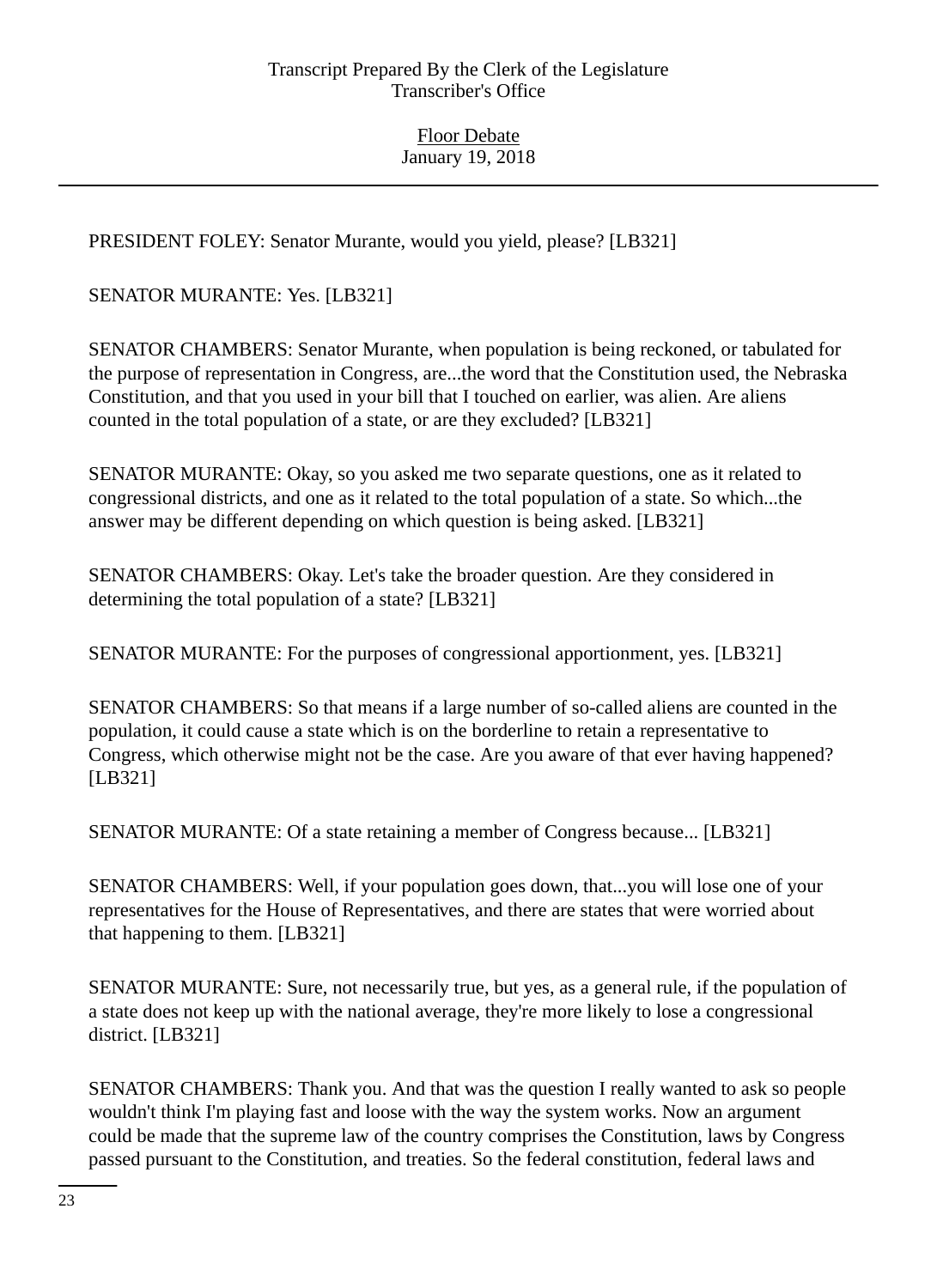PRESIDENT FOLEY: Senator Murante, would you yield, please? [LB321]

SENATOR MURANTE: Yes. [LB321]

SENATOR CHAMBERS: Senator Murante, when population is being reckoned, or tabulated for the purpose of representation in Congress, are...the word that the Constitution used, the Nebraska Constitution, and that you used in your bill that I touched on earlier, was alien. Are aliens counted in the total population of a state, or are they excluded? [LB321]

SENATOR MURANTE: Okay, so you asked me two separate questions, one as it related to congressional districts, and one as it related to the total population of a state. So which...the answer may be different depending on which question is being asked. [LB321]

SENATOR CHAMBERS: Okay. Let's take the broader question. Are they considered in determining the total population of a state? [LB321]

SENATOR MURANTE: For the purposes of congressional apportionment, yes. [LB321]

SENATOR CHAMBERS: So that means if a large number of so-called aliens are counted in the population, it could cause a state which is on the borderline to retain a representative to Congress, which otherwise might not be the case. Are you aware of that ever having happened? [LB321]

SENATOR MURANTE: Of a state retaining a member of Congress because... [LB321]

SENATOR CHAMBERS: Well, if your population goes down, that...you will lose one of your representatives for the House of Representatives, and there are states that were worried about that happening to them. [LB321]

SENATOR MURANTE: Sure, not necessarily true, but yes, as a general rule, if the population of a state does not keep up with the national average, they're more likely to lose a congressional district. [LB321]

SENATOR CHAMBERS: Thank you. And that was the question I really wanted to ask so people wouldn't think I'm playing fast and loose with the way the system works. Now an argument could be made that the supreme law of the country comprises the Constitution, laws by Congress passed pursuant to the Constitution, and treaties. So the federal constitution, federal laws and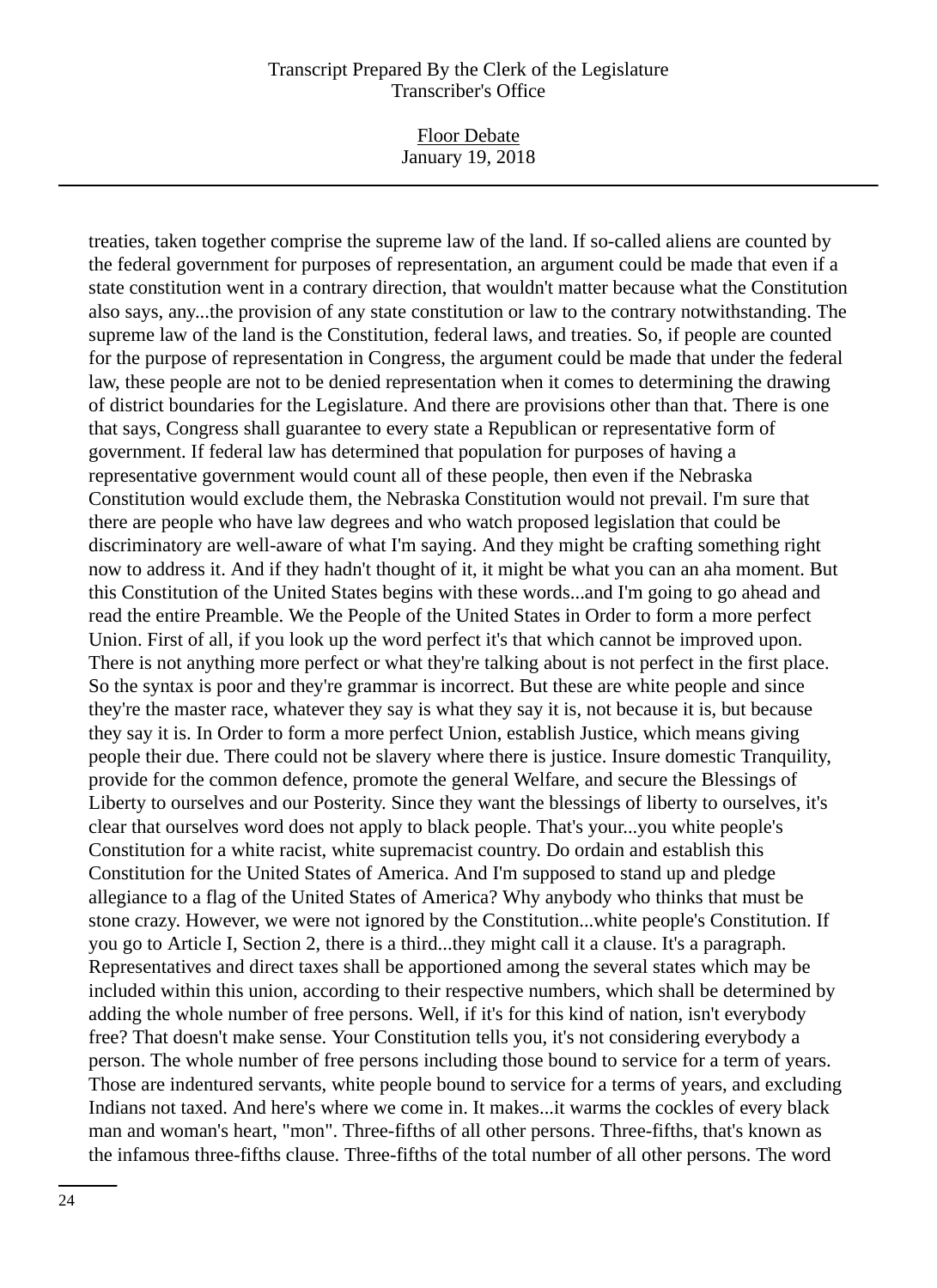treaties, taken together comprise the supreme law of the land. If so-called aliens are counted by the federal government for purposes of representation, an argument could be made that even if a state constitution went in a contrary direction, that wouldn't matter because what the Constitution also says, any...the provision of any state constitution or law to the contrary notwithstanding. The supreme law of the land is the Constitution, federal laws, and treaties. So, if people are counted for the purpose of representation in Congress, the argument could be made that under the federal law, these people are not to be denied representation when it comes to determining the drawing of district boundaries for the Legislature. And there are provisions other than that. There is one that says, Congress shall guarantee to every state a Republican or representative form of government. If federal law has determined that population for purposes of having a representative government would count all of these people, then even if the Nebraska Constitution would exclude them, the Nebraska Constitution would not prevail. I'm sure that there are people who have law degrees and who watch proposed legislation that could be discriminatory are well-aware of what I'm saying. And they might be crafting something right now to address it. And if they hadn't thought of it, it might be what you can an aha moment. But this Constitution of the United States begins with these words...and I'm going to go ahead and read the entire Preamble. We the People of the United States in Order to form a more perfect Union. First of all, if you look up the word perfect it's that which cannot be improved upon. There is not anything more perfect or what they're talking about is not perfect in the first place. So the syntax is poor and they're grammar is incorrect. But these are white people and since they're the master race, whatever they say is what they say it is, not because it is, but because they say it is. In Order to form a more perfect Union, establish Justice, which means giving people their due. There could not be slavery where there is justice. Insure domestic Tranquility, provide for the common defence, promote the general Welfare, and secure the Blessings of Liberty to ourselves and our Posterity. Since they want the blessings of liberty to ourselves, it's clear that ourselves word does not apply to black people. That's your...you white people's Constitution for a white racist, white supremacist country. Do ordain and establish this Constitution for the United States of America. And I'm supposed to stand up and pledge allegiance to a flag of the United States of America? Why anybody who thinks that must be stone crazy. However, we were not ignored by the Constitution...white people's Constitution. If you go to Article I, Section 2, there is a third...they might call it a clause. It's a paragraph. Representatives and direct taxes shall be apportioned among the several states which may be included within this union, according to their respective numbers, which shall be determined by adding the whole number of free persons. Well, if it's for this kind of nation, isn't everybody free? That doesn't make sense. Your Constitution tells you, it's not considering everybody a person. The whole number of free persons including those bound to service for a term of years. Those are indentured servants, white people bound to service for a terms of years, and excluding Indians not taxed. And here's where we come in. It makes...it warms the cockles of every black man and woman's heart, "mon". Three-fifths of all other persons. Three-fifths, that's known as the infamous three-fifths clause. Three-fifths of the total number of all other persons. The word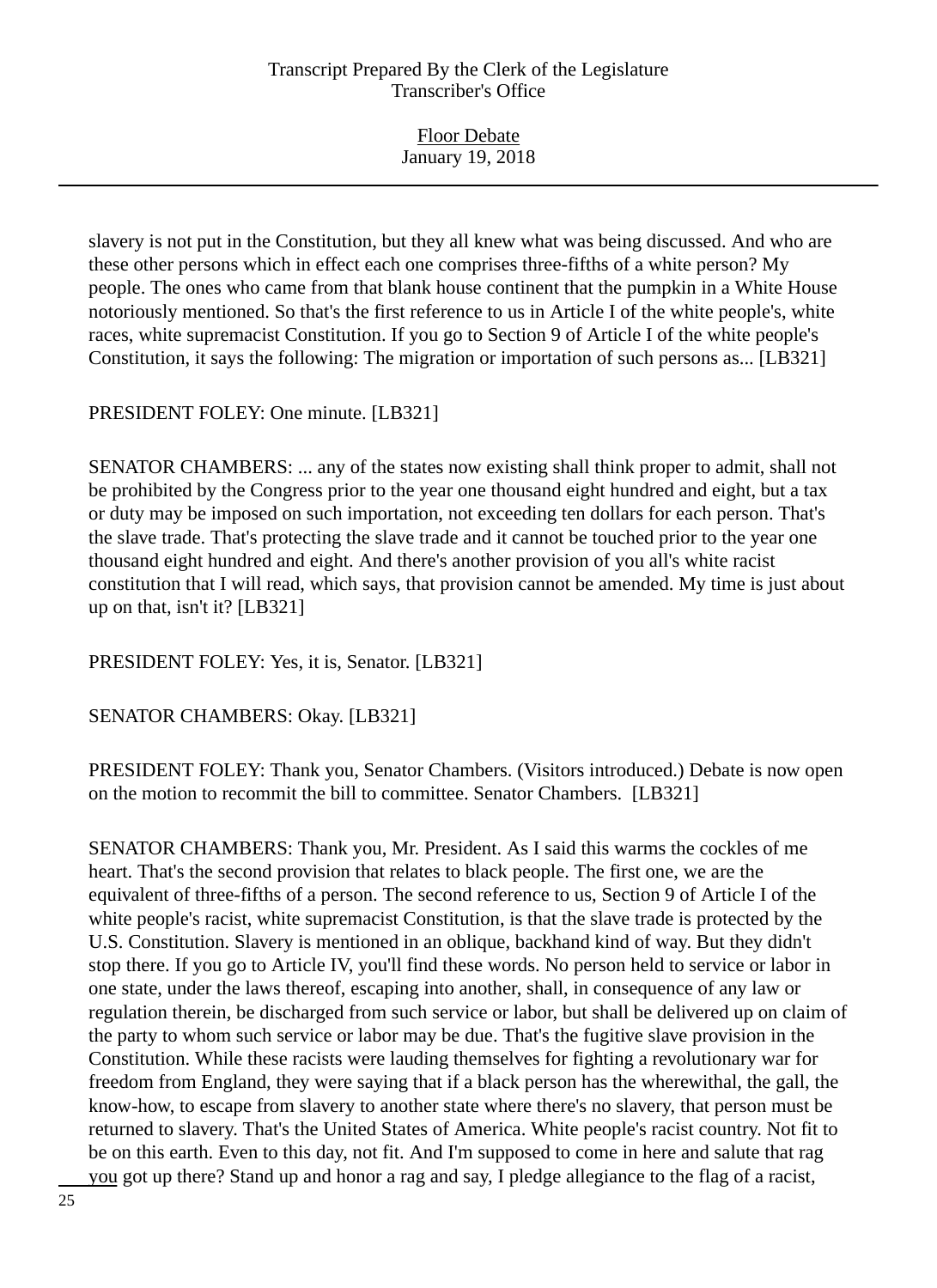slavery is not put in the Constitution, but they all knew what was being discussed. And who are these other persons which in effect each one comprises three-fifths of a white person? My people. The ones who came from that blank house continent that the pumpkin in a White House notoriously mentioned. So that's the first reference to us in Article I of the white people's, white races, white supremacist Constitution. If you go to Section 9 of Article I of the white people's Constitution, it says the following: The migration or importation of such persons as... [LB321]

PRESIDENT FOLEY: One minute. [LB321]

SENATOR CHAMBERS: ... any of the states now existing shall think proper to admit, shall not be prohibited by the Congress prior to the year one thousand eight hundred and eight, but a tax or duty may be imposed on such importation, not exceeding ten dollars for each person. That's the slave trade. That's protecting the slave trade and it cannot be touched prior to the year one thousand eight hundred and eight. And there's another provision of you all's white racist constitution that I will read, which says, that provision cannot be amended. My time is just about up on that, isn't it? [LB321]

PRESIDENT FOLEY: Yes, it is, Senator. [LB321]

SENATOR CHAMBERS: Okay. [LB321]

PRESIDENT FOLEY: Thank you, Senator Chambers. (Visitors introduced.) Debate is now open on the motion to recommit the bill to committee. Senator Chambers. [LB321]

SENATOR CHAMBERS: Thank you, Mr. President. As I said this warms the cockles of me heart. That's the second provision that relates to black people. The first one, we are the equivalent of three-fifths of a person. The second reference to us, Section 9 of Article I of the white people's racist, white supremacist Constitution, is that the slave trade is protected by the U.S. Constitution. Slavery is mentioned in an oblique, backhand kind of way. But they didn't stop there. If you go to Article IV, you'll find these words. No person held to service or labor in one state, under the laws thereof, escaping into another, shall, in consequence of any law or regulation therein, be discharged from such service or labor, but shall be delivered up on claim of the party to whom such service or labor may be due. That's the fugitive slave provision in the Constitution. While these racists were lauding themselves for fighting a revolutionary war for freedom from England, they were saying that if a black person has the wherewithal, the gall, the know-how, to escape from slavery to another state where there's no slavery, that person must be returned to slavery. That's the United States of America. White people's racist country. Not fit to be on this earth. Even to this day, not fit. And I'm supposed to come in here and salute that rag you got up there? Stand up and honor a rag and say, I pledge allegiance to the flag of a racist,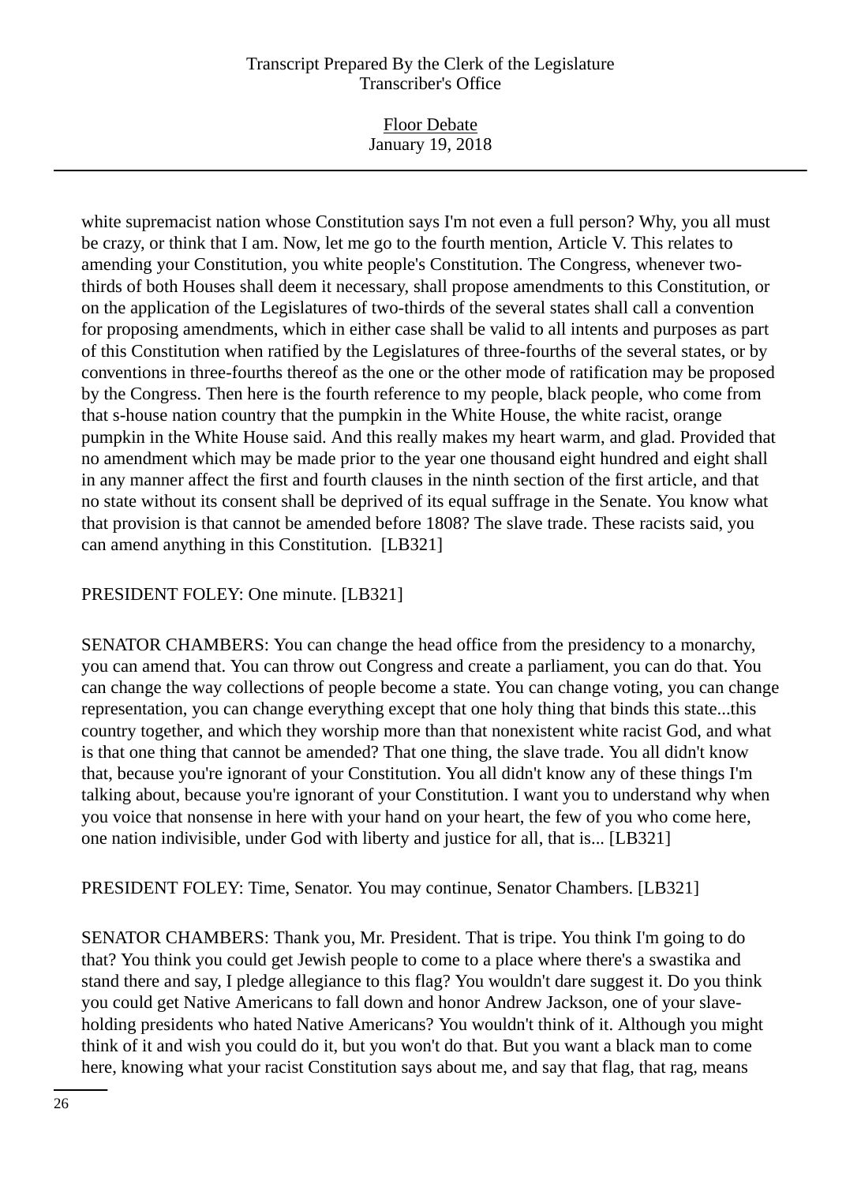white supremacist nation whose Constitution says I'm not even a full person? Why, you all must be crazy, or think that I am. Now, let me go to the fourth mention, Article V. This relates to amending your Constitution, you white people's Constitution. The Congress, whenever two-thirds of both Houses shall deem it necessary, shall propose amendments to this Constitution, or on the application of the Legislatures of two-thirds of the several states shall call a convention for proposing amendments, which in either case shall be valid to all intents and purposes as part of this Constitution when ratified by the Legislatures of three-fourths of the several states, or by conventions in three-fourths thereof as the one or the other mode of ratification may be proposed by the Congress. Then here is the fourth reference to my people, black people, who come from that s-house nation country that the pumpkin in the White House, the white racist, orange pumpkin in the White House said. And this really makes my heart warm, and glad. Provided that no amendment which may be made prior to the year one thousand eight hundred and eight shall in any manner affect the first and fourth clauses in the ninth section of the first article, and that no state without its consent shall be deprived of its equal suffrage in the Senate. You know what that provision is that cannot be amended before 1808? The slave trade. These racists said, you can amend anything in this Constitution. [LB321]

PRESIDENT FOLEY: One minute. [LB321]

SENATOR CHAMBERS: You can change the head office from the presidency to a monarchy, you can amend that. You can throw out Congress and create a parliament, you can do that. You can change the way collections of people become a state. You can change voting, you can change representation, you can change everything except that one holy thing that binds this state...this country together, and which they worship more than that nonexistent white racist God, and what is that one thing that cannot be amended? That one thing, the slave trade. You all didn't know that, because you're ignorant of your Constitution. You all didn't know any of these things I'm talking about, because you're ignorant of your Constitution. I want you to understand why when you voice that nonsense in here with your hand on your heart, the few of you who come here, one nation indivisible, under God with liberty and justice for all, that is... [LB321]

PRESIDENT FOLEY: Time, Senator. You may continue, Senator Chambers. [LB321]

SENATOR CHAMBERS: Thank you, Mr. President. That is tripe. You think I'm going to do that? You think you could get Jewish people to come to a place where there's a swastika and stand there and say, I pledge allegiance to this flag? You wouldn't dare suggest it. Do you think you could get Native Americans to fall down and honor Andrew Jackson, one of your slave-holding presidents who hated Native Americans? You wouldn't think of it. Although you might think of it and wish you could do it, but you won't do that. But you want a black man to come here, knowing what your racist Constitution says about me, and say that flag, that rag, means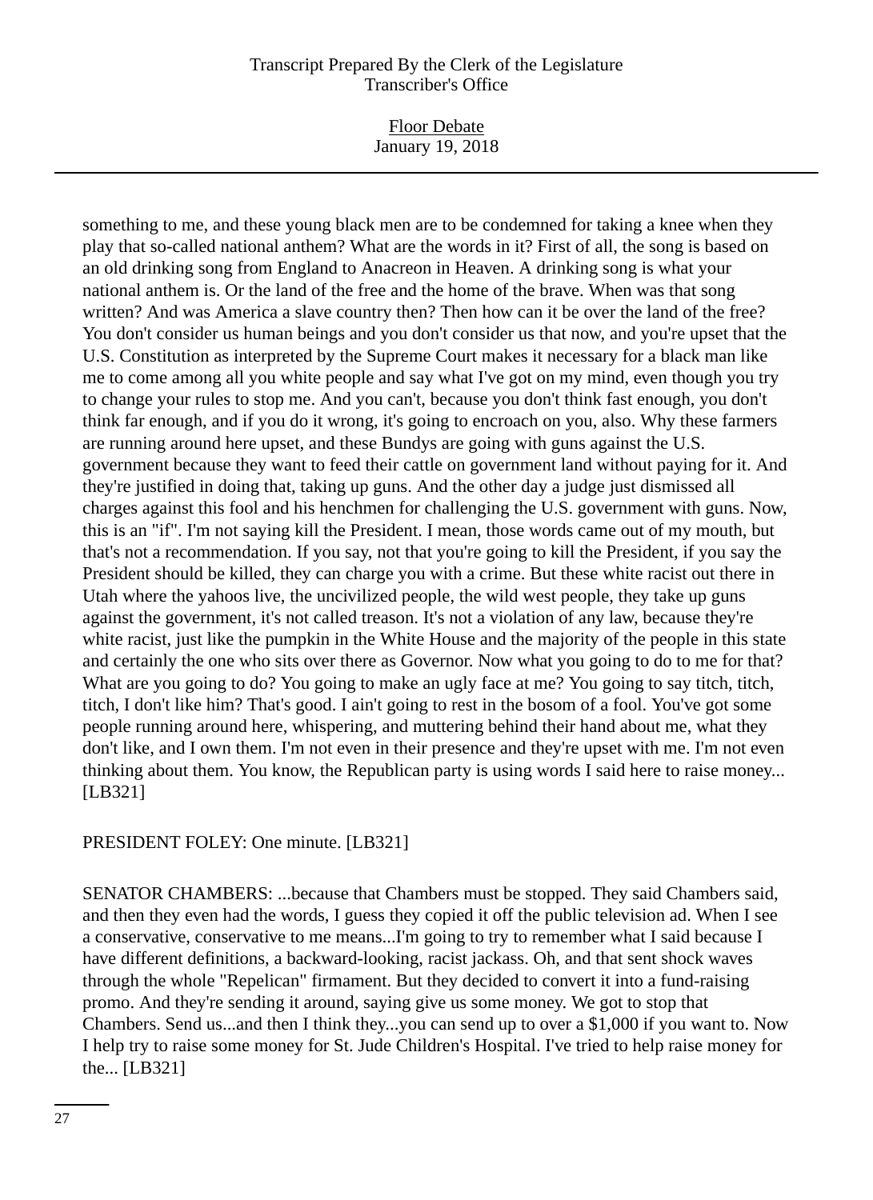something to me, and these young black men are to be condemned for taking a knee when they play that so-called national anthem? What are the words in it? First of all, the song is based on an old drinking song from England to Anacreon in Heaven. A drinking song is what your national anthem is. Or the land of the free and the home of the brave. When was that song written? And was America a slave country then? Then how can it be over the land of the free? You don't consider us human beings and you don't consider us that now, and you're upset that the U.S. Constitution as interpreted by the Supreme Court makes it necessary for a black man like me to come among all you white people and say what I've got on my mind, even though you try to change your rules to stop me. And you can't, because you don't think fast enough, you don't think far enough, and if you do it wrong, it's going to encroach on you, also. Why these farmers are running around here upset, and these Bundys are going with guns against the U.S. government because they want to feed their cattle on government land without paying for it. And they're justified in doing that, taking up guns. And the other day a judge just dismissed all charges against this fool and his henchmen for challenging the U.S. government with guns. Now, this is an "if". I'm not saying kill the President. I mean, those words came out of my mouth, but that's not a recommendation. If you say, not that you're going to kill the President, if you say the President should be killed, they can charge you with a crime. But these white racist out there in Utah where the yahoos live, the uncivilized people, the wild west people, they take up guns against the government, it's not called treason. It's not a violation of any law, because they're white racist, just like the pumpkin in the White House and the majority of the people in this state and certainly the one who sits over there as Governor. Now what you going to do to me for that? What are you going to do? You going to make an ugly face at me? You going to say titch, titch, titch, I don't like him? That's good. I ain't going to rest in the bosom of a fool. You've got some people running around here, whispering, and muttering behind their hand about me, what they don't like, and I own them. I'm not even in their presence and they're upset with me. I'm not even thinking about them. You know, the Republican party is using words I said here to raise money... [LB321]

PRESIDENT FOLEY: One minute. [LB321]

SENATOR CHAMBERS: ...because that Chambers must be stopped. They said Chambers said, and then they even had the words, I guess they copied it off the public television ad. When I see a conservative, conservative to me means...I'm going to try to remember what I said because I have different definitions, a backward-looking, racist jackass. Oh, and that sent shock waves through the whole "Repelican" firmament. But they decided to convert it into a fund-raising promo. And they're sending it around, saying give us some money. We got to stop that Chambers. Send us...and then I think they...you can send up to over a $1,000 if you want to. Now I help try to raise some money for St. Jude Children's Hospital. I've tried to help raise money for the... [LB321]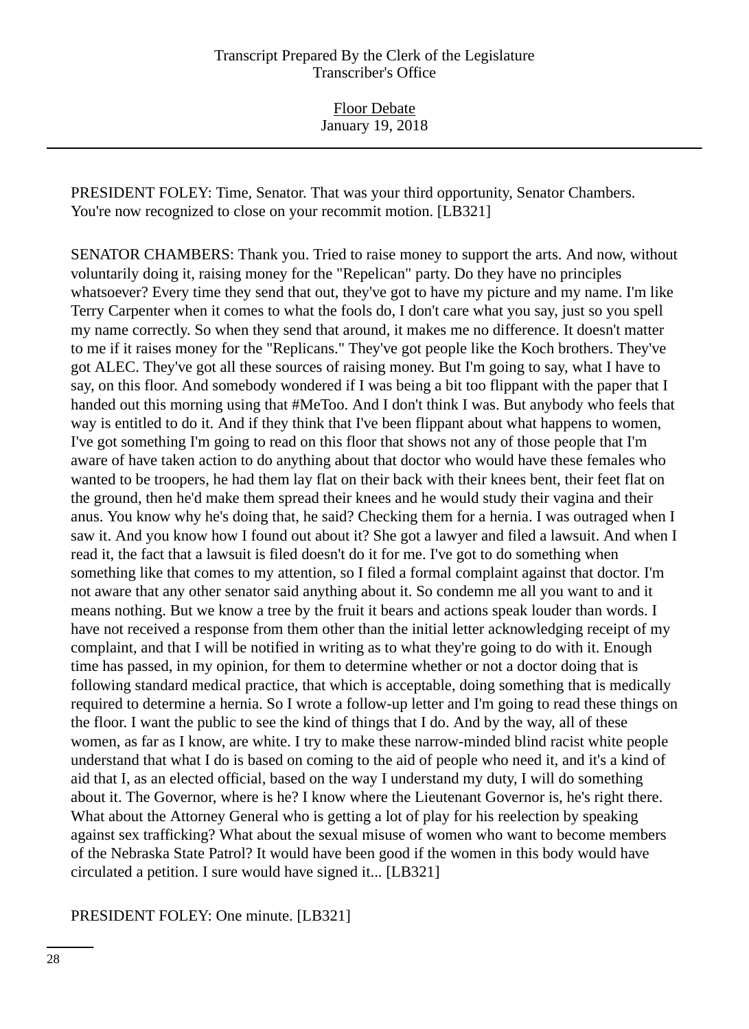PRESIDENT FOLEY: Time, Senator. That was your third opportunity, Senator Chambers. You're now recognized to close on your recommit motion. [LB321]

SENATOR CHAMBERS: Thank you. Tried to raise money to support the arts. And now, without voluntarily doing it, raising money for the "Repelican" party. Do they have no principles whatsoever? Every time they send that out, they've got to have my picture and my name. I'm like Terry Carpenter when it comes to what the fools do, I don't care what you say, just so you spell my name correctly. So when they send that around, it makes me no difference. It doesn't matter to me if it raises money for the "Replicans." They've got people like the Koch brothers. They've got ALEC. They've got all these sources of raising money. But I'm going to say, what I have to say, on this floor. And somebody wondered if I was being a bit too flippant with the paper that I handed out this morning using that #MeToo. And I don't think I was. But anybody who feels that way is entitled to do it. And if they think that I've been flippant about what happens to women, I've got something I'm going to read on this floor that shows not any of those people that I'm aware of have taken action to do anything about that doctor who would have these females who wanted to be troopers, he had them lay flat on their back with their knees bent, their feet flat on the ground, then he'd make them spread their knees and he would study their vagina and their anus. You know why he's doing that, he said? Checking them for a hernia. I was outraged when I saw it. And you know how I found out about it? She got a lawyer and filed a lawsuit. And when I read it, the fact that a lawsuit is filed doesn't do it for me. I've got to do something when something like that comes to my attention, so I filed a formal complaint against that doctor. I'm not aware that any other senator said anything about it. So condemn me all you want to and it means nothing. But we know a tree by the fruit it bears and actions speak louder than words. I have not received a response from them other than the initial letter acknowledging receipt of my complaint, and that I will be notified in writing as to what they're going to do with it. Enough time has passed, in my opinion, for them to determine whether or not a doctor doing that is following standard medical practice, that which is acceptable, doing something that is medically required to determine a hernia. So I wrote a follow-up letter and I'm going to read these things on the floor. I want the public to see the kind of things that I do. And by the way, all of these women, as far as I know, are white. I try to make these narrow-minded blind racist white people understand that what I do is based on coming to the aid of people who need it, and it's a kind of aid that I, as an elected official, based on the way I understand my duty, I will do something about it. The Governor, where is he? I know where the Lieutenant Governor is, he's right there. What about the Attorney General who is getting a lot of play for his reelection by speaking against sex trafficking? What about the sexual misuse of women who want to become members of the Nebraska State Patrol? It would have been good if the women in this body would have circulated a petition. I sure would have signed it... [LB321]

PRESIDENT FOLEY: One minute. [LB321]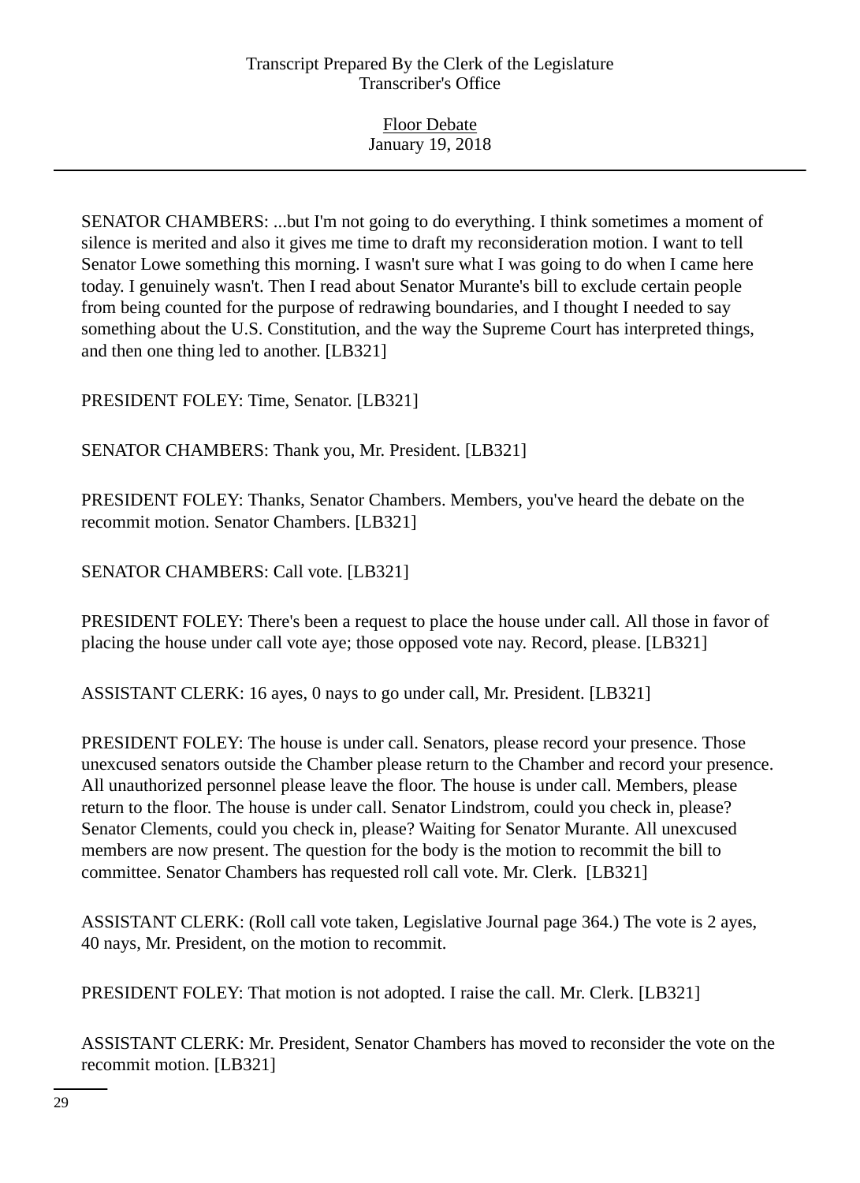SENATOR CHAMBERS: ...but I'm not going to do everything. I think sometimes a moment of silence is merited and also it gives me time to draft my reconsideration motion. I want to tell Senator Lowe something this morning. I wasn't sure what I was going to do when I came here today. I genuinely wasn't. Then I read about Senator Murante's bill to exclude certain people from being counted for the purpose of redrawing boundaries, and I thought I needed to say something about the U.S. Constitution, and the way the Supreme Court has interpreted things, and then one thing led to another. [LB321]

PRESIDENT FOLEY: Time, Senator. [LB321]

SENATOR CHAMBERS: Thank you, Mr. President. [LB321]

PRESIDENT FOLEY: Thanks, Senator Chambers. Members, you've heard the debate on the recommit motion. Senator Chambers. [LB321]

SENATOR CHAMBERS: Call vote. [LB321]

PRESIDENT FOLEY: There's been a request to place the house under call. All those in favor of placing the house under call vote aye; those opposed vote nay. Record, please. [LB321]

ASSISTANT CLERK: 16 ayes, 0 nays to go under call, Mr. President. [LB321]

PRESIDENT FOLEY: The house is under call. Senators, please record your presence. Those unexcused senators outside the Chamber please return to the Chamber and record your presence. All unauthorized personnel please leave the floor. The house is under call. Members, please return to the floor. The house is under call. Senator Lindstrom, could you check in, please? Senator Clements, could you check in, please? Waiting for Senator Murante. All unexcused members are now present. The question for the body is the motion to recommit the bill to committee. Senator Chambers has requested roll call vote. Mr. Clerk. [LB321]

ASSISTANT CLERK: (Roll call vote taken, Legislative Journal page 364.) The vote is 2 ayes, 40 nays, Mr. President, on the motion to recommit.

PRESIDENT FOLEY: That motion is not adopted. I raise the call. Mr. Clerk. [LB321]

ASSISTANT CLERK: Mr. President, Senator Chambers has moved to reconsider the vote on the recommit motion. [LB321]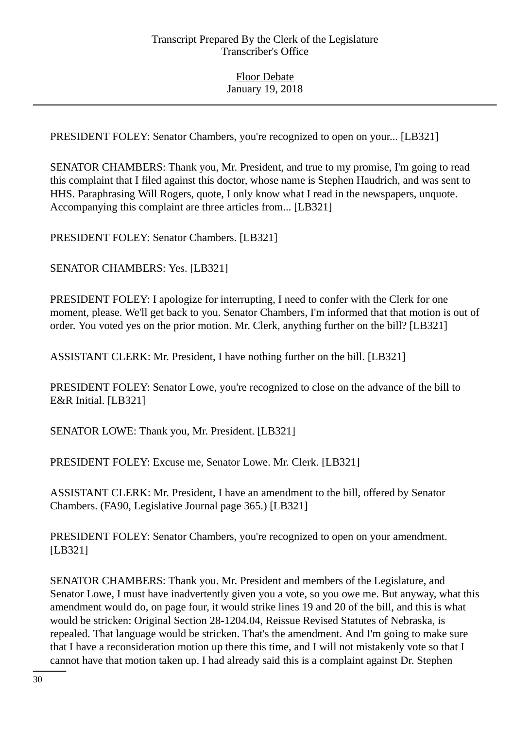PRESIDENT FOLEY: Senator Chambers, you're recognized to open on your... [LB321]

SENATOR CHAMBERS: Thank you, Mr. President, and true to my promise, I'm going to read this complaint that I filed against this doctor, whose name is Stephen Haudrich, and was sent to HHS. Paraphrasing Will Rogers, quote, I only know what I read in the newspapers, unquote. Accompanying this complaint are three articles from... [LB321]

PRESIDENT FOLEY: Senator Chambers. [LB321]

SENATOR CHAMBERS: Yes. [LB321]

PRESIDENT FOLEY: I apologize for interrupting, I need to confer with the Clerk for one moment, please. We'll get back to you. Senator Chambers, I'm informed that that motion is out of order. You voted yes on the prior motion. Mr. Clerk, anything further on the bill? [LB321]

ASSISTANT CLERK: Mr. President, I have nothing further on the bill. [LB321]

PRESIDENT FOLEY: Senator Lowe, you're recognized to close on the advance of the bill to E&R Initial. [LB321]

SENATOR LOWE: Thank you, Mr. President. [LB321]

PRESIDENT FOLEY: Excuse me, Senator Lowe. Mr. Clerk. [LB321]

ASSISTANT CLERK: Mr. President, I have an amendment to the bill, offered by Senator Chambers. (FA90, Legislative Journal page 365.) [LB321]

PRESIDENT FOLEY: Senator Chambers, you're recognized to open on your amendment. [LB321]

SENATOR CHAMBERS: Thank you. Mr. President and members of the Legislature, and Senator Lowe, I must have inadvertently given you a vote, so you owe me. But anyway, what this amendment would do, on page four, it would strike lines 19 and 20 of the bill, and this is what would be stricken: Original Section 28-1204.04, Reissue Revised Statutes of Nebraska, is repealed. That language would be stricken. That's the amendment. And I'm going to make sure that I have a reconsideration motion up there this time, and I will not mistakenly vote so that I cannot have that motion taken up. I had already said this is a complaint against Dr. Stephen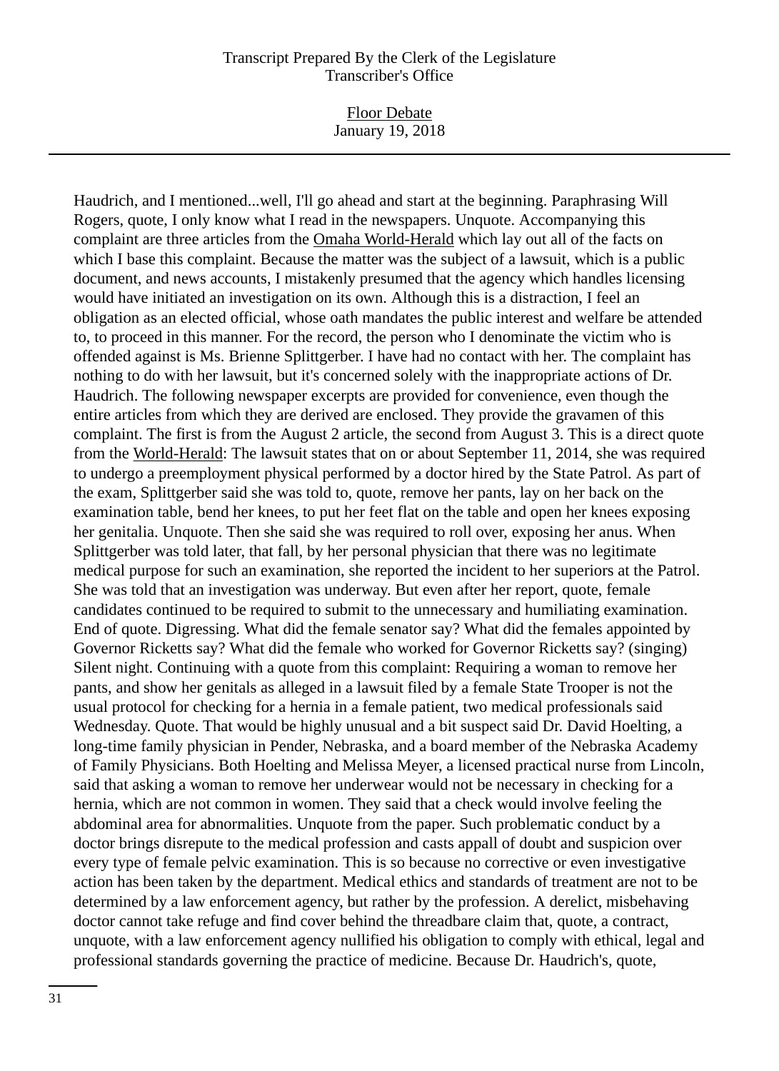Haudrich, and I mentioned...well, I'll go ahead and start at the beginning. Paraphrasing Will Rogers, quote, I only know what I read in the newspapers. Unquote. Accompanying this complaint are three articles from the Omaha World-Herald which lay out all of the facts on which I base this complaint. Because the matter was the subject of a lawsuit, which is a public document, and news accounts, I mistakenly presumed that the agency which handles licensing would have initiated an investigation on its own. Although this is a distraction, I feel an obligation as an elected official, whose oath mandates the public interest and welfare be attended to, to proceed in this manner. For the record, the person who I denominate the victim who is offended against is Ms. Brienne Splittgerber. I have had no contact with her. The complaint has nothing to do with her lawsuit, but it's concerned solely with the inappropriate actions of Dr. Haudrich. The following newspaper excerpts are provided for convenience, even though the entire articles from which they are derived are enclosed. They provide the gravamen of this complaint. The first is from the August 2 article, the second from August 3. This is a direct quote from the World-Herald: The lawsuit states that on or about September 11, 2014, she was required to undergo a preemployment physical performed by a doctor hired by the State Patrol. As part of the exam, Splittgerber said she was told to, quote, remove her pants, lay on her back on the examination table, bend her knees, to put her feet flat on the table and open her knees exposing her genitalia. Unquote. Then she said she was required to roll over, exposing her anus. When Splittgerber was told later, that fall, by her personal physician that there was no legitimate medical purpose for such an examination, she reported the incident to her superiors at the Patrol. She was told that an investigation was underway. But even after her report, quote, female candidates continued to be required to submit to the unnecessary and humiliating examination. End of quote. Digressing. What did the female senator say? What did the females appointed by Governor Ricketts say? What did the female who worked for Governor Ricketts say? (singing) Silent night. Continuing with a quote from this complaint: Requiring a woman to remove her pants, and show her genitals as alleged in a lawsuit filed by a female State Trooper is not the usual protocol for checking for a hernia in a female patient, two medical professionals said Wednesday. Quote. That would be highly unusual and a bit suspect said Dr. David Hoelting, a long-time family physician in Pender, Nebraska, and a board member of the Nebraska Academy of Family Physicians. Both Hoelting and Melissa Meyer, a licensed practical nurse from Lincoln, said that asking a woman to remove her underwear would not be necessary in checking for a hernia, which are not common in women. They said that a check would involve feeling the abdominal area for abnormalities. Unquote from the paper. Such problematic conduct by a doctor brings disrepute to the medical profession and casts appall of doubt and suspicion over every type of female pelvic examination. This is so because no corrective or even investigative action has been taken by the department. Medical ethics and standards of treatment are not to be determined by a law enforcement agency, but rather by the profession. A derelict, misbehaving doctor cannot take refuge and find cover behind the threadbare claim that, quote, a contract, unquote, with a law enforcement agency nullified his obligation to comply with ethical, legal and professional standards governing the practice of medicine. Because Dr. Haudrich's, quote,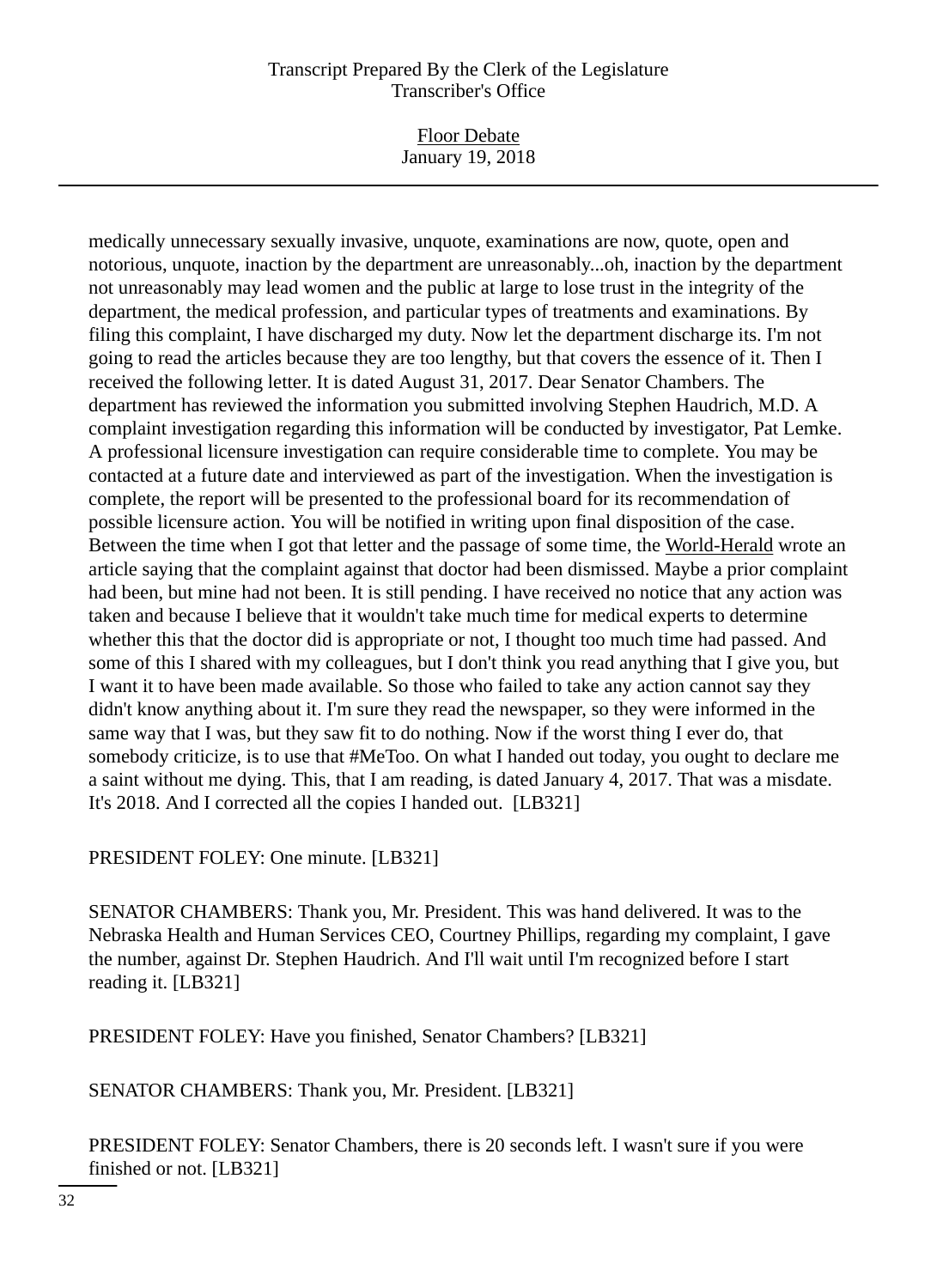medically unnecessary sexually invasive, unquote, examinations are now, quote, open and notorious, unquote, inaction by the department are unreasonably...oh, inaction by the department not unreasonably may lead women and the public at large to lose trust in the integrity of the department, the medical profession, and particular types of treatments and examinations. By filing this complaint, I have discharged my duty. Now let the department discharge its. I'm not going to read the articles because they are too lengthy, but that covers the essence of it. Then I received the following letter. It is dated August 31, 2017. Dear Senator Chambers. The department has reviewed the information you submitted involving Stephen Haudrich, M.D. A complaint investigation regarding this information will be conducted by investigator, Pat Lemke. A professional licensure investigation can require considerable time to complete. You may be contacted at a future date and interviewed as part of the investigation. When the investigation is complete, the report will be presented to the professional board for its recommendation of possible licensure action. You will be notified in writing upon final disposition of the case. Between the time when I got that letter and the passage of some time, the World-Herald wrote an article saying that the complaint against that doctor had been dismissed. Maybe a prior complaint had been, but mine had not been. It is still pending. I have received no notice that any action was taken and because I believe that it wouldn't take much time for medical experts to determine whether this that the doctor did is appropriate or not, I thought too much time had passed. And some of this I shared with my colleagues, but I don't think you read anything that I give you, but I want it to have been made available. So those who failed to take any action cannot say they didn't know anything about it. I'm sure they read the newspaper, so they were informed in the same way that I was, but they saw fit to do nothing. Now if the worst thing I ever do, that somebody criticize, is to use that #MeToo. On what I handed out today, you ought to declare me a saint without me dying. This, that I am reading, is dated January 4, 2017. That was a misdate. It's 2018. And I corrected all the copies I handed out. [LB321]

PRESIDENT FOLEY: One minute. [LB321]

SENATOR CHAMBERS: Thank you, Mr. President. This was hand delivered. It was to the Nebraska Health and Human Services CEO, Courtney Phillips, regarding my complaint, I gave the number, against Dr. Stephen Haudrich. And I'll wait until I'm recognized before I start reading it. [LB321]

PRESIDENT FOLEY: Have you finished, Senator Chambers? [LB321]

SENATOR CHAMBERS: Thank you, Mr. President. [LB321]

PRESIDENT FOLEY: Senator Chambers, there is 20 seconds left. I wasn't sure if you were finished or not. [LB321]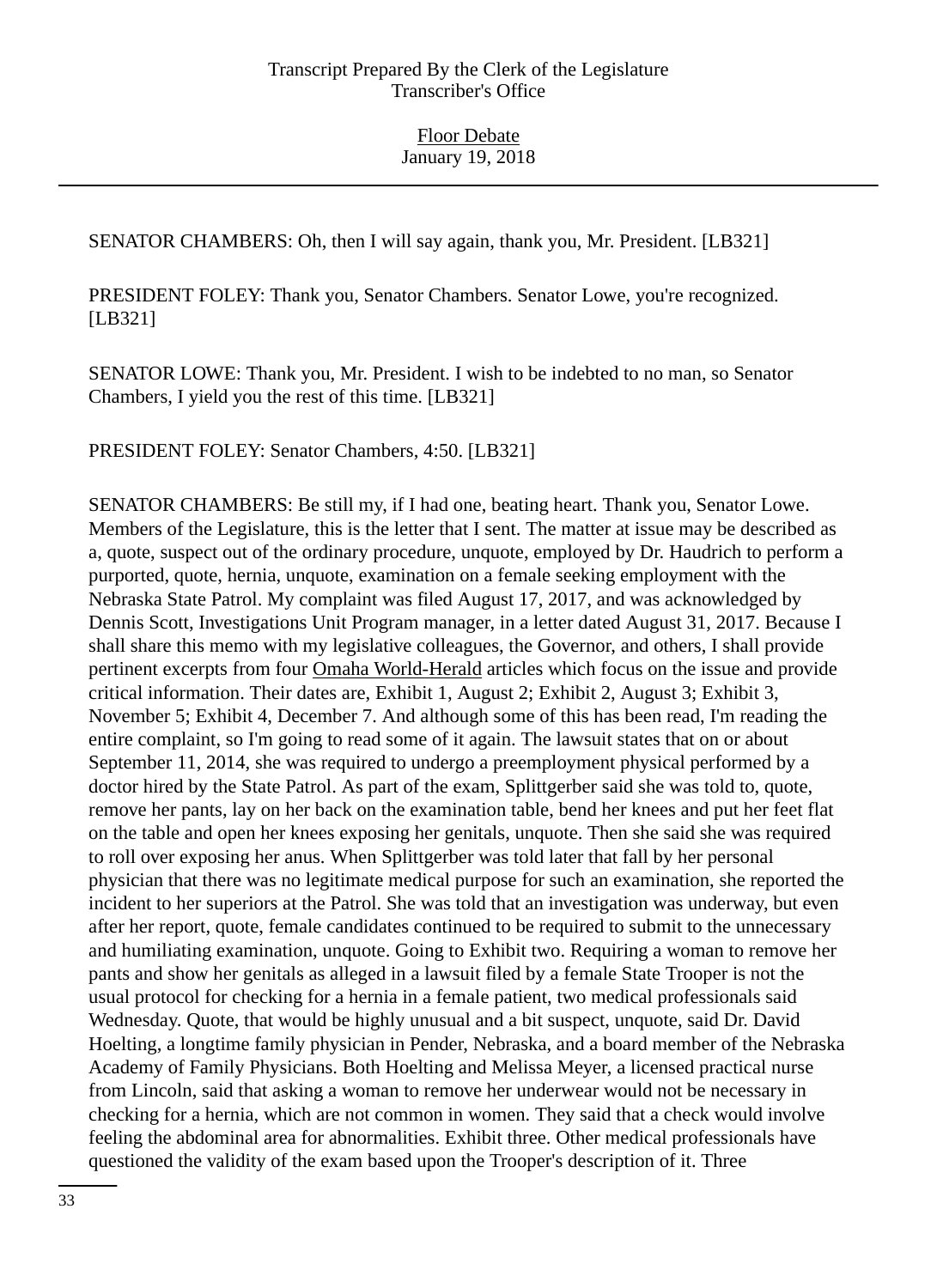SENATOR CHAMBERS: Oh, then I will say again, thank you, Mr. President. [LB321]

PRESIDENT FOLEY: Thank you, Senator Chambers. Senator Lowe, you're recognized. [LB321]

SENATOR LOWE: Thank you, Mr. President. I wish to be indebted to no man, so Senator Chambers, I yield you the rest of this time. [LB321]

PRESIDENT FOLEY: Senator Chambers, 4:50. [LB321]

SENATOR CHAMBERS: Be still my, if I had one, beating heart. Thank you, Senator Lowe. Members of the Legislature, this is the letter that I sent. The matter at issue may be described as a, quote, suspect out of the ordinary procedure, unquote, employed by Dr. Haudrich to perform a purported, quote, hernia, unquote, examination on a female seeking employment with the Nebraska State Patrol. My complaint was filed August 17, 2017, and was acknowledged by Dennis Scott, Investigations Unit Program manager, in a letter dated August 31, 2017. Because I shall share this memo with my legislative colleagues, the Governor, and others, I shall provide pertinent excerpts from four Omaha World-Herald articles which focus on the issue and provide critical information. Their dates are, Exhibit 1, August 2; Exhibit 2, August 3; Exhibit 3, November 5; Exhibit 4, December 7. And although some of this has been read, I'm reading the entire complaint, so I'm going to read some of it again. The lawsuit states that on or about September 11, 2014, she was required to undergo a preemployment physical performed by a doctor hired by the State Patrol. As part of the exam, Splittgerber said she was told to, quote, remove her pants, lay on her back on the examination table, bend her knees and put her feet flat on the table and open her knees exposing her genitals, unquote. Then she said she was required to roll over exposing her anus. When Splittgerber was told later that fall by her personal physician that there was no legitimate medical purpose for such an examination, she reported the incident to her superiors at the Patrol. She was told that an investigation was underway, but even after her report, quote, female candidates continued to be required to submit to the unnecessary and humiliating examination, unquote. Going to Exhibit two. Requiring a woman to remove her pants and show her genitals as alleged in a lawsuit filed by a female State Trooper is not the usual protocol for checking for a hernia in a female patient, two medical professionals said Wednesday. Quote, that would be highly unusual and a bit suspect, unquote, said Dr. David Hoelting, a longtime family physician in Pender, Nebraska, and a board member of the Nebraska Academy of Family Physicians. Both Hoelting and Melissa Meyer, a licensed practical nurse from Lincoln, said that asking a woman to remove her underwear would not be necessary in checking for a hernia, which are not common in women. They said that a check would involve feeling the abdominal area for abnormalities. Exhibit three. Other medical professionals have questioned the validity of the exam based upon the Trooper's description of it. Three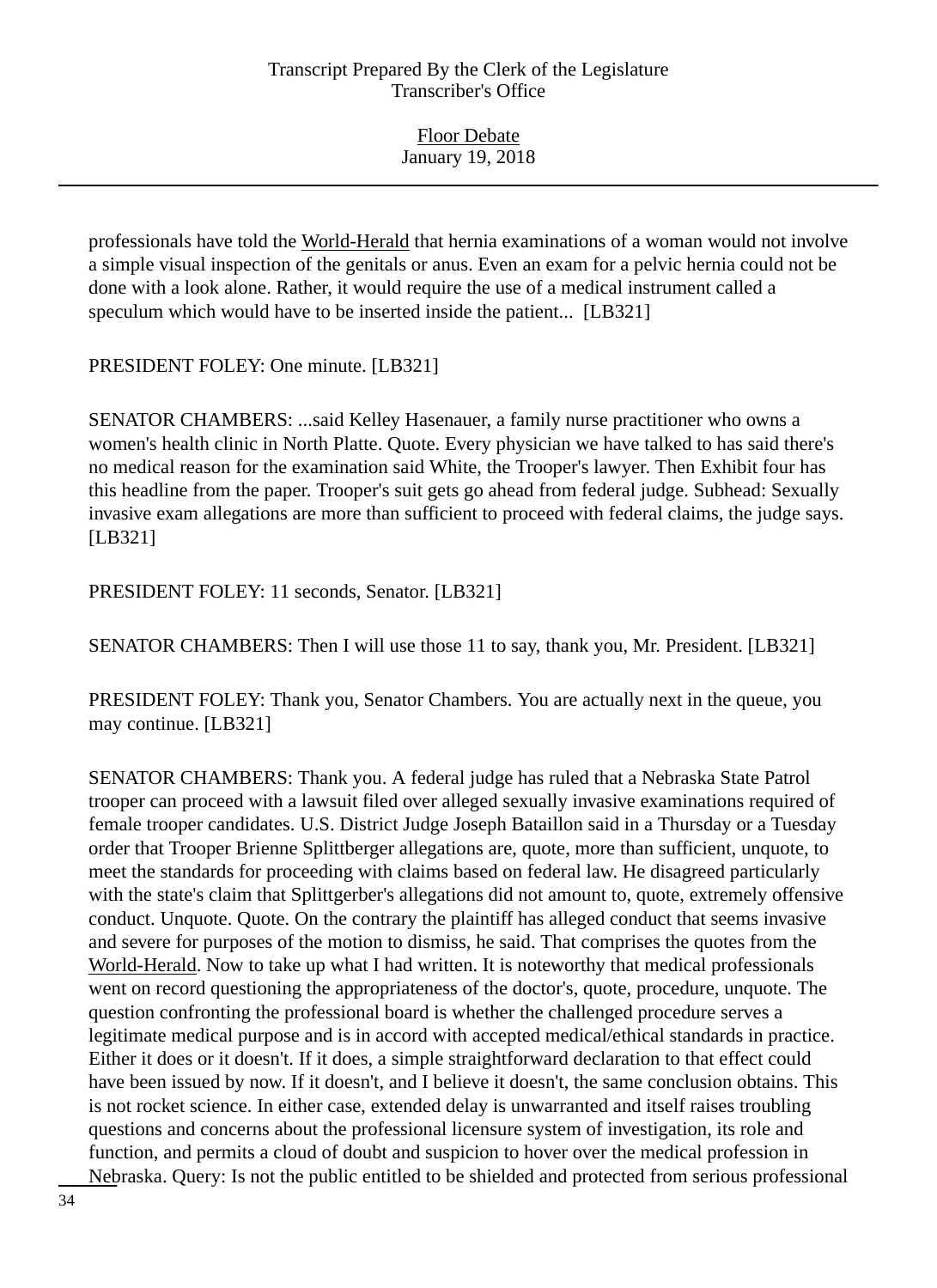professionals have told the World-Herald that hernia examinations of a woman would not involve a simple visual inspection of the genitals or anus. Even an exam for a pelvic hernia could not be done with a look alone. Rather, it would require the use of a medical instrument called a speculum which would have to be inserted inside the patient... [LB321]

PRESIDENT FOLEY: One minute. [LB321]

SENATOR CHAMBERS: ...said Kelley Hasenauer, a family nurse practitioner who owns a women's health clinic in North Platte. Quote. Every physician we have talked to has said there's no medical reason for the examination said White, the Trooper's lawyer. Then Exhibit four has this headline from the paper. Trooper's suit gets go ahead from federal judge. Subhead: Sexually invasive exam allegations are more than sufficient to proceed with federal claims, the judge says. [LB321]

PRESIDENT FOLEY: 11 seconds, Senator. [LB321]

SENATOR CHAMBERS: Then I will use those 11 to say, thank you, Mr. President. [LB321]

PRESIDENT FOLEY: Thank you, Senator Chambers. You are actually next in the queue, you may continue. [LB321]

SENATOR CHAMBERS: Thank you. A federal judge has ruled that a Nebraska State Patrol trooper can proceed with a lawsuit filed over alleged sexually invasive examinations required of female trooper candidates. U.S. District Judge Joseph Bataillon said in a Thursday or a Tuesday order that Trooper Brienne Splittberger allegations are, quote, more than sufficient, unquote, to meet the standards for proceeding with claims based on federal law. He disagreed particularly with the state's claim that Splittgerber's allegations did not amount to, quote, extremely offensive conduct. Unquote. Quote. On the contrary the plaintiff has alleged conduct that seems invasive and severe for purposes of the motion to dismiss, he said. That comprises the quotes from the World-Herald. Now to take up what I had written. It is noteworthy that medical professionals went on record questioning the appropriateness of the doctor's, quote, procedure, unquote. The question confronting the professional board is whether the challenged procedure serves a legitimate medical purpose and is in accord with accepted medical/ethical standards in practice. Either it does or it doesn't. If it does, a simple straightforward declaration to that effect could have been issued by now. If it doesn't, and I believe it doesn't, the same conclusion obtains. This is not rocket science. In either case, extended delay is unwarranted and itself raises troubling questions and concerns about the professional licensure system of investigation, its role and function, and permits a cloud of doubt and suspicion to hover over the medical profession in Nebraska. Query: Is not the public entitled to be shielded and protected from serious professional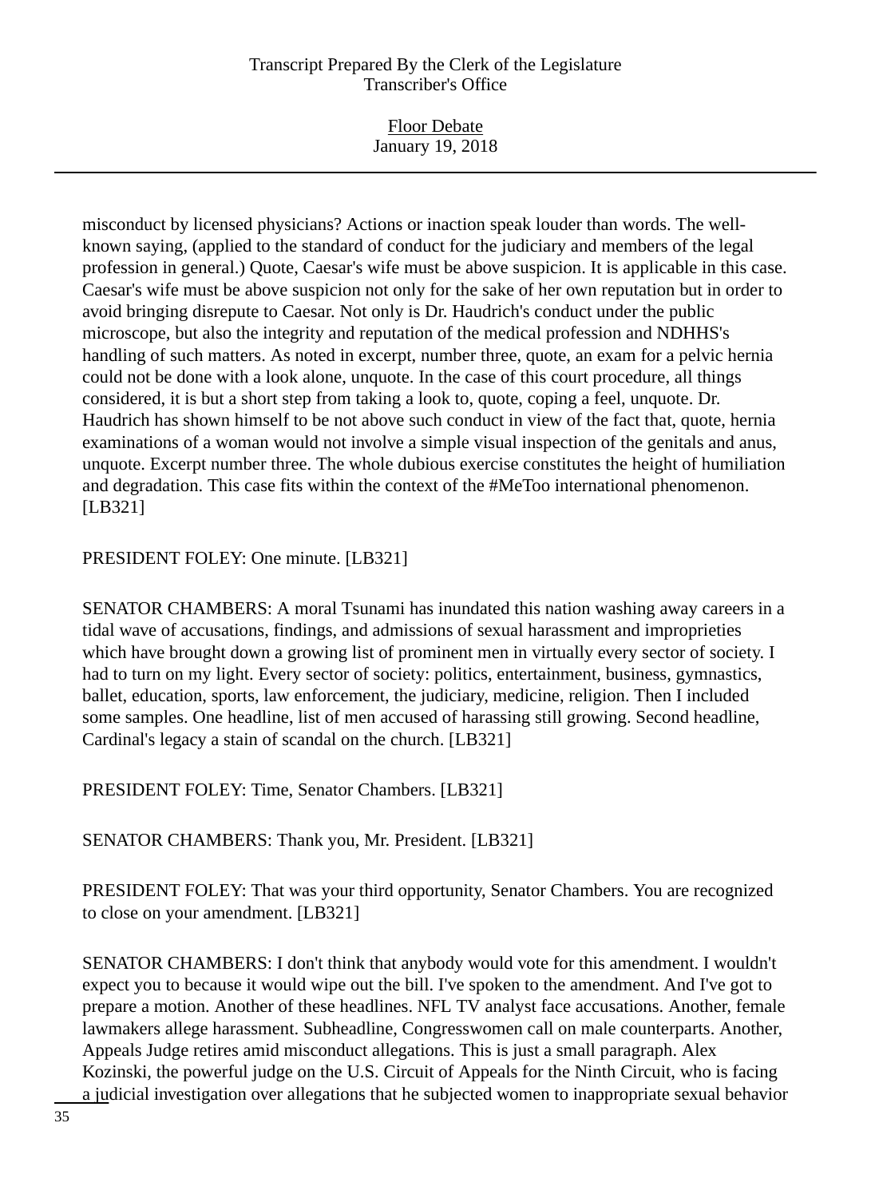misconduct by licensed physicians? Actions or inaction speak louder than words. The well-known saying, (applied to the standard of conduct for the judiciary and members of the legal profession in general.) Quote, Caesar's wife must be above suspicion. It is applicable in this case. Caesar's wife must be above suspicion not only for the sake of her own reputation but in order to avoid bringing disrepute to Caesar. Not only is Dr. Haudrich's conduct under the public microscope, but also the integrity and reputation of the medical profession and NDHHS's handling of such matters. As noted in excerpt, number three, quote, an exam for a pelvic hernia could not be done with a look alone, unquote. In the case of this court procedure, all things considered, it is but a short step from taking a look to, quote, coping a feel, unquote. Dr. Haudrich has shown himself to be not above such conduct in view of the fact that, quote, hernia examinations of a woman would not involve a simple visual inspection of the genitals and anus, unquote. Excerpt number three. The whole dubious exercise constitutes the height of humiliation and degradation. This case fits within the context of the #MeToo international phenomenon. [LB321]

PRESIDENT FOLEY: One minute. [LB321]

SENATOR CHAMBERS: A moral Tsunami has inundated this nation washing away careers in a tidal wave of accusations, findings, and admissions of sexual harassment and improprieties which have brought down a growing list of prominent men in virtually every sector of society. I had to turn on my light. Every sector of society: politics, entertainment, business, gymnastics, ballet, education, sports, law enforcement, the judiciary, medicine, religion. Then I included some samples. One headline, list of men accused of harassing still growing. Second headline, Cardinal's legacy a stain of scandal on the church. [LB321]

PRESIDENT FOLEY: Time, Senator Chambers. [LB321]

SENATOR CHAMBERS: Thank you, Mr. President. [LB321]

PRESIDENT FOLEY: That was your third opportunity, Senator Chambers. You are recognized to close on your amendment. [LB321]

SENATOR CHAMBERS: I don't think that anybody would vote for this amendment. I wouldn't expect you to because it would wipe out the bill. I've spoken to the amendment. And I've got to prepare a motion. Another of these headlines. NFL TV analyst face accusations. Another, female lawmakers allege harassment. Subheadline, Congresswomen call on male counterparts. Another, Appeals Judge retires amid misconduct allegations. This is just a small paragraph. Alex Kozinski, the powerful judge on the U.S. Circuit of Appeals for the Ninth Circuit, who is facing a judicial investigation over allegations that he subjected women to inappropriate sexual behavior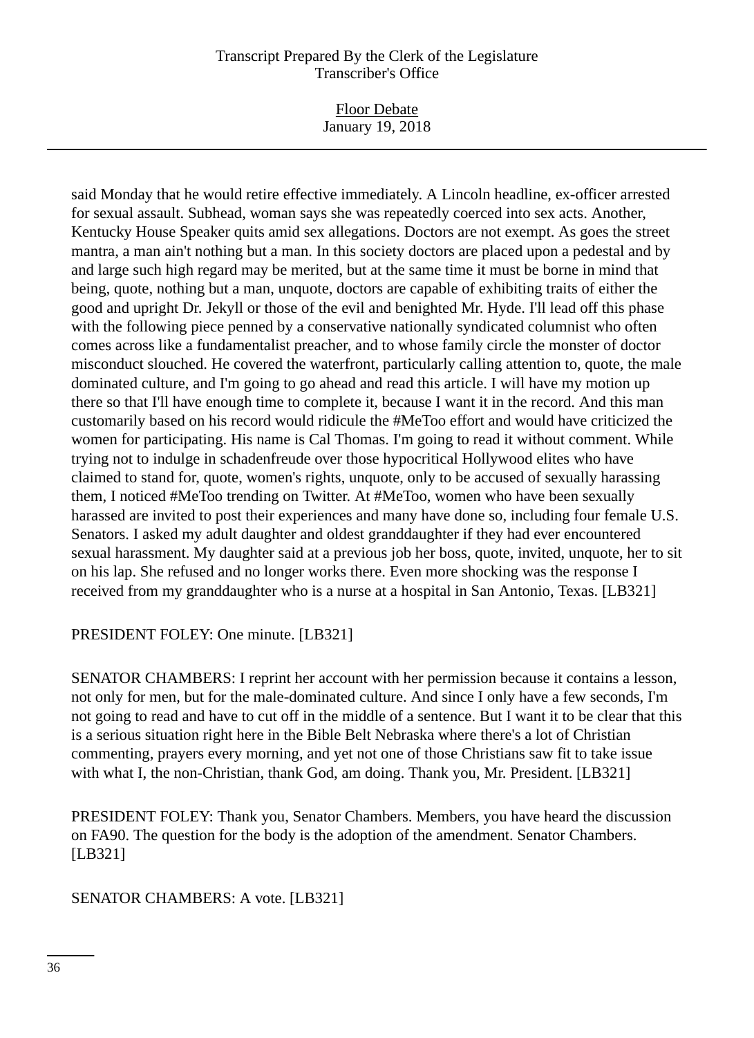said Monday that he would retire effective immediately. A Lincoln headline, ex-officer arrested for sexual assault. Subhead, woman says she was repeatedly coerced into sex acts. Another, Kentucky House Speaker quits amid sex allegations. Doctors are not exempt. As goes the street mantra, a man ain't nothing but a man. In this society doctors are placed upon a pedestal and by and large such high regard may be merited, but at the same time it must be borne in mind that being, quote, nothing but a man, unquote, doctors are capable of exhibiting traits of either the good and upright Dr. Jekyll or those of the evil and benighted Mr. Hyde. I'll lead off this phase with the following piece penned by a conservative nationally syndicated columnist who often comes across like a fundamentalist preacher, and to whose family circle the monster of doctor misconduct slouched. He covered the waterfront, particularly calling attention to, quote, the male dominated culture, and I'm going to go ahead and read this article. I will have my motion up there so that I'll have enough time to complete it, because I want it in the record. And this man customarily based on his record would ridicule the #MeToo effort and would have criticized the women for participating. His name is Cal Thomas. I'm going to read it without comment. While trying not to indulge in schadenfreude over those hypocritical Hollywood elites who have claimed to stand for, quote, women's rights, unquote, only to be accused of sexually harassing them, I noticed #MeToo trending on Twitter. At #MeToo, women who have been sexually harassed are invited to post their experiences and many have done so, including four female U.S. Senators. I asked my adult daughter and oldest granddaughter if they had ever encountered sexual harassment. My daughter said at a previous job her boss, quote, invited, unquote, her to sit on his lap. She refused and no longer works there. Even more shocking was the response I received from my granddaughter who is a nurse at a hospital in San Antonio, Texas. [LB321]

PRESIDENT FOLEY: One minute. [LB321]

SENATOR CHAMBERS: I reprint her account with her permission because it contains a lesson, not only for men, but for the male-dominated culture. And since I only have a few seconds, I'm not going to read and have to cut off in the middle of a sentence. But I want it to be clear that this is a serious situation right here in the Bible Belt Nebraska where there's a lot of Christian commenting, prayers every morning, and yet not one of those Christians saw fit to take issue with what I, the non-Christian, thank God, am doing. Thank you, Mr. President. [LB321]

PRESIDENT FOLEY: Thank you, Senator Chambers. Members, you have heard the discussion on FA90. The question for the body is the adoption of the amendment. Senator Chambers. [LB321]

SENATOR CHAMBERS: A vote. [LB321]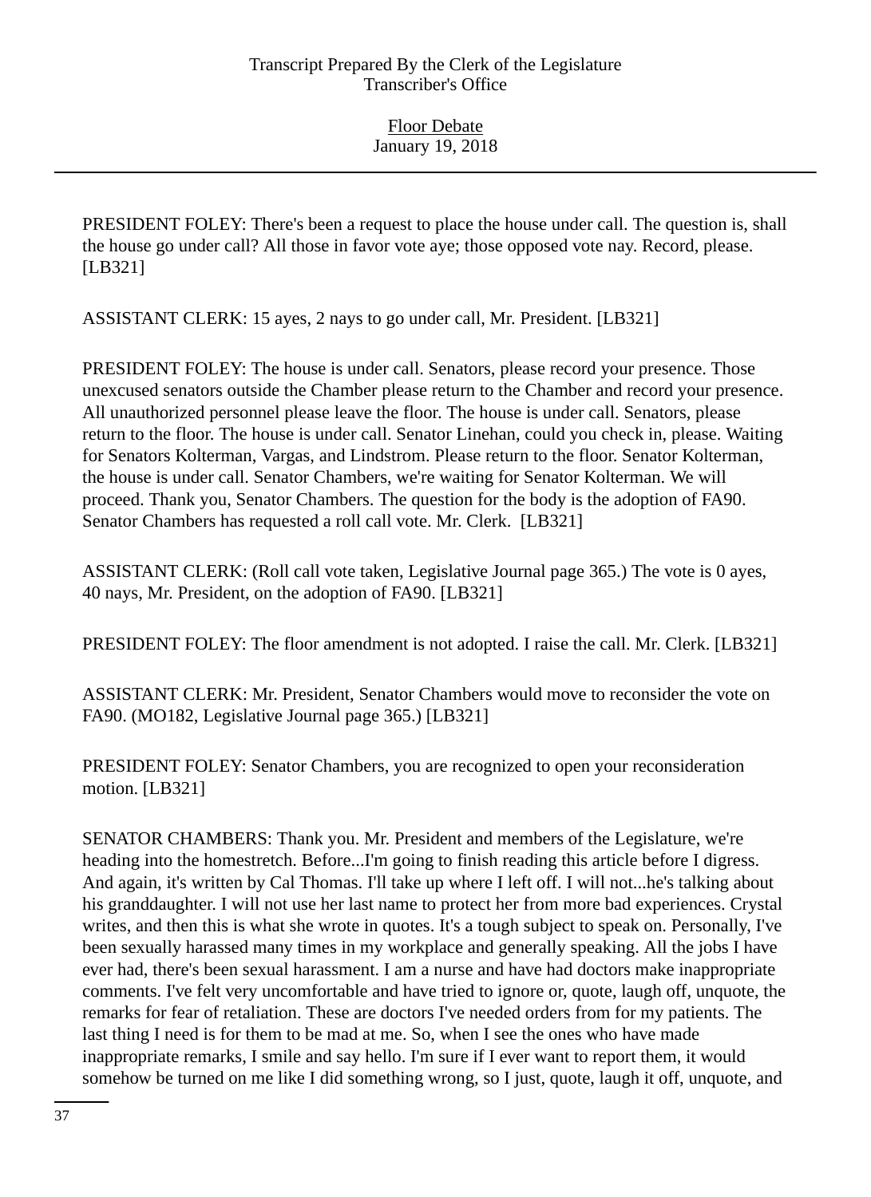PRESIDENT FOLEY: There's been a request to place the house under call. The question is, shall the house go under call? All those in favor vote aye; those opposed vote nay. Record, please. [LB321]

ASSISTANT CLERK: 15 ayes, 2 nays to go under call, Mr. President. [LB321]

PRESIDENT FOLEY: The house is under call. Senators, please record your presence. Those unexcused senators outside the Chamber please return to the Chamber and record your presence. All unauthorized personnel please leave the floor. The house is under call. Senators, please return to the floor. The house is under call. Senator Linehan, could you check in, please. Waiting for Senators Kolterman, Vargas, and Lindstrom. Please return to the floor. Senator Kolterman, the house is under call. Senator Chambers, we're waiting for Senator Kolterman. We will proceed. Thank you, Senator Chambers. The question for the body is the adoption of FA90. Senator Chambers has requested a roll call vote. Mr. Clerk. [LB321]

ASSISTANT CLERK: (Roll call vote taken, Legislative Journal page 365.) The vote is 0 ayes, 40 nays, Mr. President, on the adoption of FA90. [LB321]

PRESIDENT FOLEY: The floor amendment is not adopted. I raise the call. Mr. Clerk. [LB321]

ASSISTANT CLERK: Mr. President, Senator Chambers would move to reconsider the vote on FA90. (MO182, Legislative Journal page 365.) [LB321]

PRESIDENT FOLEY: Senator Chambers, you are recognized to open your reconsideration motion. [LB321]

SENATOR CHAMBERS: Thank you. Mr. President and members of the Legislature, we're heading into the homestretch. Before...I'm going to finish reading this article before I digress. And again, it's written by Cal Thomas. I'll take up where I left off. I will not...he's talking about his granddaughter. I will not use her last name to protect her from more bad experiences. Crystal writes, and then this is what she wrote in quotes. It's a tough subject to speak on. Personally, I've been sexually harassed many times in my workplace and generally speaking. All the jobs I have ever had, there's been sexual harassment. I am a nurse and have had doctors make inappropriate comments. I've felt very uncomfortable and have tried to ignore or, quote, laugh off, unquote, the remarks for fear of retaliation. These are doctors I've needed orders from for my patients. The last thing I need is for them to be mad at me. So, when I see the ones who have made inappropriate remarks, I smile and say hello. I'm sure if I ever want to report them, it would somehow be turned on me like I did something wrong, so I just, quote, laugh it off, unquote, and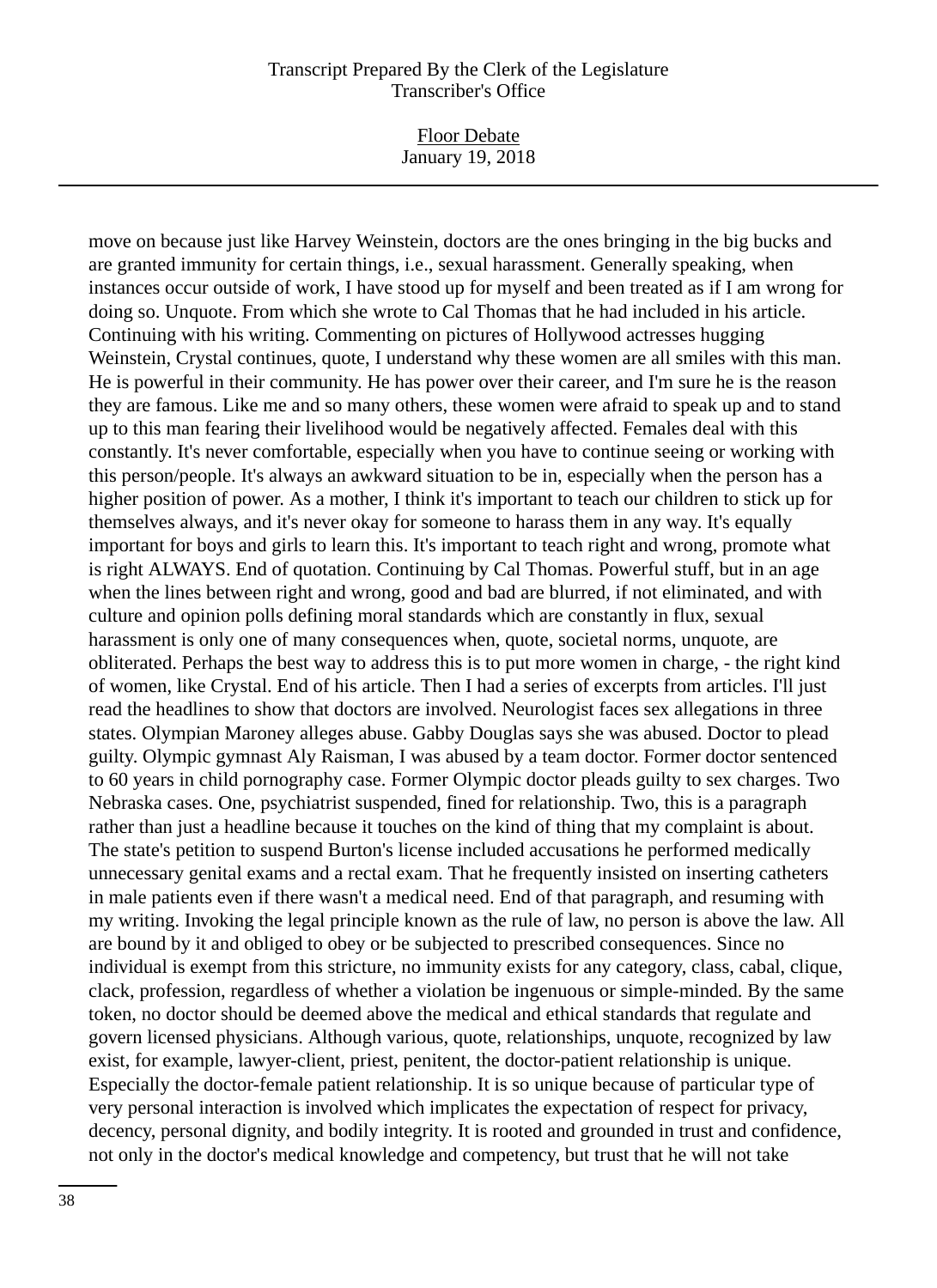move on because just like Harvey Weinstein, doctors are the ones bringing in the big bucks and are granted immunity for certain things, i.e., sexual harassment. Generally speaking, when instances occur outside of work, I have stood up for myself and been treated as if I am wrong for doing so. Unquote. From which she wrote to Cal Thomas that he had included in his article. Continuing with his writing. Commenting on pictures of Hollywood actresses hugging Weinstein, Crystal continues, quote, I understand why these women are all smiles with this man. He is powerful in their community. He has power over their career, and I'm sure he is the reason they are famous. Like me and so many others, these women were afraid to speak up and to stand up to this man fearing their livelihood would be negatively affected. Females deal with this constantly. It's never comfortable, especially when you have to continue seeing or working with this person/people. It's always an awkward situation to be in, especially when the person has a higher position of power. As a mother, I think it's important to teach our children to stick up for themselves always, and it's never okay for someone to harass them in any way. It's equally important for boys and girls to learn this. It's important to teach right and wrong, promote what is right ALWAYS. End of quotation. Continuing by Cal Thomas. Powerful stuff, but in an age when the lines between right and wrong, good and bad are blurred, if not eliminated, and with culture and opinion polls defining moral standards which are constantly in flux, sexual harassment is only one of many consequences when, quote, societal norms, unquote, are obliterated. Perhaps the best way to address this is to put more women in charge, - the right kind of women, like Crystal. End of his article. Then I had a series of excerpts from articles. I'll just read the headlines to show that doctors are involved. Neurologist faces sex allegations in three states. Olympian Maroney alleges abuse. Gabby Douglas says she was abused. Doctor to plead guilty. Olympic gymnast Aly Raisman, I was abused by a team doctor. Former doctor sentenced to 60 years in child pornography case. Former Olympic doctor pleads guilty to sex charges. Two Nebraska cases. One, psychiatrist suspended, fined for relationship. Two, this is a paragraph rather than just a headline because it touches on the kind of thing that my complaint is about. The state's petition to suspend Burton's license included accusations he performed medically unnecessary genital exams and a rectal exam. That he frequently insisted on inserting catheters in male patients even if there wasn't a medical need. End of that paragraph, and resuming with my writing. Invoking the legal principle known as the rule of law, no person is above the law. All are bound by it and obliged to obey or be subjected to prescribed consequences. Since no individual is exempt from this stricture, no immunity exists for any category, class, cabal, clique, clack, profession, regardless of whether a violation be ingenuous or simple-minded. By the same token, no doctor should be deemed above the medical and ethical standards that regulate and govern licensed physicians. Although various, quote, relationships, unquote, recognized by law exist, for example, lawyer-client, priest, penitent, the doctor-patient relationship is unique. Especially the doctor-female patient relationship. It is so unique because of particular type of very personal interaction is involved which implicates the expectation of respect for privacy, decency, personal dignity, and bodily integrity. It is rooted and grounded in trust and confidence, not only in the doctor's medical knowledge and competency, but trust that he will not take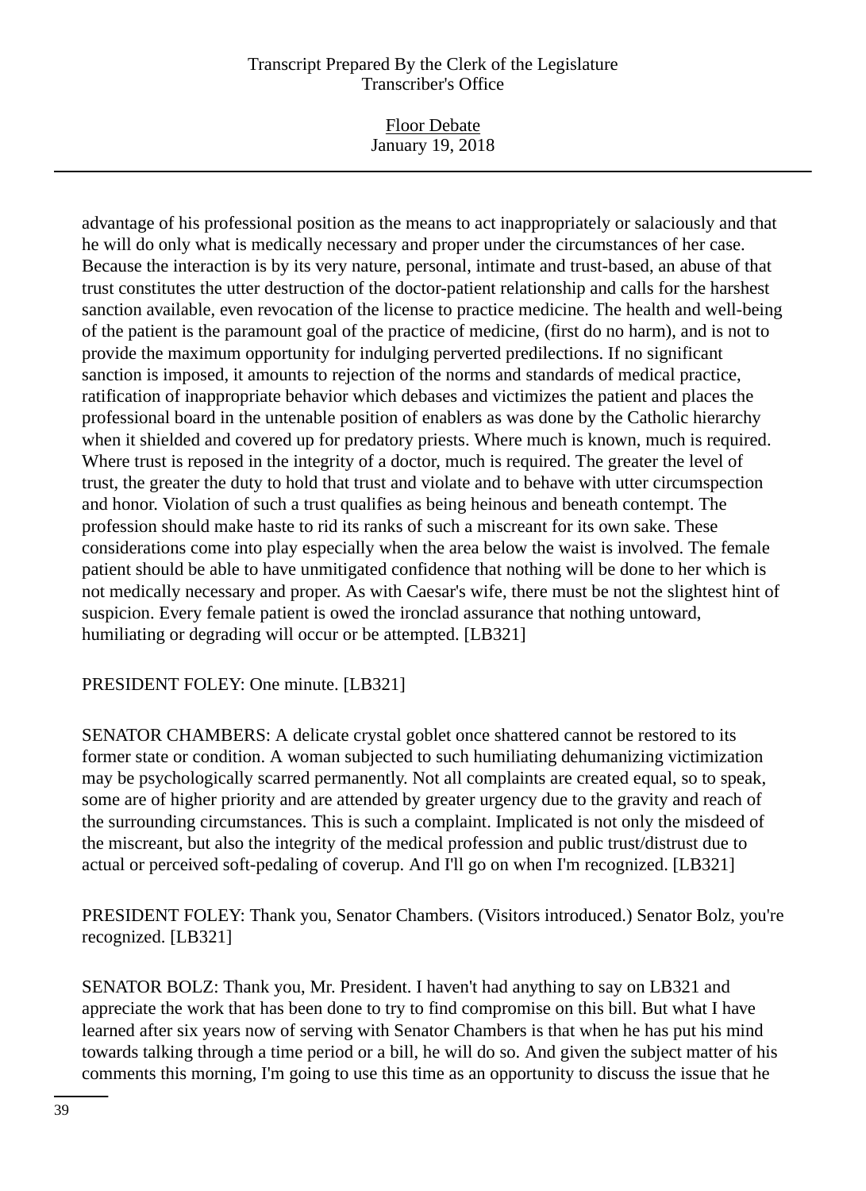advantage of his professional position as the means to act inappropriately or salaciously and that he will do only what is medically necessary and proper under the circumstances of her case. Because the interaction is by its very nature, personal, intimate and trust-based, an abuse of that trust constitutes the utter destruction of the doctor-patient relationship and calls for the harshest sanction available, even revocation of the license to practice medicine. The health and well-being of the patient is the paramount goal of the practice of medicine, (first do no harm), and is not to provide the maximum opportunity for indulging perverted predilections. If no significant sanction is imposed, it amounts to rejection of the norms and standards of medical practice, ratification of inappropriate behavior which debases and victimizes the patient and places the professional board in the untenable position of enablers as was done by the Catholic hierarchy when it shielded and covered up for predatory priests. Where much is known, much is required. Where trust is reposed in the integrity of a doctor, much is required. The greater the level of trust, the greater the duty to hold that trust and violate and to behave with utter circumspection and honor. Violation of such a trust qualifies as being heinous and beneath contempt. The profession should make haste to rid its ranks of such a miscreant for its own sake. These considerations come into play especially when the area below the waist is involved. The female patient should be able to have unmitigated confidence that nothing will be done to her which is not medically necessary and proper. As with Caesar's wife, there must be not the slightest hint of suspicion. Every female patient is owed the ironclad assurance that nothing untoward, humiliating or degrading will occur or be attempted. [LB321]

PRESIDENT FOLEY: One minute. [LB321]

SENATOR CHAMBERS: A delicate crystal goblet once shattered cannot be restored to its former state or condition. A woman subjected to such humiliating dehumanizing victimization may be psychologically scarred permanently. Not all complaints are created equal, so to speak, some are of higher priority and are attended by greater urgency due to the gravity and reach of the surrounding circumstances. This is such a complaint. Implicated is not only the misdeed of the miscreant, but also the integrity of the medical profession and public trust/distrust due to actual or perceived soft-pedaling of coverup. And I'll go on when I'm recognized. [LB321]

PRESIDENT FOLEY: Thank you, Senator Chambers. (Visitors introduced.) Senator Bolz, you're recognized. [LB321]

SENATOR BOLZ: Thank you, Mr. President. I haven't had anything to say on LB321 and appreciate the work that has been done to try to find compromise on this bill. But what I have learned after six years now of serving with Senator Chambers is that when he has put his mind towards talking through a time period or a bill, he will do so. And given the subject matter of his comments this morning, I'm going to use this time as an opportunity to discuss the issue that he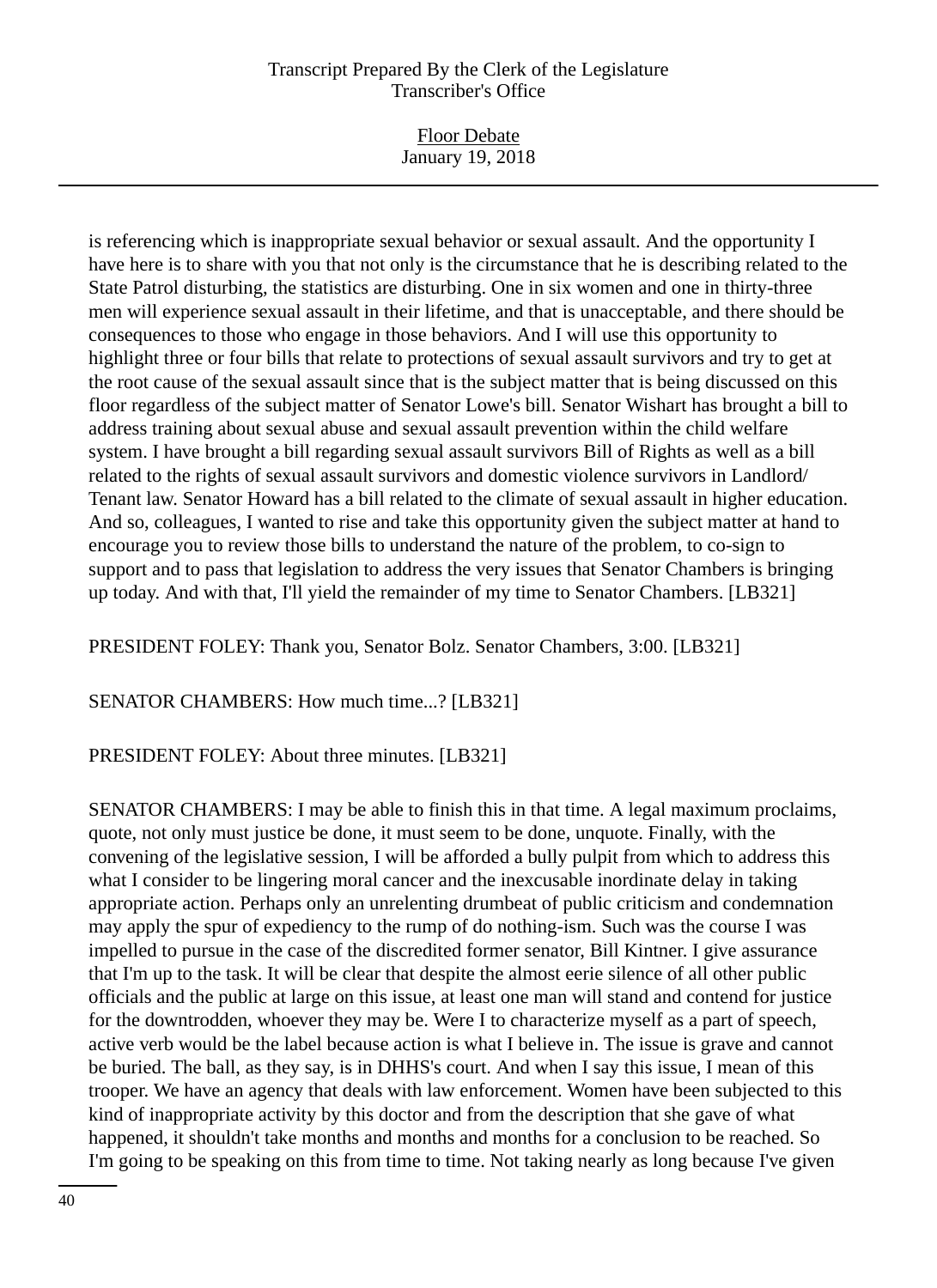is referencing which is inappropriate sexual behavior or sexual assault. And the opportunity I have here is to share with you that not only is the circumstance that he is describing related to the State Patrol disturbing, the statistics are disturbing. One in six women and one in thirty-three men will experience sexual assault in their lifetime, and that is unacceptable, and there should be consequences to those who engage in those behaviors. And I will use this opportunity to highlight three or four bills that relate to protections of sexual assault survivors and try to get at the root cause of the sexual assault since that is the subject matter that is being discussed on this floor regardless of the subject matter of Senator Lowe's bill. Senator Wishart has brought a bill to address training about sexual abuse and sexual assault prevention within the child welfare system. I have brought a bill regarding sexual assault survivors Bill of Rights as well as a bill related to the rights of sexual assault survivors and domestic violence survivors in Landlord/Tenant law. Senator Howard has a bill related to the climate of sexual assault in higher education. And so, colleagues, I wanted to rise and take this opportunity given the subject matter at hand to encourage you to review those bills to understand the nature of the problem, to co-sign to support and to pass that legislation to address the very issues that Senator Chambers is bringing up today. And with that, I'll yield the remainder of my time to Senator Chambers. [LB321]

PRESIDENT FOLEY: Thank you, Senator Bolz. Senator Chambers, 3:00. [LB321]

SENATOR CHAMBERS: How much time...? [LB321]

PRESIDENT FOLEY: About three minutes. [LB321]

SENATOR CHAMBERS: I may be able to finish this in that time. A legal maximum proclaims, quote, not only must justice be done, it must seem to be done, unquote. Finally, with the convening of the legislative session, I will be afforded a bully pulpit from which to address this what I consider to be lingering moral cancer and the inexcusable inordinate delay in taking appropriate action. Perhaps only an unrelenting drumbeat of public criticism and condemnation may apply the spur of expediency to the rump of do nothing-ism. Such was the course I was impelled to pursue in the case of the discredited former senator, Bill Kintner. I give assurance that I'm up to the task. It will be clear that despite the almost eerie silence of all other public officials and the public at large on this issue, at least one man will stand and contend for justice for the downtrodden, whoever they may be. Were I to characterize myself as a part of speech, active verb would be the label because action is what I believe in. The issue is grave and cannot be buried. The ball, as they say, is in DHHS's court. And when I say this issue, I mean of this trooper. We have an agency that deals with law enforcement. Women have been subjected to this kind of inappropriate activity by this doctor and from the description that she gave of what happened, it shouldn't take months and months and months for a conclusion to be reached. So I'm going to be speaking on this from time to time. Not taking nearly as long because I've given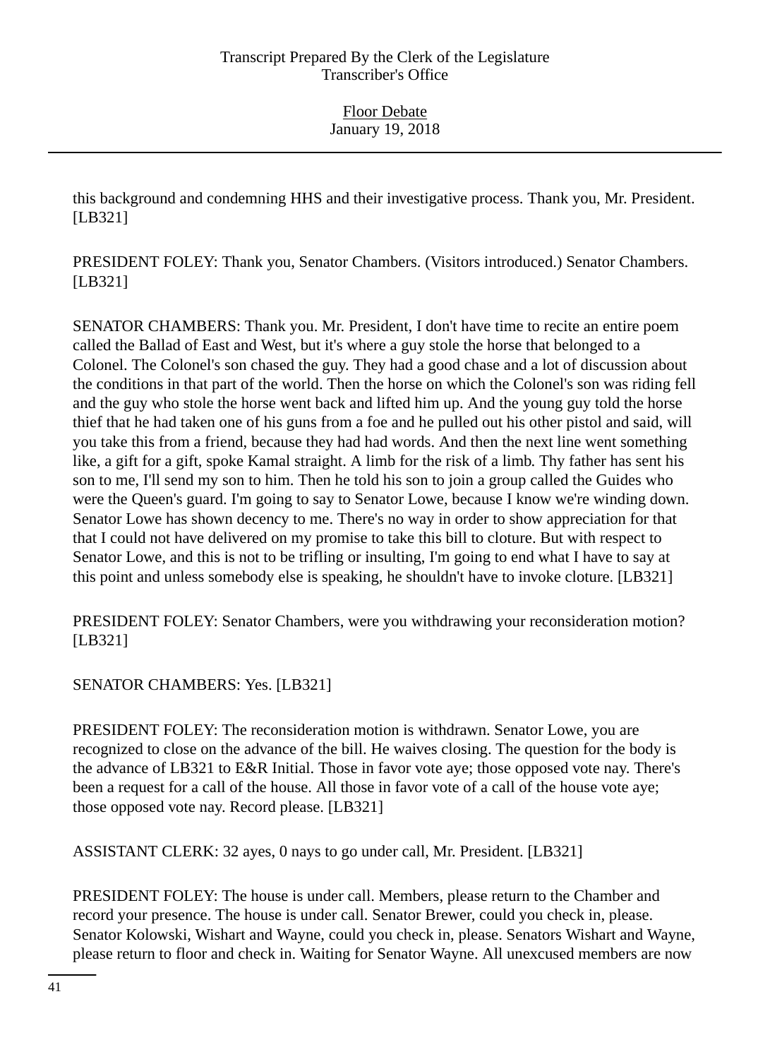this background and condemning HHS and their investigative process. Thank you, Mr. President. [LB321]

PRESIDENT FOLEY: Thank you, Senator Chambers. (Visitors introduced.) Senator Chambers. [LB321]

SENATOR CHAMBERS: Thank you. Mr. President, I don't have time to recite an entire poem called the Ballad of East and West, but it's where a guy stole the horse that belonged to a Colonel. The Colonel's son chased the guy. They had a good chase and a lot of discussion about the conditions in that part of the world. Then the horse on which the Colonel's son was riding fell and the guy who stole the horse went back and lifted him up. And the young guy told the horse thief that he had taken one of his guns from a foe and he pulled out his other pistol and said, will you take this from a friend, because they had had words. And then the next line went something like, a gift for a gift, spoke Kamal straight. A limb for the risk of a limb. Thy father has sent his son to me, I'll send my son to him. Then he told his son to join a group called the Guides who were the Queen's guard. I'm going to say to Senator Lowe, because I know we're winding down. Senator Lowe has shown decency to me. There's no way in order to show appreciation for that that I could not have delivered on my promise to take this bill to cloture. But with respect to Senator Lowe, and this is not to be trifling or insulting, I'm going to end what I have to say at this point and unless somebody else is speaking, he shouldn't have to invoke cloture. [LB321]

PRESIDENT FOLEY: Senator Chambers, were you withdrawing your reconsideration motion? [LB321]

SENATOR CHAMBERS: Yes. [LB321]

PRESIDENT FOLEY: The reconsideration motion is withdrawn. Senator Lowe, you are recognized to close on the advance of the bill. He waives closing. The question for the body is the advance of LB321 to E&R Initial. Those in favor vote aye; those opposed vote nay. There's been a request for a call of the house. All those in favor vote of a call of the house vote aye; those opposed vote nay. Record please. [LB321]

ASSISTANT CLERK: 32 ayes, 0 nays to go under call, Mr. President. [LB321]

PRESIDENT FOLEY: The house is under call. Members, please return to the Chamber and record your presence. The house is under call. Senator Brewer, could you check in, please. Senator Kolowski, Wishart and Wayne, could you check in, please. Senators Wishart and Wayne, please return to floor and check in. Waiting for Senator Wayne. All unexcused members are now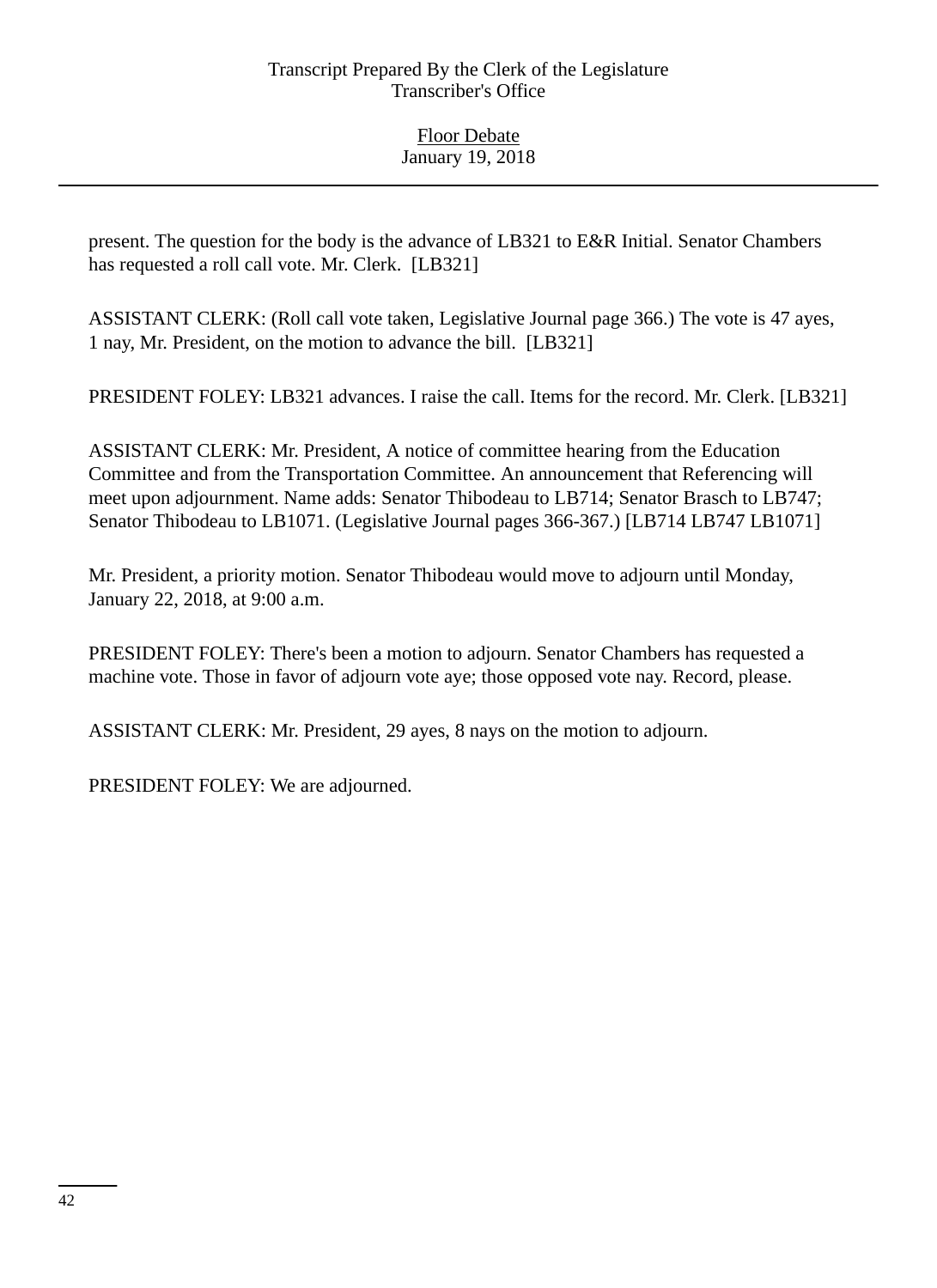present. The question for the body is the advance of LB321 to E&R Initial. Senator Chambers has requested a roll call vote. Mr. Clerk. [LB321]

ASSISTANT CLERK: (Roll call vote taken, Legislative Journal page 366.) The vote is 47 ayes, 1 nay, Mr. President, on the motion to advance the bill. [LB321]

PRESIDENT FOLEY: LB321 advances. I raise the call. Items for the record. Mr. Clerk. [LB321]

ASSISTANT CLERK: Mr. President, A notice of committee hearing from the Education Committee and from the Transportation Committee. An announcement that Referencing will meet upon adjournment. Name adds: Senator Thibodeau to LB714; Senator Brasch to LB747; Senator Thibodeau to LB1071. (Legislative Journal pages 366-367.) [LB714 LB747 LB1071]

Mr. President, a priority motion. Senator Thibodeau would move to adjourn until Monday, January 22, 2018, at 9:00 a.m.

PRESIDENT FOLEY: There's been a motion to adjourn. Senator Chambers has requested a machine vote. Those in favor of adjourn vote aye; those opposed vote nay. Record, please.

ASSISTANT CLERK: Mr. President, 29 ayes, 8 nays on the motion to adjourn.

PRESIDENT FOLEY: We are adjourned.